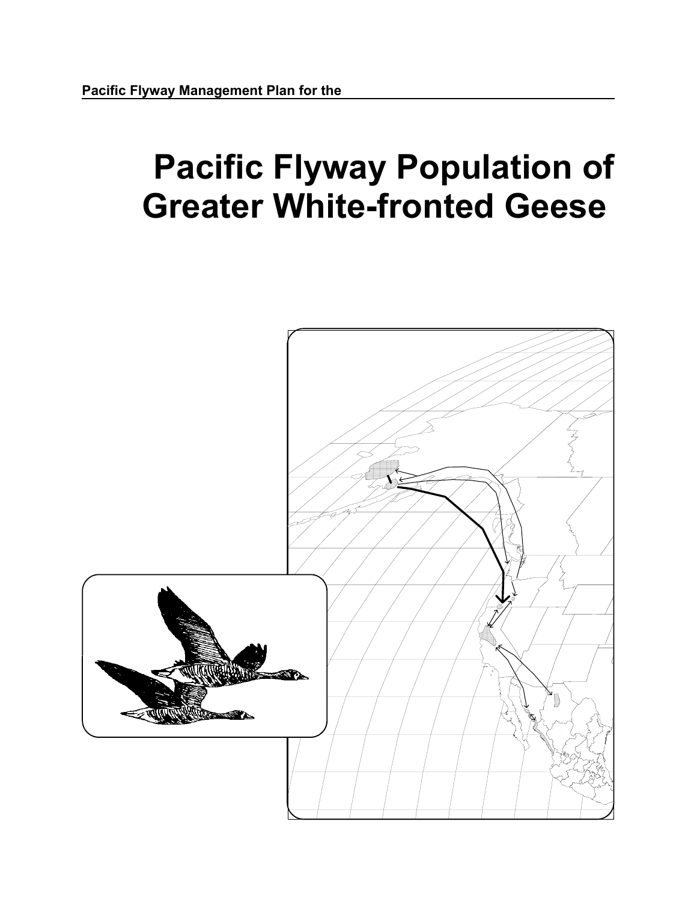Pacific Flyway Management Plan for the

# Pacific Flyway Population of Greater White-fronted Geese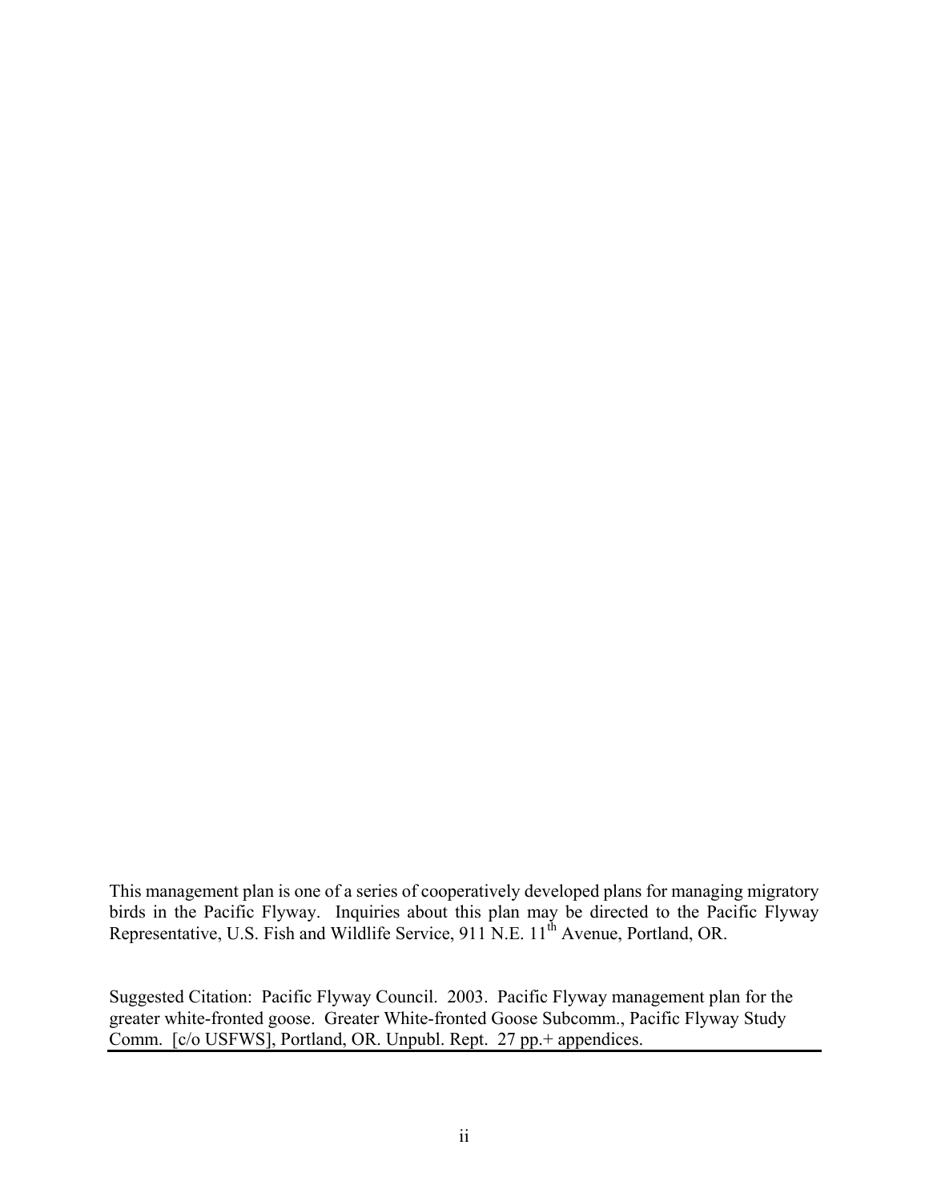This management plan is one of a series of cooperatively developed plans for managing migratory birds in the Pacific Flyway. Inquiries about this plan may be directed to the Pacific Flyway Representative, U.S. Fish and Wildlife Service, 911 N.E. 11th Avenue, Portland, OR.

Suggested Citation: Pacific Flyway Council. 2003. Pacific Flyway management plan for the greater white-fronted goose. Greater White-fronted Goose Subcomm., Pacific Flyway Study Comm. [c/o USFWS], Portland, OR. Unpubl. Rept. 27 pp.+ appendices.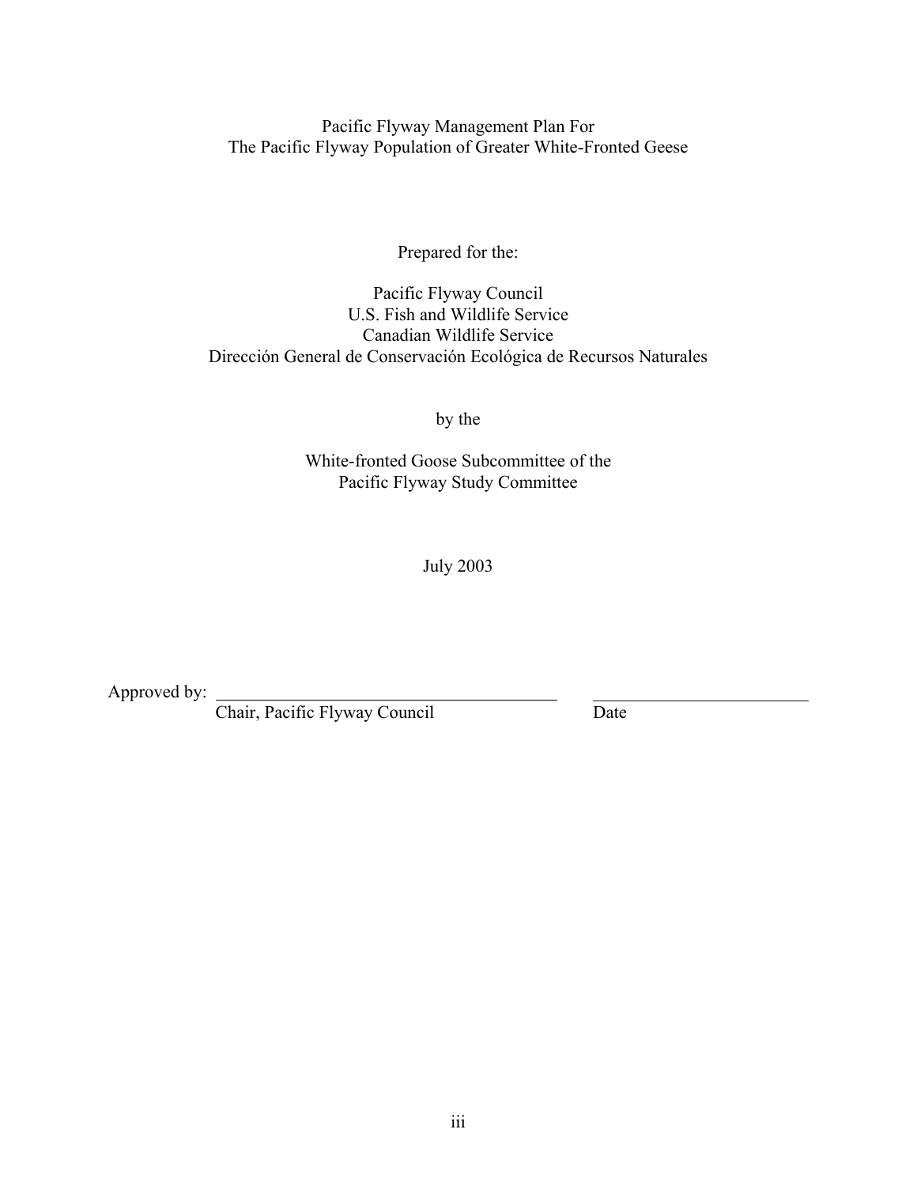# Pacific Flyway Management Plan For
# The Pacific Flyway Population of Greater White-Fronted Geese

Prepared for the:

Pacific Flyway Council
U.S. Fish and Wildlife Service
Canadian Wildlife Service
Dirección General de Conservación Ecológica de Recursos Naturales

by the

White-fronted Goose Subcommittee of the
Pacific Flyway Study Committee

July 2003

Approved by: ______________________________ ____________________
Chair, Pacific Flyway Council Date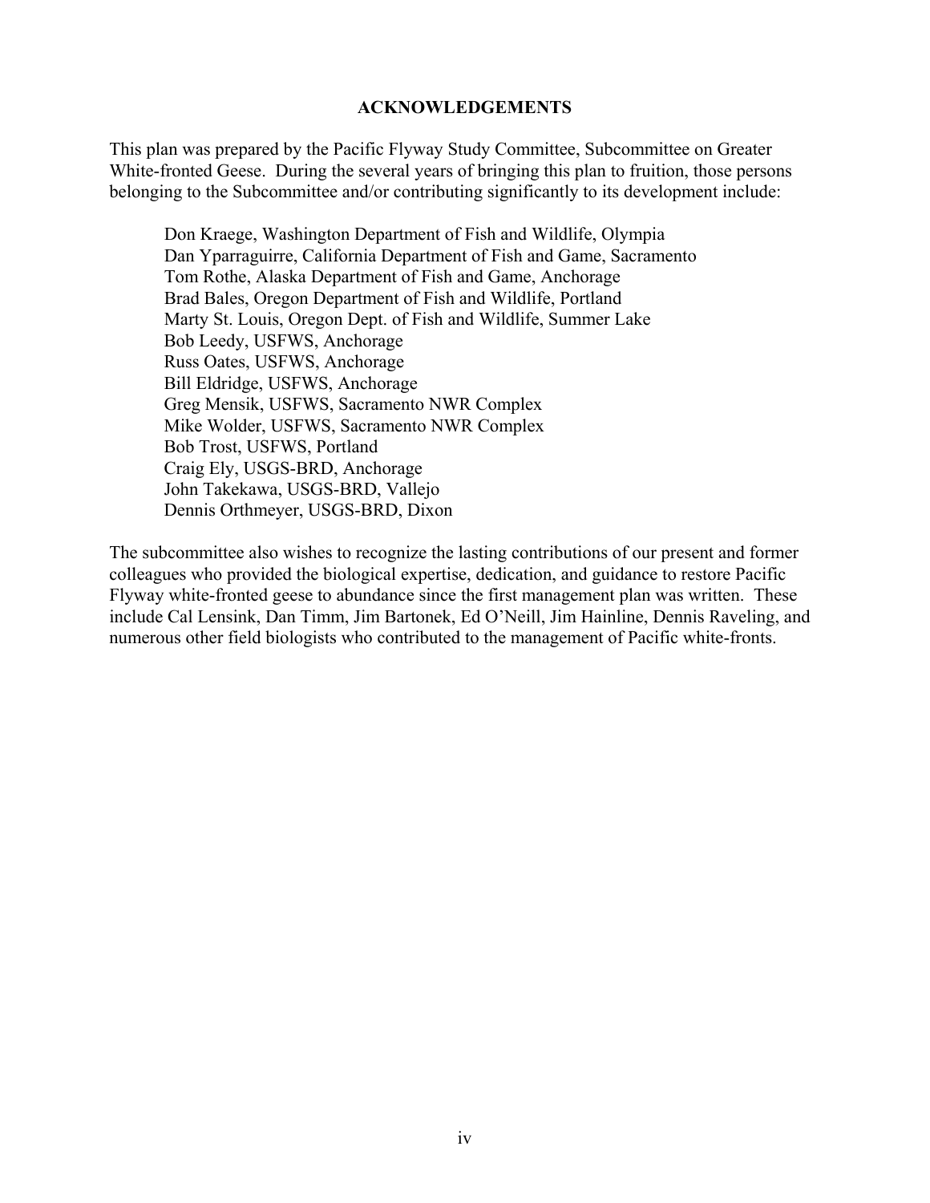## ACKNOWLEDGEMENTS

This plan was prepared by the Pacific Flyway Study Committee, Subcommittee on Greater White-fronted Geese. During the several years of bringing this plan to fruition, those persons belonging to the Subcommittee and/or contributing significantly to its development include:

Don Kraege, Washington Department of Fish and Wildlife, Olympia  
Dan Yparraguirre, California Department of Fish and Game, Sacramento  
Tom Rothe, Alaska Department of Fish and Game, Anchorage  
Brad Bales, Oregon Department of Fish and Wildlife, Portland  
Marty St. Louis, Oregon Dept. of Fish and Wildlife, Summer Lake  
Bob Leedy, USFWS, Anchorage  
Russ Oates, USFWS, Anchorage  
Bill Eldridge, USFWS, Anchorage  
Greg Mensik, USFWS, Sacramento NWR Complex  
Mike Wolder, USFWS, Sacramento NWR Complex  
Bob Trost, USFWS, Portland  
Craig Ely, USGS-BRD, Anchorage  
John Takekawa, USGS-BRD, Vallejo  
Dennis Orthmeyer, USGS-BRD, Dixon

The subcommittee also wishes to recognize the lasting contributions of our present and former colleagues who provided the biological expertise, dedication, and guidance to restore Pacific Flyway white-fronted geese to abundance since the first management plan was written. These include Cal Lensink, Dan Timm, Jim Bartonek, Ed O'Neill, Jim Hainline, Dennis Raveling, and numerous other field biologists who contributed to the management of Pacific white-fronts.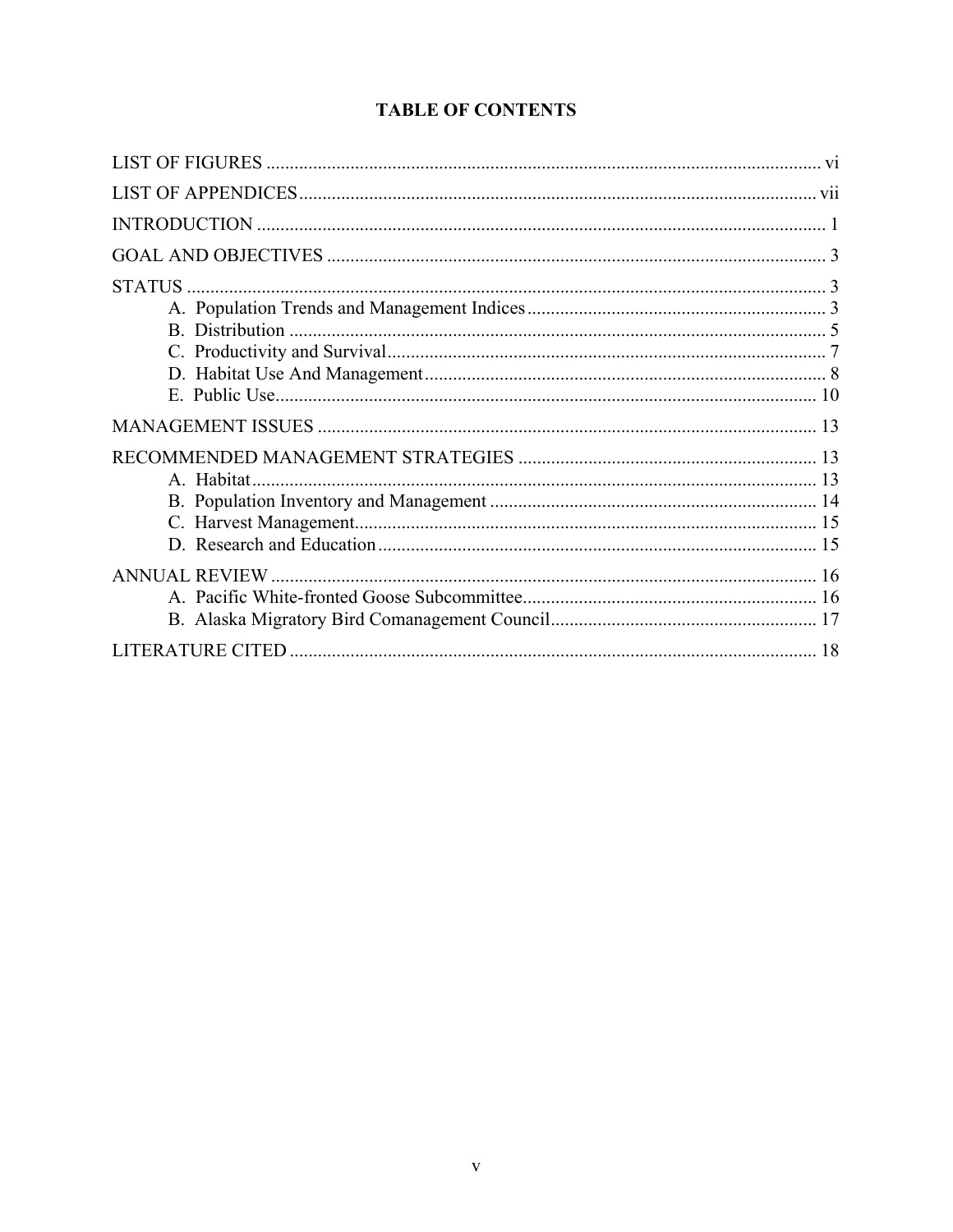# TABLE OF CONTENTS

LIST OF FIGURES ..... vi

LIST OF APPENDICES ..... vii

INTRODUCTION ..... 1

GOAL AND OBJECTIVES ..... 3

STATUS ..... 3

- A. Population Trends and Management Indices ..... 3
- B. Distribution ..... 5
- C. Productivity and Survival ..... 7
- D. Habitat Use And Management ..... 8
- E. Public Use ..... 10

MANAGEMENT ISSUES ..... 13

RECOMMENDED MANAGEMENT STRATEGIES ..... 13

- A. Habitat ..... 13
- B. Population Inventory and Management ..... 14
- C. Harvest Management ..... 15
- D. Research and Education ..... 15

ANNUAL REVIEW ..... 16

- A. Pacific White-fronted Goose Subcommittee ..... 16
- B. Alaska Migratory Bird Comanagement Council ..... 17

LITERATURE CITED ..... 18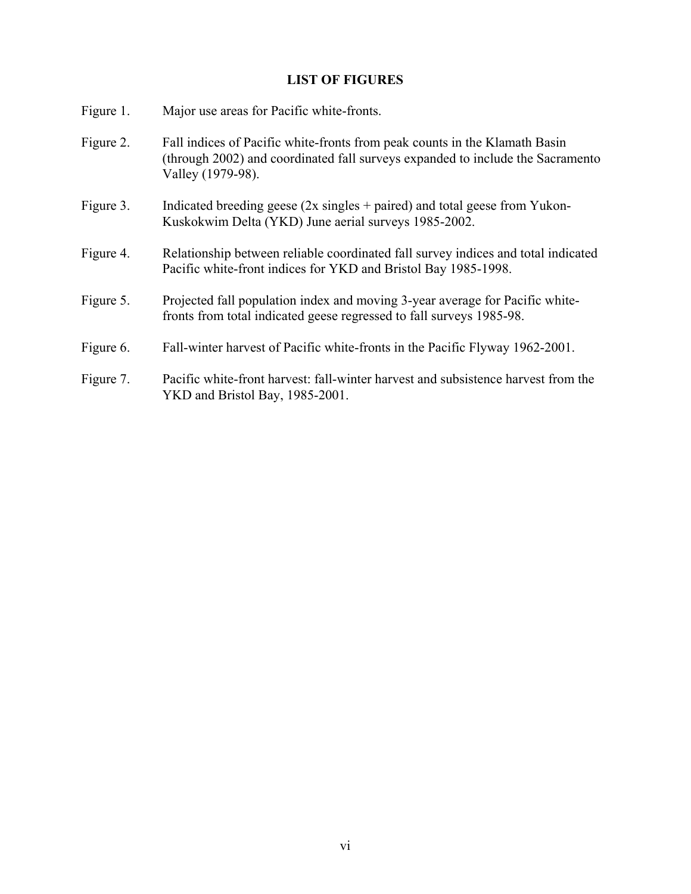## LIST OF FIGURES

Figure 1. Major use areas for Pacific white-fronts.

Figure 2. Fall indices of Pacific white-fronts from peak counts in the Klamath Basin (through 2002) and coordinated fall surveys expanded to include the Sacramento Valley (1979-98).

Figure 3. Indicated breeding geese (2x singles + paired) and total geese from Yukon-Kuskokwim Delta (YKD) June aerial surveys 1985-2002.

Figure 4. Relationship between reliable coordinated fall survey indices and total indicated Pacific white-front indices for YKD and Bristol Bay 1985-1998.

Figure 5. Projected fall population index and moving 3-year average for Pacific white-fronts from total indicated geese regressed to fall surveys 1985-98.

Figure 6. Fall-winter harvest of Pacific white-fronts in the Pacific Flyway 1962-2001.

Figure 7. Pacific white-front harvest: fall-winter harvest and subsistence harvest from the YKD and Bristol Bay, 1985-2001.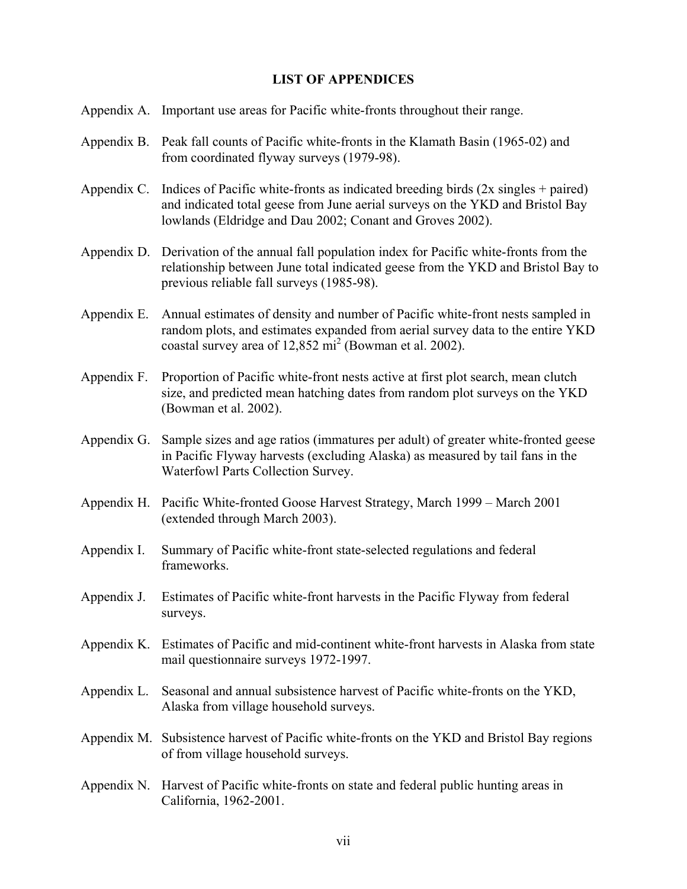## LIST OF APPENDICES

Appendix A. Important use areas for Pacific white-fronts throughout their range.

Appendix B. Peak fall counts of Pacific white-fronts in the Klamath Basin (1965-02) and from coordinated flyway surveys (1979-98).

Appendix C. Indices of Pacific white-fronts as indicated breeding birds (2x singles + paired) and indicated total geese from June aerial surveys on the YKD and Bristol Bay lowlands (Eldridge and Dau 2002; Conant and Groves 2002).

Appendix D. Derivation of the annual fall population index for Pacific white-fronts from the relationship between June total indicated geese from the YKD and Bristol Bay to previous reliable fall surveys (1985-98).

Appendix E. Annual estimates of density and number of Pacific white-front nests sampled in random plots, and estimates expanded from aerial survey data to the entire YKD coastal survey area of 12,852 $mi^2$ (Bowman et al. 2002).

Appendix F. Proportion of Pacific white-front nests active at first plot search, mean clutch size, and predicted mean hatching dates from random plot surveys on the YKD (Bowman et al. 2002).

Appendix G. Sample sizes and age ratios (immatures per adult) of greater white-fronted geese in Pacific Flyway harvests (excluding Alaska) as measured by tail fans in the Waterfowl Parts Collection Survey.

Appendix H. Pacific White-fronted Goose Harvest Strategy, March 1999 – March 2001 (extended through March 2003).

Appendix I. Summary of Pacific white-front state-selected regulations and federal frameworks.

Appendix J. Estimates of Pacific white-front harvests in the Pacific Flyway from federal surveys.

Appendix K. Estimates of Pacific and mid-continent white-front harvests in Alaska from state mail questionnaire surveys 1972-1997.

Appendix L. Seasonal and annual subsistence harvest of Pacific white-fronts on the YKD, Alaska from village household surveys.

Appendix M. Subsistence harvest of Pacific white-fronts on the YKD and Bristol Bay regions of from village household surveys.

Appendix N. Harvest of Pacific white-fronts on state and federal public hunting areas in California, 1962-2001.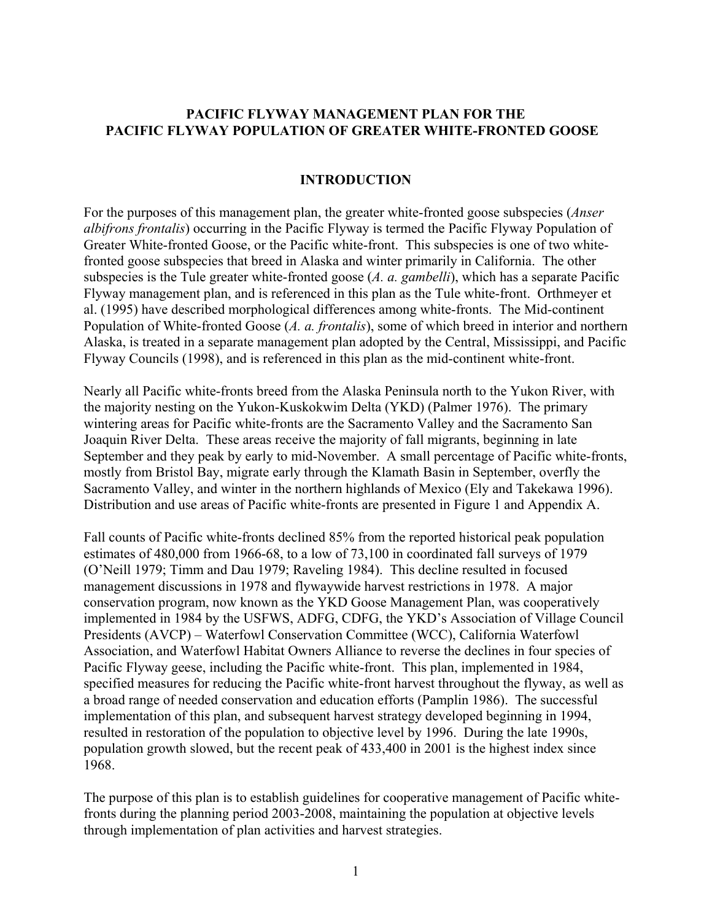# PACIFIC FLYWAY MANAGEMENT PLAN FOR THE PACIFIC FLYWAY POPULATION OF GREATER WHITE-FRONTED GOOSE

## INTRODUCTION

For the purposes of this management plan, the greater white-fronted goose subspecies (*Anser albifrons frontalis*) occurring in the Pacific Flyway is termed the Pacific Flyway Population of Greater White-fronted Goose, or the Pacific white-front. This subspecies is one of two white-fronted goose subspecies that breed in Alaska and winter primarily in California. The other subspecies is the Tule greater white-fronted goose (*A. a. gambelli*), which has a separate Pacific Flyway management plan, and is referenced in this plan as the Tule white-front. Orthmeyer et al. (1995) have described morphological differences among white-fronts. The Mid-continent Population of White-fronted Goose (*A. a. frontalis*), some of which breed in interior and northern Alaska, is treated in a separate management plan adopted by the Central, Mississippi, and Pacific Flyway Councils (1998), and is referenced in this plan as the mid-continent white-front.

Nearly all Pacific white-fronts breed from the Alaska Peninsula north to the Yukon River, with the majority nesting on the Yukon-Kuskokwim Delta (YKD) (Palmer 1976). The primary wintering areas for Pacific white-fronts are the Sacramento Valley and the Sacramento San Joaquin River Delta. These areas receive the majority of fall migrants, beginning in late September and they peak by early to mid-November. A small percentage of Pacific white-fronts, mostly from Bristol Bay, migrate early through the Klamath Basin in September, overfly the Sacramento Valley, and winter in the northern highlands of Mexico (Ely and Takekawa 1996). Distribution and use areas of Pacific white-fronts are presented in Figure 1 and Appendix A.

Fall counts of Pacific white-fronts declined 85% from the reported historical peak population estimates of 480,000 from 1966-68, to a low of 73,100 in coordinated fall surveys of 1979 (O'Neill 1979; Timm and Dau 1979; Raveling 1984). This decline resulted in focused management discussions in 1978 and flywaywide harvest restrictions in 1978. A major conservation program, now known as the YKD Goose Management Plan, was cooperatively implemented in 1984 by the USFWS, ADFG, CDFG, the YKD's Association of Village Council Presidents (AVCP) – Waterfowl Conservation Committee (WCC), California Waterfowl Association, and Waterfowl Habitat Owners Alliance to reverse the declines in four species of Pacific Flyway geese, including the Pacific white-front. This plan, implemented in 1984, specified measures for reducing the Pacific white-front harvest throughout the flyway, as well as a broad range of needed conservation and education efforts (Pamplin 1986). The successful implementation of this plan, and subsequent harvest strategy developed beginning in 1994, resulted in restoration of the population to objective level by 1996. During the late 1990s, population growth slowed, but the recent peak of 433,400 in 2001 is the highest index since 1968.

The purpose of this plan is to establish guidelines for cooperative management of Pacific white-fronts during the planning period 2003-2008, maintaining the population at objective levels through implementation of plan activities and harvest strategies.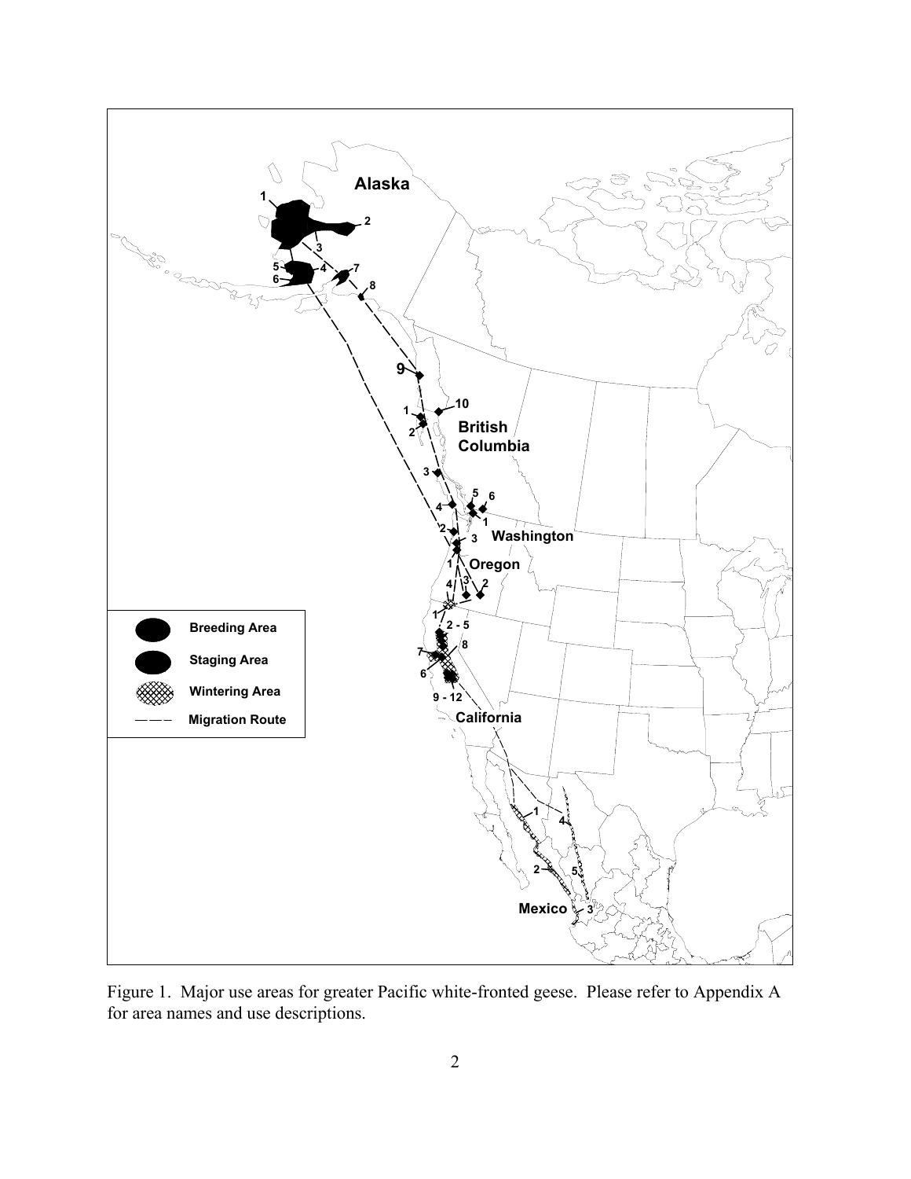Figure 1. Major use areas for greater Pacific white-fronted geese. Please refer to Appendix A for area names and use descriptions.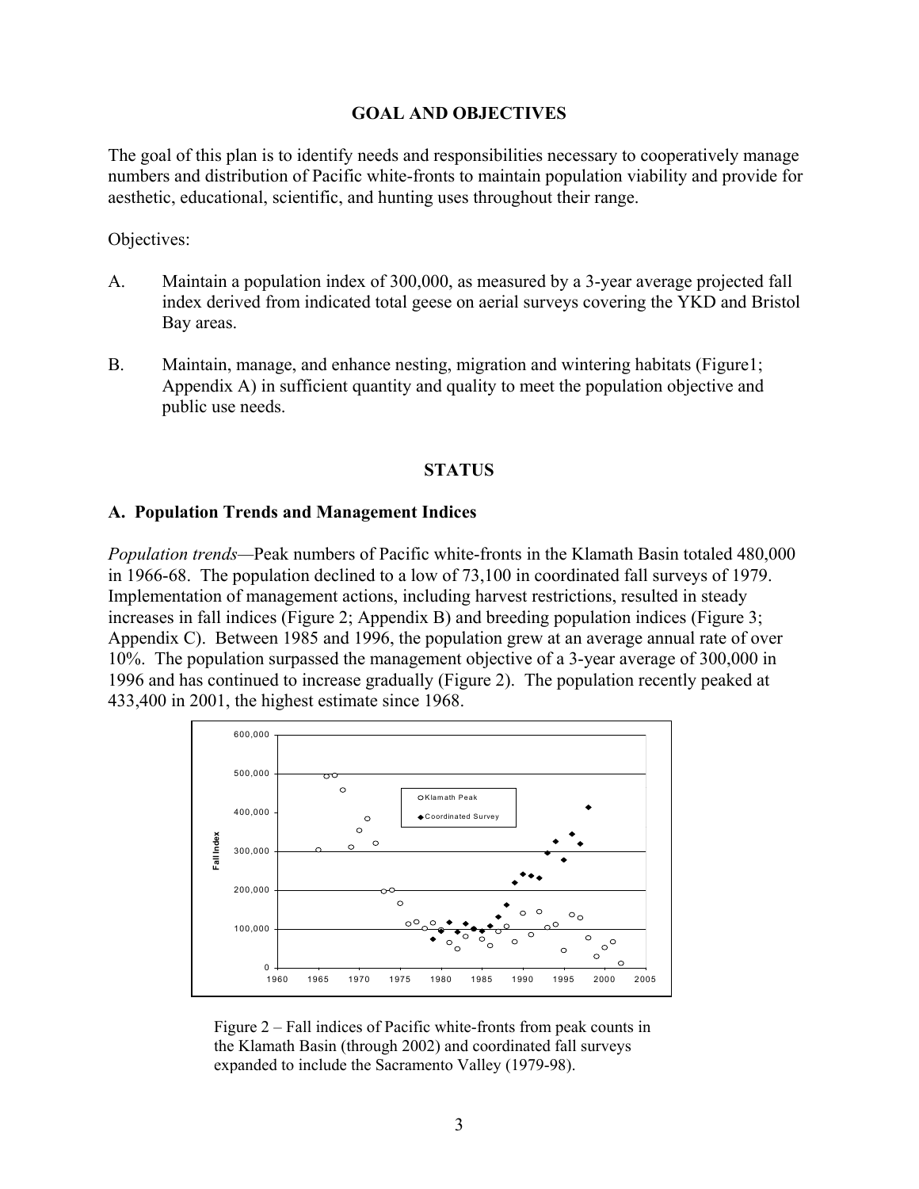## GOAL AND OBJECTIVES

The goal of this plan is to identify needs and responsibilities necessary to cooperatively manage numbers and distribution of Pacific white-fronts to maintain population viability and provide for aesthetic, educational, scientific, and hunting uses throughout their range.

Objectives:

A. Maintain a population index of 300,000, as measured by a 3-year average projected fall index derived from indicated total geese on aerial surveys covering the YKD and Bristol Bay areas.

B. Maintain, manage, and enhance nesting, migration and wintering habitats (Figure1; Appendix A) in sufficient quantity and quality to meet the population objective and public use needs.

## STATUS

### A. Population Trends and Management Indices

*Population trends*—Peak numbers of Pacific white-fronts in the Klamath Basin totaled 480,000 in 1966-68. The population declined to a low of 73,100 in coordinated fall surveys of 1979. Implementation of management actions, including harvest restrictions, resulted in steady increases in fall indices (Figure 2; Appendix B) and breeding population indices (Figure 3; Appendix C). Between 1985 and 1996, the population grew at an average annual rate of over 10%. The population surpassed the management objective of a 3-year average of 300,000 in 1996 and has continued to increase gradually (Figure 2). The population recently peaked at 433,400 in 2001, the highest estimate since 1968.

Figure 2 – Fall indices of Pacific white-fronts from peak counts in the Klamath Basin (through 2002) and coordinated fall surveys expanded to include the Sacramento Valley (1979-98).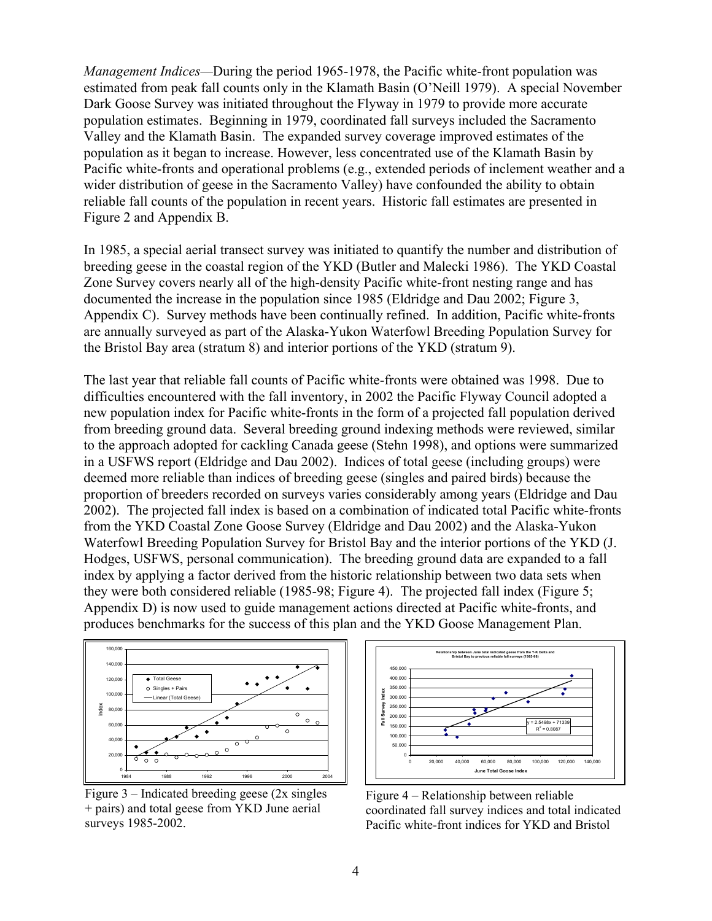*Management Indices*—During the period 1965-1978, the Pacific white-front population was estimated from peak fall counts only in the Klamath Basin (O'Neill 1979). A special November Dark Goose Survey was initiated throughout the Flyway in 1979 to provide more accurate population estimates. Beginning in 1979, coordinated fall surveys included the Sacramento Valley and the Klamath Basin. The expanded survey coverage improved estimates of the population as it began to increase. However, less concentrated use of the Klamath Basin by Pacific white-fronts and operational problems (e.g., extended periods of inclement weather and a wider distribution of geese in the Sacramento Valley) have confounded the ability to obtain reliable fall counts of the population in recent years. Historic fall estimates are presented in Figure 2 and Appendix B.

In 1985, a special aerial transect survey was initiated to quantify the number and distribution of breeding geese in the coastal region of the YKD (Butler and Malecki 1986). The YKD Coastal Zone Survey covers nearly all of the high-density Pacific white-front nesting range and has documented the increase in the population since 1985 (Eldridge and Dau 2002; Figure 3, Appendix C). Survey methods have been continually refined. In addition, Pacific white-fronts are annually surveyed as part of the Alaska-Yukon Waterfowl Breeding Population Survey for the Bristol Bay area (stratum 8) and interior portions of the YKD (stratum 9).

The last year that reliable fall counts of Pacific white-fronts were obtained was 1998. Due to difficulties encountered with the fall inventory, in 2002 the Pacific Flyway Council adopted a new population index for Pacific white-fronts in the form of a projected fall population derived from breeding ground data. Several breeding ground indexing methods were reviewed, similar to the approach adopted for cackling Canada geese (Stehn 1998), and options were summarized in a USFWS report (Eldridge and Dau 2002). Indices of total geese (including groups) were deemed more reliable than indices of breeding geese (singles and paired birds) because the proportion of breeders recorded on surveys varies considerably among years (Eldridge and Dau 2002). The projected fall index is based on a combination of indicated total Pacific white-fronts from the YKD Coastal Zone Goose Survey (Eldridge and Dau 2002) and the Alaska-Yukon Waterfowl Breeding Population Survey for Bristol Bay and the interior portions of the YKD (J. Hodges, USFWS, personal communication). The breeding ground data are expanded to a fall index by applying a factor derived from the historic relationship between two data sets when they were both considered reliable (1985-98; Figure 4). The projected fall index (Figure 5; Appendix D) is now used to guide management actions directed at Pacific white-fronts, and produces benchmarks for the success of this plan and the YKD Goose Management Plan.

Figure 3 – Indicated breeding geese (2x singles + pairs) and total geese from YKD June aerial surveys 1985-2002.

Figure 4 – Relationship between reliable coordinated fall survey indices and total indicated Pacific white-front indices for YKD and Bristol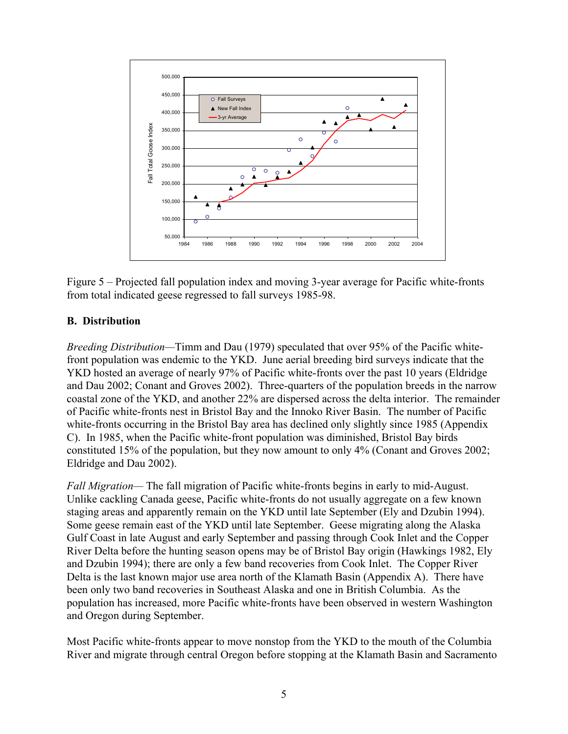Figure 5 – Projected fall population index and moving 3-year average for Pacific white-fronts from total indicated geese regressed to fall surveys 1985-98.

### B. Distribution

*Breeding Distribution*—Timm and Dau (1979) speculated that over 95% of the Pacific white-front population was endemic to the YKD. June aerial breeding bird surveys indicate that the YKD hosted an average of nearly 97% of Pacific white-fronts over the past 10 years (Eldridge and Dau 2002; Conant and Groves 2002). Three-quarters of the population breeds in the narrow coastal zone of the YKD, and another 22% are dispersed across the delta interior. The remainder of Pacific white-fronts nest in Bristol Bay and the Innoko River Basin. The number of Pacific white-fronts occurring in the Bristol Bay area has declined only slightly since 1985 (Appendix C). In 1985, when the Pacific white-front population was diminished, Bristol Bay birds constituted 15% of the population, but they now amount to only 4% (Conant and Groves 2002; Eldridge and Dau 2002).

*Fall Migration*— The fall migration of Pacific white-fronts begins in early to mid-August. Unlike cackling Canada geese, Pacific white-fronts do not usually aggregate on a few known staging areas and apparently remain on the YKD until late September (Ely and Dzubin 1994). Some geese remain east of the YKD until late September. Geese migrating along the Alaska Gulf Coast in late August and early September and passing through Cook Inlet and the Copper River Delta before the hunting season opens may be of Bristol Bay origin (Hawkings 1982, Ely and Dzubin 1994); there are only a few band recoveries from Cook Inlet. The Copper River Delta is the last known major use area north of the Klamath Basin (Appendix A). There have been only two band recoveries in Southeast Alaska and one in British Columbia. As the population has increased, more Pacific white-fronts have been observed in western Washington and Oregon during September.

Most Pacific white-fronts appear to move nonstop from the YKD to the mouth of the Columbia River and migrate through central Oregon before stopping at the Klamath Basin and Sacramento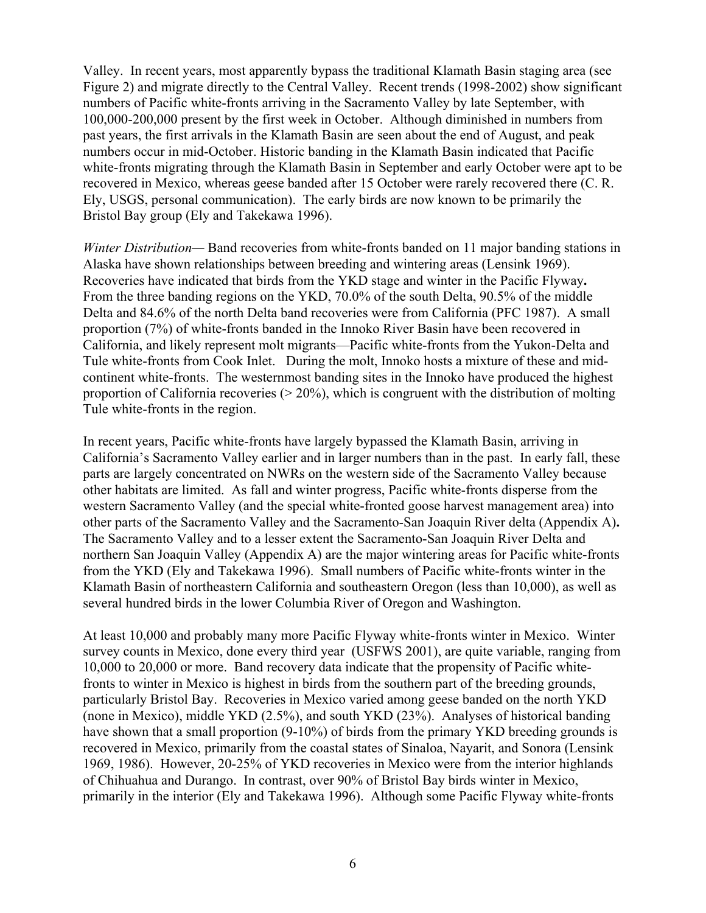Valley. In recent years, most apparently bypass the traditional Klamath Basin staging area (see Figure 2) and migrate directly to the Central Valley. Recent trends (1998-2002) show significant numbers of Pacific white-fronts arriving in the Sacramento Valley by late September, with 100,000-200,000 present by the first week in October. Although diminished in numbers from past years, the first arrivals in the Klamath Basin are seen about the end of August, and peak numbers occur in mid-October. Historic banding in the Klamath Basin indicated that Pacific white-fronts migrating through the Klamath Basin in September and early October were apt to be recovered in Mexico, whereas geese banded after 15 October were rarely recovered there (C. R. Ely, USGS, personal communication). The early birds are now known to be primarily the Bristol Bay group (Ely and Takekawa 1996).

*Winter Distribution*— Band recoveries from white-fronts banded on 11 major banding stations in Alaska have shown relationships between breeding and wintering areas (Lensink 1969). Recoveries have indicated that birds from the YKD stage and winter in the Pacific Flyway**.** From the three banding regions on the YKD, 70.0% of the south Delta, 90.5% of the middle Delta and 84.6% of the north Delta band recoveries were from California (PFC 1987). A small proportion (7%) of white-fronts banded in the Innoko River Basin have been recovered in California, and likely represent molt migrants—Pacific white-fronts from the Yukon-Delta and Tule white-fronts from Cook Inlet. During the molt, Innoko hosts a mixture of these and mid-continent white-fronts. The westernmost banding sites in the Innoko have produced the highest proportion of California recoveries (> 20%), which is congruent with the distribution of molting Tule white-fronts in the region.

In recent years, Pacific white-fronts have largely bypassed the Klamath Basin, arriving in California's Sacramento Valley earlier and in larger numbers than in the past. In early fall, these parts are largely concentrated on NWRs on the western side of the Sacramento Valley because other habitats are limited. As fall and winter progress, Pacific white-fronts disperse from the western Sacramento Valley (and the special white-fronted goose harvest management area) into other parts of the Sacramento Valley and the Sacramento-San Joaquin River delta (Appendix A)**.** The Sacramento Valley and to a lesser extent the Sacramento-San Joaquin River Delta and northern San Joaquin Valley (Appendix A) are the major wintering areas for Pacific white-fronts from the YKD (Ely and Takekawa 1996). Small numbers of Pacific white-fronts winter in the Klamath Basin of northeastern California and southeastern Oregon (less than 10,000), as well as several hundred birds in the lower Columbia River of Oregon and Washington.

At least 10,000 and probably many more Pacific Flyway white-fronts winter in Mexico. Winter survey counts in Mexico, done every third year (USFWS 2001), are quite variable, ranging from 10,000 to 20,000 or more. Band recovery data indicate that the propensity of Pacific white-fronts to winter in Mexico is highest in birds from the southern part of the breeding grounds, particularly Bristol Bay. Recoveries in Mexico varied among geese banded on the north YKD (none in Mexico), middle YKD (2.5%), and south YKD (23%). Analyses of historical banding have shown that a small proportion (9-10%) of birds from the primary YKD breeding grounds is recovered in Mexico, primarily from the coastal states of Sinaloa, Nayarit, and Sonora (Lensink 1969, 1986). However, 20-25% of YKD recoveries in Mexico were from the interior highlands of Chihuahua and Durango. In contrast, over 90% of Bristol Bay birds winter in Mexico, primarily in the interior (Ely and Takekawa 1996). Although some Pacific Flyway white-fronts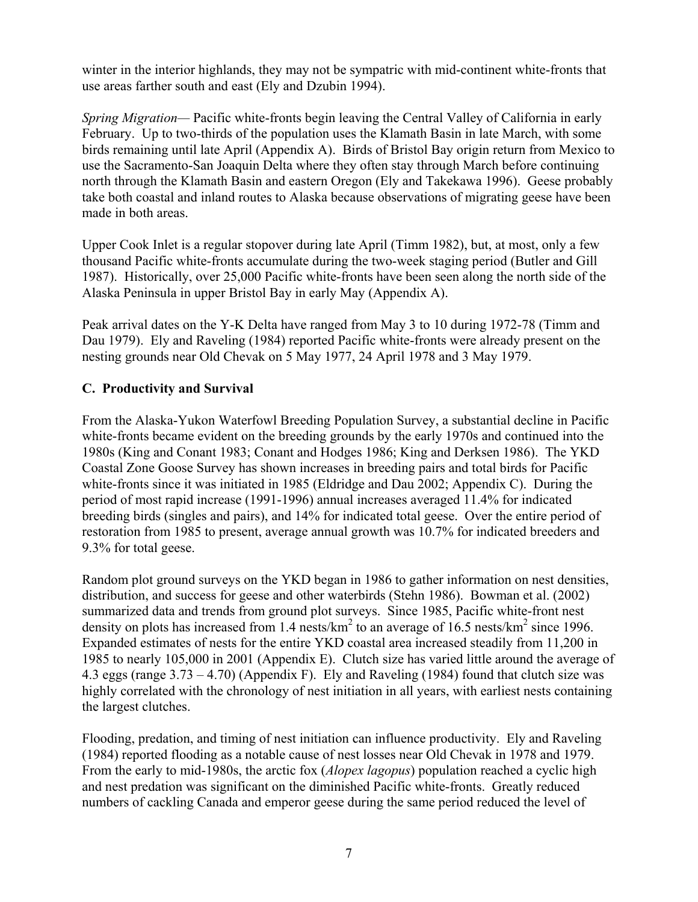winter in the interior highlands, they may not be sympatric with mid-continent white-fronts that use areas farther south and east (Ely and Dzubin 1994).

*Spring Migration*— Pacific white-fronts begin leaving the Central Valley of California in early February. Up to two-thirds of the population uses the Klamath Basin in late March, with some birds remaining until late April (Appendix A). Birds of Bristol Bay origin return from Mexico to use the Sacramento-San Joaquin Delta where they often stay through March before continuing north through the Klamath Basin and eastern Oregon (Ely and Takekawa 1996). Geese probably take both coastal and inland routes to Alaska because observations of migrating geese have been made in both areas.

Upper Cook Inlet is a regular stopover during late April (Timm 1982), but, at most, only a few thousand Pacific white-fronts accumulate during the two-week staging period (Butler and Gill 1987). Historically, over 25,000 Pacific white-fronts have been seen along the north side of the Alaska Peninsula in upper Bristol Bay in early May (Appendix A).

Peak arrival dates on the Y-K Delta have ranged from May 3 to 10 during 1972-78 (Timm and Dau 1979). Ely and Raveling (1984) reported Pacific white-fronts were already present on the nesting grounds near Old Chevak on 5 May 1977, 24 April 1978 and 3 May 1979.

## C. Productivity and Survival

From the Alaska-Yukon Waterfowl Breeding Population Survey, a substantial decline in Pacific white-fronts became evident on the breeding grounds by the early 1970s and continued into the 1980s (King and Conant 1983; Conant and Hodges 1986; King and Derksen 1986). The YKD Coastal Zone Goose Survey has shown increases in breeding pairs and total birds for Pacific white-fronts since it was initiated in 1985 (Eldridge and Dau 2002; Appendix C). During the period of most rapid increase (1991-1996) annual increases averaged 11.4% for indicated breeding birds (singles and pairs), and 14% for indicated total geese. Over the entire period of restoration from 1985 to present, average annual growth was 10.7% for indicated breeders and 9.3% for total geese.

Random plot ground surveys on the YKD began in 1986 to gather information on nest densities, distribution, and success for geese and other waterbirds (Stehn 1986). Bowman et al. (2002) summarized data and trends from ground plot surveys. Since 1985, Pacific white-front nest density on plots has increased from 1.4 nests/km$^2$ to an average of 16.5 nests/km$^2$ since 1996. Expanded estimates of nests for the entire YKD coastal area increased steadily from 11,200 in 1985 to nearly 105,000 in 2001 (Appendix E). Clutch size has varied little around the average of 4.3 eggs (range 3.73 – 4.70) (Appendix F). Ely and Raveling (1984) found that clutch size was highly correlated with the chronology of nest initiation in all years, with earliest nests containing the largest clutches.

Flooding, predation, and timing of nest initiation can influence productivity. Ely and Raveling (1984) reported flooding as a notable cause of nest losses near Old Chevak in 1978 and 1979. From the early to mid-1980s, the arctic fox (*Alopex lagopus*) population reached a cyclic high and nest predation was significant on the diminished Pacific white-fronts. Greatly reduced numbers of cackling Canada and emperor geese during the same period reduced the level of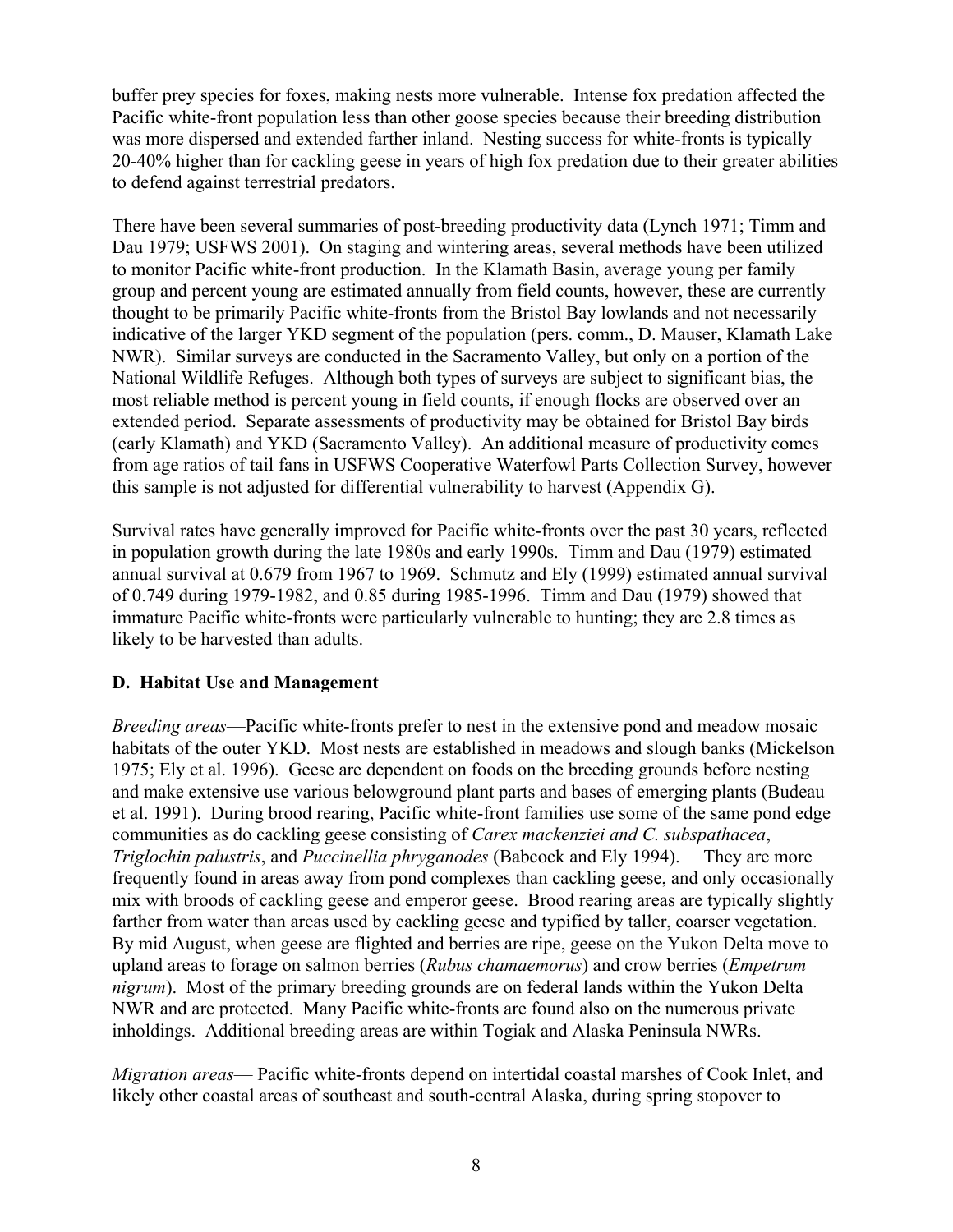buffer prey species for foxes, making nests more vulnerable. Intense fox predation affected the Pacific white-front population less than other goose species because their breeding distribution was more dispersed and extended farther inland. Nesting success for white-fronts is typically 20-40% higher than for cackling geese in years of high fox predation due to their greater abilities to defend against terrestrial predators.

There have been several summaries of post-breeding productivity data (Lynch 1971; Timm and Dau 1979; USFWS 2001). On staging and wintering areas, several methods have been utilized to monitor Pacific white-front production. In the Klamath Basin, average young per family group and percent young are estimated annually from field counts, however, these are currently thought to be primarily Pacific white-fronts from the Bristol Bay lowlands and not necessarily indicative of the larger YKD segment of the population (pers. comm., D. Mauser, Klamath Lake NWR). Similar surveys are conducted in the Sacramento Valley, but only on a portion of the National Wildlife Refuges. Although both types of surveys are subject to significant bias, the most reliable method is percent young in field counts, if enough flocks are observed over an extended period. Separate assessments of productivity may be obtained for Bristol Bay birds (early Klamath) and YKD (Sacramento Valley). An additional measure of productivity comes from age ratios of tail fans in USFWS Cooperative Waterfowl Parts Collection Survey, however this sample is not adjusted for differential vulnerability to harvest (Appendix G).

Survival rates have generally improved for Pacific white-fronts over the past 30 years, reflected in population growth during the late 1980s and early 1990s. Timm and Dau (1979) estimated annual survival at 0.679 from 1967 to 1969. Schmutz and Ely (1999) estimated annual survival of 0.749 during 1979-1982, and 0.85 during 1985-1996. Timm and Dau (1979) showed that immature Pacific white-fronts were particularly vulnerable to hunting; they are 2.8 times as likely to be harvested than adults.

## D. Habitat Use and Management

*Breeding areas*—Pacific white-fronts prefer to nest in the extensive pond and meadow mosaic habitats of the outer YKD. Most nests are established in meadows and slough banks (Mickelson 1975; Ely et al. 1996). Geese are dependent on foods on the breeding grounds before nesting and make extensive use various belowground plant parts and bases of emerging plants (Budeau et al. 1991). During brood rearing, Pacific white-front families use some of the same pond edge communities as do cackling geese consisting of *Carex mackenziei and C. subspathacea*, *Triglochin palustris*, and *Puccinellia phryganodes* (Babcock and Ely 1994). They are more frequently found in areas away from pond complexes than cackling geese, and only occasionally mix with broods of cackling geese and emperor geese. Brood rearing areas are typically slightly farther from water than areas used by cackling geese and typified by taller, coarser vegetation. By mid August, when geese are flighted and berries are ripe, geese on the Yukon Delta move to upland areas to forage on salmon berries (*Rubus chamaemorus*) and crow berries (*Empetrum nigrum*). Most of the primary breeding grounds are on federal lands within the Yukon Delta NWR and are protected. Many Pacific white-fronts are found also on the numerous private inholdings. Additional breeding areas are within Togiak and Alaska Peninsula NWRs.

*Migration areas*— Pacific white-fronts depend on intertidal coastal marshes of Cook Inlet, and likely other coastal areas of southeast and south-central Alaska, during spring stopover to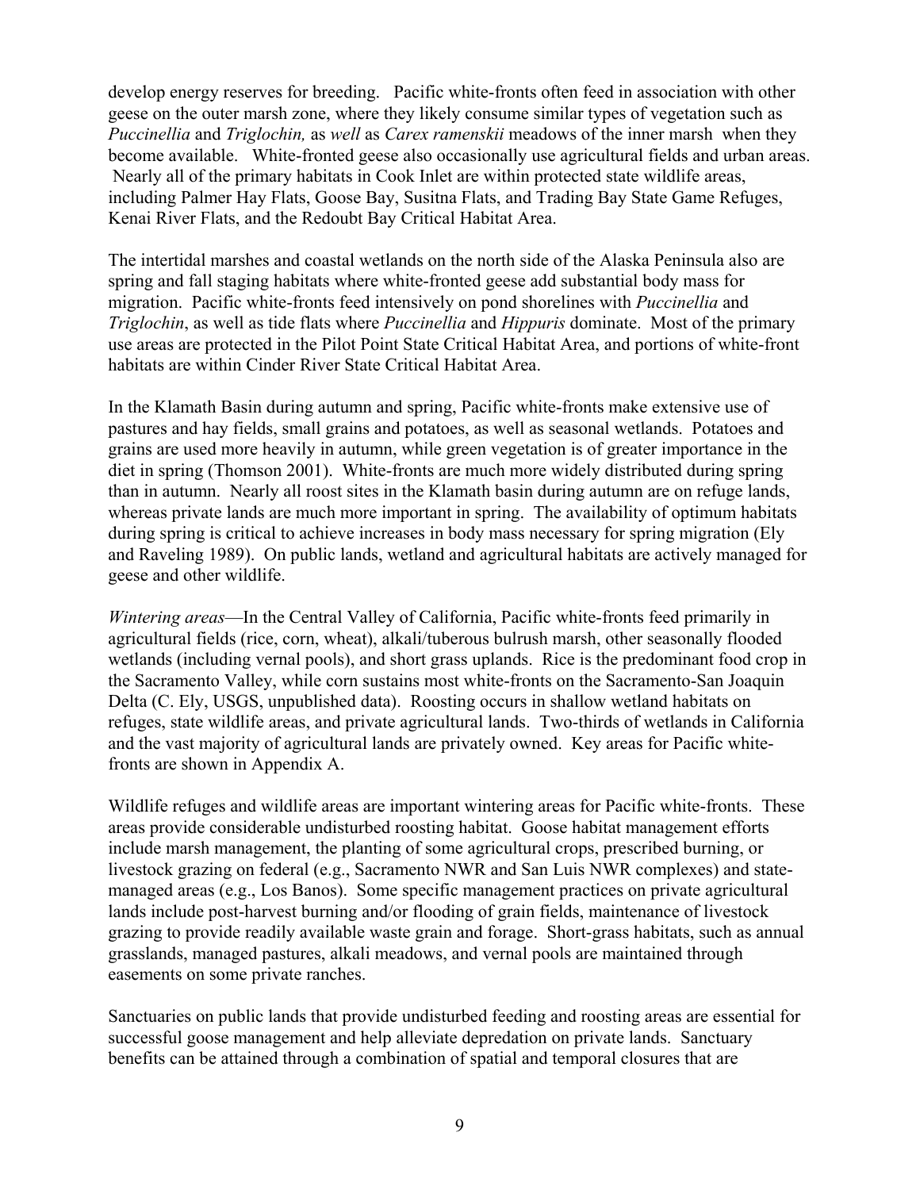develop energy reserves for breeding. Pacific white-fronts often feed in association with other geese on the outer marsh zone, where they likely consume similar types of vegetation such as *Puccinellia* and *Triglochin,* as *well* as *Carex ramenskii* meadows of the inner marsh when they become available. White-fronted geese also occasionally use agricultural fields and urban areas. Nearly all of the primary habitats in Cook Inlet are within protected state wildlife areas, including Palmer Hay Flats, Goose Bay, Susitna Flats, and Trading Bay State Game Refuges, Kenai River Flats, and the Redoubt Bay Critical Habitat Area.

The intertidal marshes and coastal wetlands on the north side of the Alaska Peninsula also are spring and fall staging habitats where white-fronted geese add substantial body mass for migration. Pacific white-fronts feed intensively on pond shorelines with *Puccinellia* and *Triglochin*, as well as tide flats where *Puccinellia* and *Hippuris* dominate. Most of the primary use areas are protected in the Pilot Point State Critical Habitat Area, and portions of white-front habitats are within Cinder River State Critical Habitat Area.

In the Klamath Basin during autumn and spring, Pacific white-fronts make extensive use of pastures and hay fields, small grains and potatoes, as well as seasonal wetlands. Potatoes and grains are used more heavily in autumn, while green vegetation is of greater importance in the diet in spring (Thomson 2001). White-fronts are much more widely distributed during spring than in autumn. Nearly all roost sites in the Klamath basin during autumn are on refuge lands, whereas private lands are much more important in spring. The availability of optimum habitats during spring is critical to achieve increases in body mass necessary for spring migration (Ely and Raveling 1989). On public lands, wetland and agricultural habitats are actively managed for geese and other wildlife.

*Wintering areas*—In the Central Valley of California, Pacific white-fronts feed primarily in agricultural fields (rice, corn, wheat), alkali/tuberous bulrush marsh, other seasonally flooded wetlands (including vernal pools), and short grass uplands. Rice is the predominant food crop in the Sacramento Valley, while corn sustains most white-fronts on the Sacramento-San Joaquin Delta (C. Ely, USGS, unpublished data). Roosting occurs in shallow wetland habitats on refuges, state wildlife areas, and private agricultural lands. Two-thirds of wetlands in California and the vast majority of agricultural lands are privately owned. Key areas for Pacific white-fronts are shown in Appendix A.

Wildlife refuges and wildlife areas are important wintering areas for Pacific white-fronts. These areas provide considerable undisturbed roosting habitat. Goose habitat management efforts include marsh management, the planting of some agricultural crops, prescribed burning, or livestock grazing on federal (e.g., Sacramento NWR and San Luis NWR complexes) and state-managed areas (e.g., Los Banos). Some specific management practices on private agricultural lands include post-harvest burning and/or flooding of grain fields, maintenance of livestock grazing to provide readily available waste grain and forage. Short-grass habitats, such as annual grasslands, managed pastures, alkali meadows, and vernal pools are maintained through easements on some private ranches.

Sanctuaries on public lands that provide undisturbed feeding and roosting areas are essential for successful goose management and help alleviate depredation on private lands. Sanctuary benefits can be attained through a combination of spatial and temporal closures that are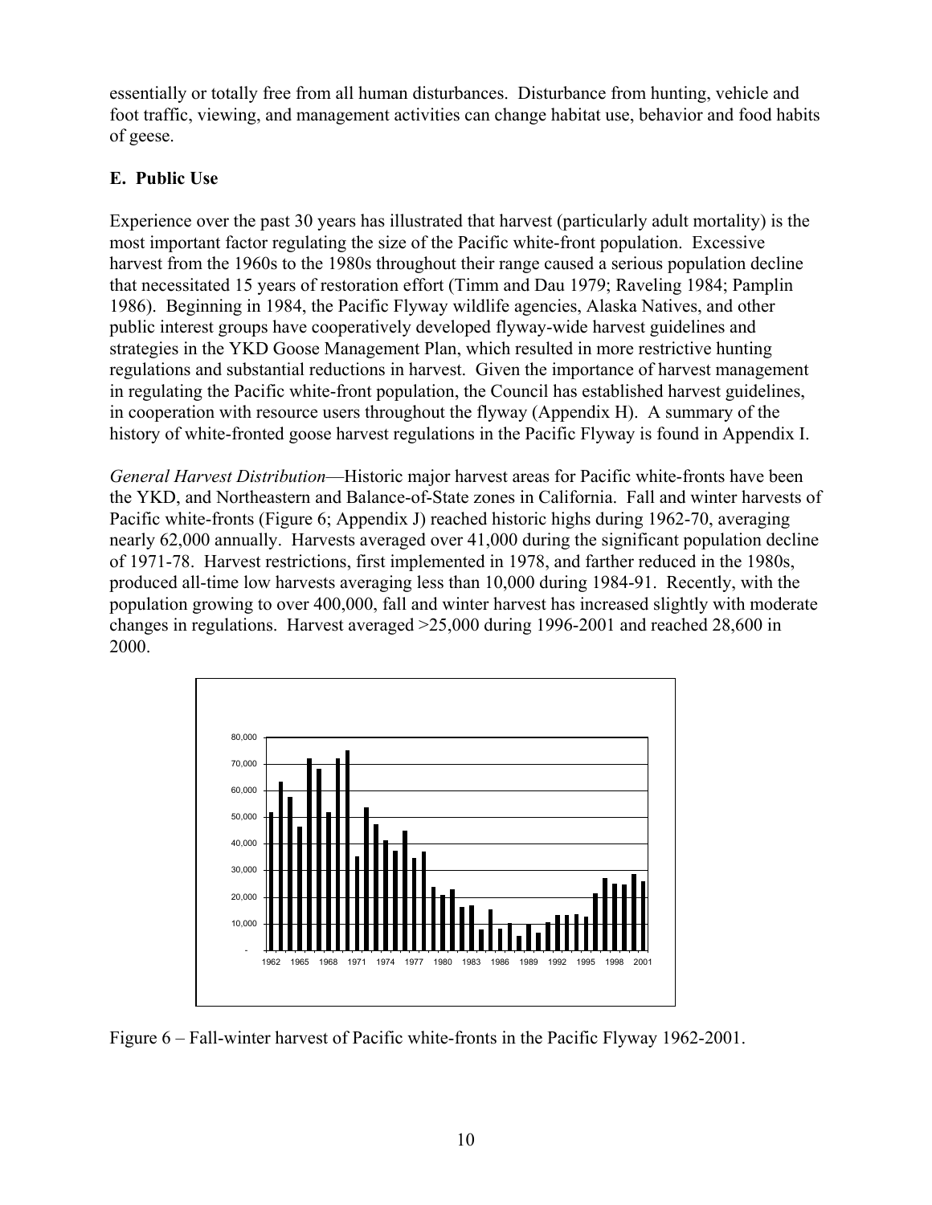essentially or totally free from all human disturbances. Disturbance from hunting, vehicle and foot traffic, viewing, and management activities can change habitat use, behavior and food habits of geese.

### E. Public Use

Experience over the past 30 years has illustrated that harvest (particularly adult mortality) is the most important factor regulating the size of the Pacific white-front population. Excessive harvest from the 1960s to the 1980s throughout their range caused a serious population decline that necessitated 15 years of restoration effort (Timm and Dau 1979; Raveling 1984; Pamplin 1986). Beginning in 1984, the Pacific Flyway wildlife agencies, Alaska Natives, and other public interest groups have cooperatively developed flyway-wide harvest guidelines and strategies in the YKD Goose Management Plan, which resulted in more restrictive hunting regulations and substantial reductions in harvest. Given the importance of harvest management in regulating the Pacific white-front population, the Council has established harvest guidelines, in cooperation with resource users throughout the flyway (Appendix H). A summary of the history of white-fronted goose harvest regulations in the Pacific Flyway is found in Appendix I.

*General Harvest Distribution*—Historic major harvest areas for Pacific white-fronts have been the YKD, and Northeastern and Balance-of-State zones in California. Fall and winter harvests of Pacific white-fronts (Figure 6; Appendix J) reached historic highs during 1962-70, averaging nearly 62,000 annually. Harvests averaged over 41,000 during the significant population decline of 1971-78. Harvest restrictions, first implemented in 1978, and farther reduced in the 1980s, produced all-time low harvests averaging less than 10,000 during 1984-91. Recently, with the population growing to over 400,000, fall and winter harvest has increased slightly with moderate changes in regulations. Harvest averaged >25,000 during 1996-2001 and reached 28,600 in 2000.

Figure 6 – Fall-winter harvest of Pacific white-fronts in the Pacific Flyway 1962-2001.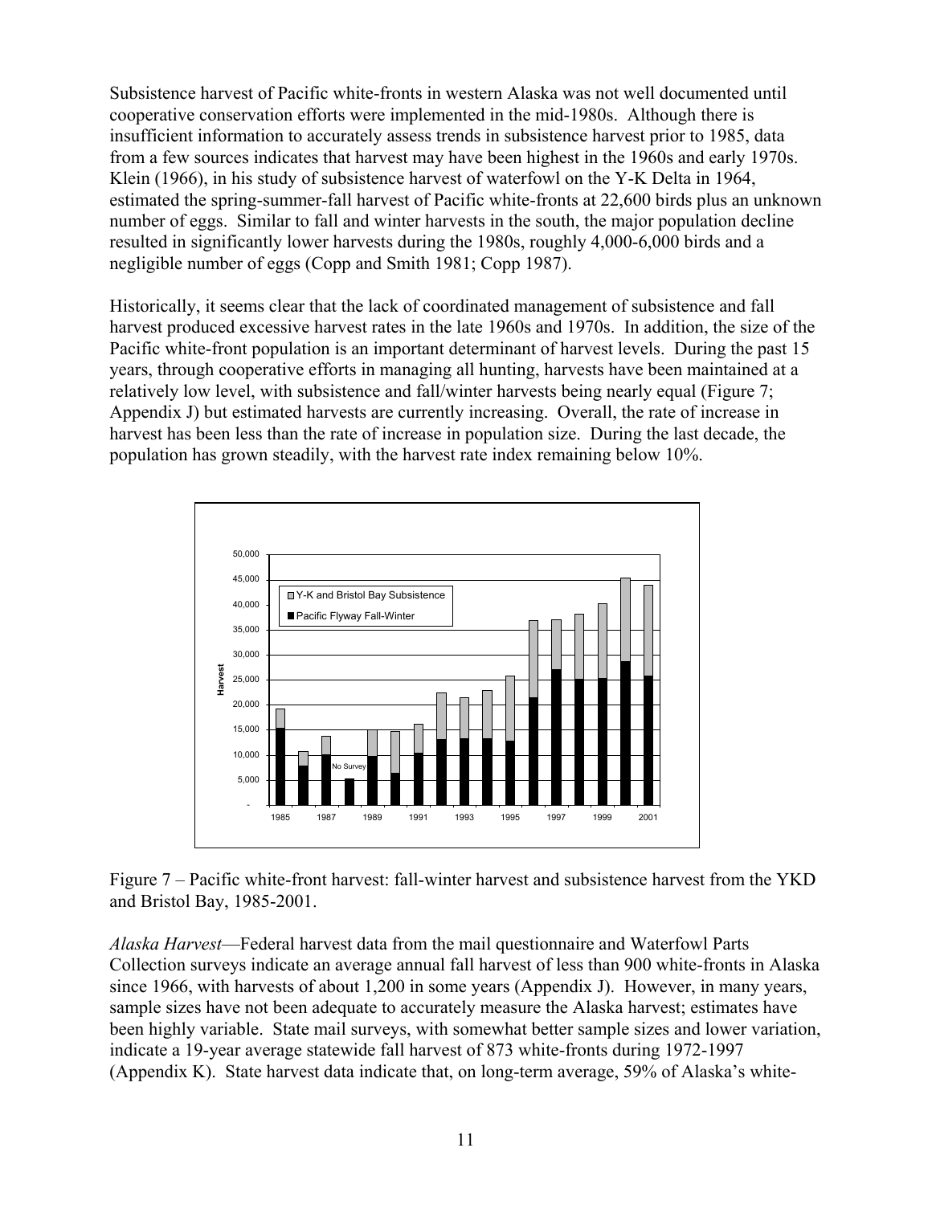Subsistence harvest of Pacific white-fronts in western Alaska was not well documented until cooperative conservation efforts were implemented in the mid-1980s. Although there is insufficient information to accurately assess trends in subsistence harvest prior to 1985, data from a few sources indicates that harvest may have been highest in the 1960s and early 1970s. Klein (1966), in his study of subsistence harvest of waterfowl on the Y-K Delta in 1964, estimated the spring-summer-fall harvest of Pacific white-fronts at 22,600 birds plus an unknown number of eggs. Similar to fall and winter harvests in the south, the major population decline resulted in significantly lower harvests during the 1980s, roughly 4,000-6,000 birds and a negligible number of eggs (Copp and Smith 1981; Copp 1987).

Historically, it seems clear that the lack of coordinated management of subsistence and fall harvest produced excessive harvest rates in the late 1960s and 1970s. In addition, the size of the Pacific white-front population is an important determinant of harvest levels. During the past 15 years, through cooperative efforts in managing all hunting, harvests have been maintained at a relatively low level, with subsistence and fall/winter harvests being nearly equal (Figure 7; Appendix J) but estimated harvests are currently increasing. Overall, the rate of increase in harvest has been less than the rate of increase in population size. During the last decade, the population has grown steadily, with the harvest rate index remaining below 10%.

Figure 7 – Pacific white-front harvest: fall-winter harvest and subsistence harvest from the YKD and Bristol Bay, 1985-2001.

*Alaska Harvest*—Federal harvest data from the mail questionnaire and Waterfowl Parts Collection surveys indicate an average annual fall harvest of less than 900 white-fronts in Alaska since 1966, with harvests of about 1,200 in some years (Appendix J). However, in many years, sample sizes have not been adequate to accurately measure the Alaska harvest; estimates have been highly variable. State mail surveys, with somewhat better sample sizes and lower variation, indicate a 19-year average statewide fall harvest of 873 white-fronts during 1972-1997 (Appendix K). State harvest data indicate that, on long-term average, 59% of Alaska's white-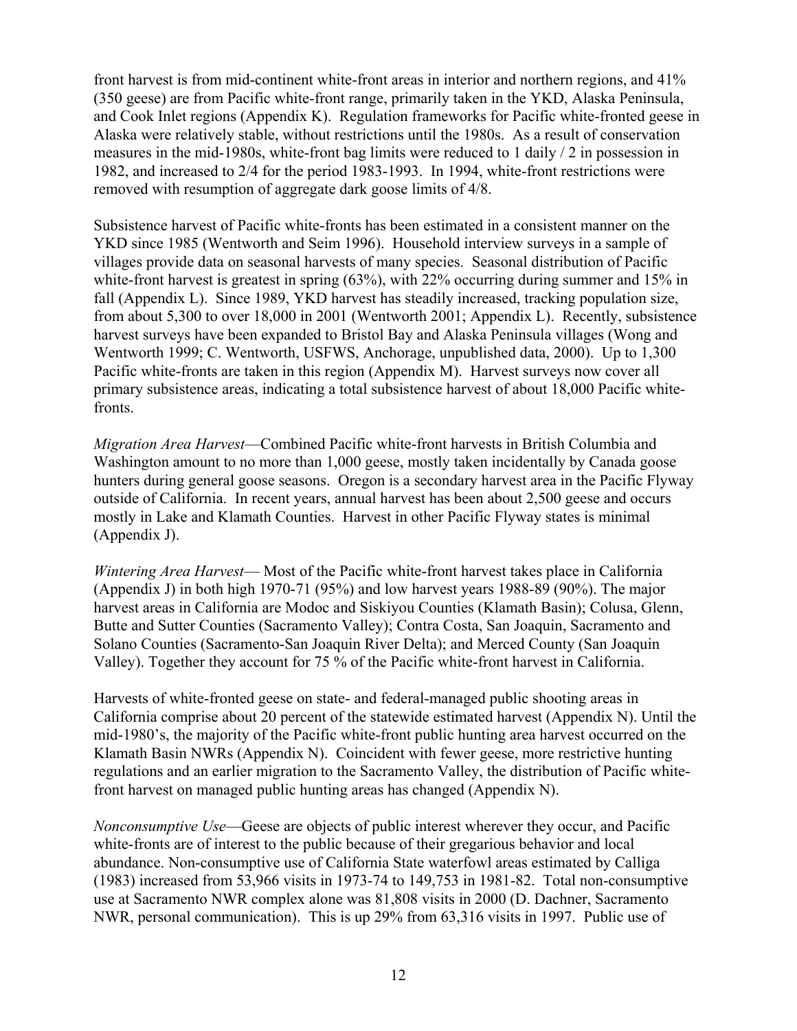front harvest is from mid-continent white-front areas in interior and northern regions, and 41% (350 geese) are from Pacific white-front range, primarily taken in the YKD, Alaska Peninsula, and Cook Inlet regions (Appendix K). Regulation frameworks for Pacific white-fronted geese in Alaska were relatively stable, without restrictions until the 1980s. As a result of conservation measures in the mid-1980s, white-front bag limits were reduced to 1 daily / 2 in possession in 1982, and increased to 2/4 for the period 1983-1993. In 1994, white-front restrictions were removed with resumption of aggregate dark goose limits of 4/8.

Subsistence harvest of Pacific white-fronts has been estimated in a consistent manner on the YKD since 1985 (Wentworth and Seim 1996). Household interview surveys in a sample of villages provide data on seasonal harvests of many species. Seasonal distribution of Pacific white-front harvest is greatest in spring (63%), with 22% occurring during summer and 15% in fall (Appendix L). Since 1989, YKD harvest has steadily increased, tracking population size, from about 5,300 to over 18,000 in 2001 (Wentworth 2001; Appendix L). Recently, subsistence harvest surveys have been expanded to Bristol Bay and Alaska Peninsula villages (Wong and Wentworth 1999; C. Wentworth, USFWS, Anchorage, unpublished data, 2000). Up to 1,300 Pacific white-fronts are taken in this region (Appendix M). Harvest surveys now cover all primary subsistence areas, indicating a total subsistence harvest of about 18,000 Pacific white-fronts.

*Migration Area Harvest*—Combined Pacific white-front harvests in British Columbia and Washington amount to no more than 1,000 geese, mostly taken incidentally by Canada goose hunters during general goose seasons. Oregon is a secondary harvest area in the Pacific Flyway outside of California. In recent years, annual harvest has been about 2,500 geese and occurs mostly in Lake and Klamath Counties. Harvest in other Pacific Flyway states is minimal (Appendix J).

*Wintering Area Harvest*— Most of the Pacific white-front harvest takes place in California (Appendix J) in both high 1970-71 (95%) and low harvest years 1988-89 (90%). The major harvest areas in California are Modoc and Siskiyou Counties (Klamath Basin); Colusa, Glenn, Butte and Sutter Counties (Sacramento Valley); Contra Costa, San Joaquin, Sacramento and Solano Counties (Sacramento-San Joaquin River Delta); and Merced County (San Joaquin Valley). Together they account for 75 % of the Pacific white-front harvest in California.

Harvests of white-fronted geese on state- and federal-managed public shooting areas in California comprise about 20 percent of the statewide estimated harvest (Appendix N). Until the mid-1980's, the majority of the Pacific white-front public hunting area harvest occurred on the Klamath Basin NWRs (Appendix N). Coincident with fewer geese, more restrictive hunting regulations and an earlier migration to the Sacramento Valley, the distribution of Pacific white-front harvest on managed public hunting areas has changed (Appendix N).

*Nonconsumptive Use*—Geese are objects of public interest wherever they occur, and Pacific white-fronts are of interest to the public because of their gregarious behavior and local abundance. Non-consumptive use of California State waterfowl areas estimated by Calliga (1983) increased from 53,966 visits in 1973-74 to 149,753 in 1981-82. Total non-consumptive use at Sacramento NWR complex alone was 81,808 visits in 2000 (D. Dachner, Sacramento NWR, personal communication). This is up 29% from 63,316 visits in 1997. Public use of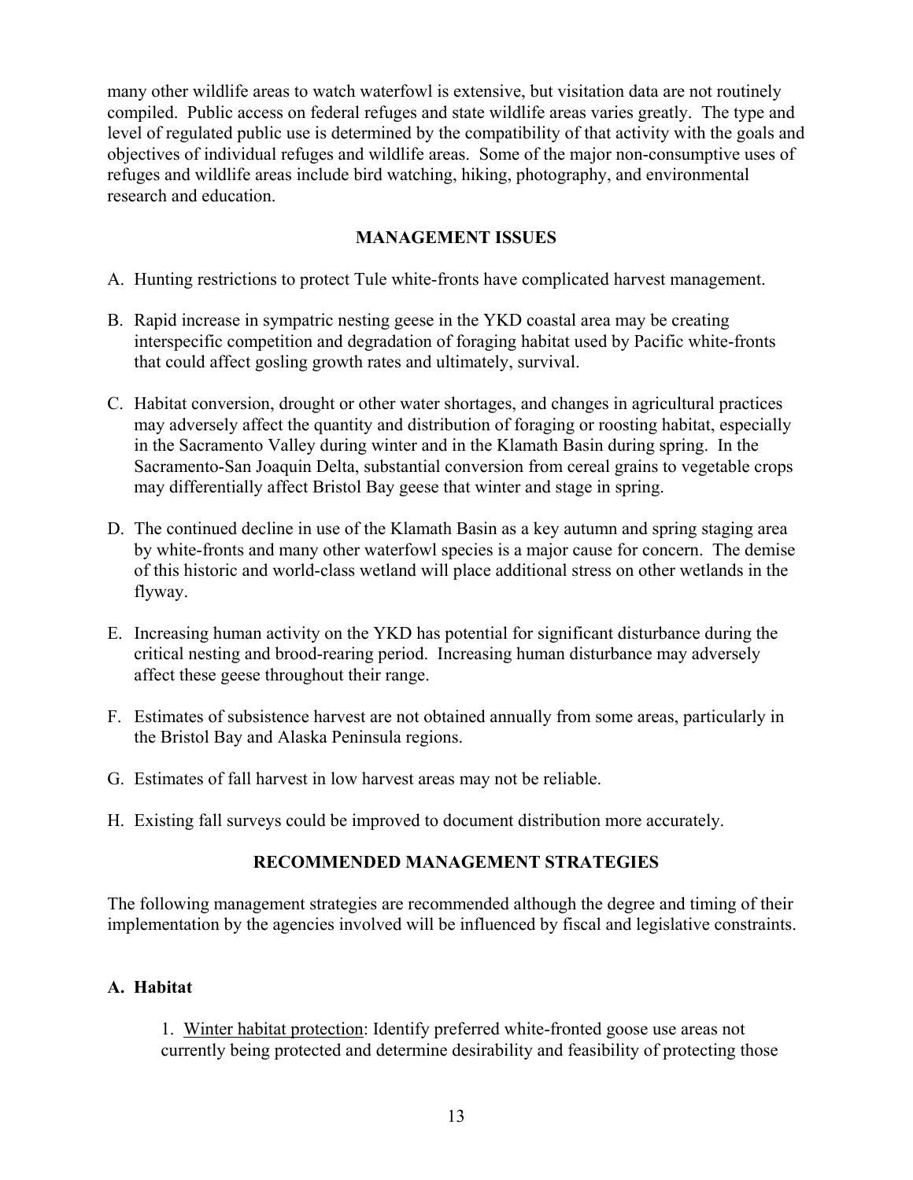many other wildlife areas to watch waterfowl is extensive, but visitation data are not routinely compiled. Public access on federal refuges and state wildlife areas varies greatly. The type and level of regulated public use is determined by the compatibility of that activity with the goals and objectives of individual refuges and wildlife areas. Some of the major non-consumptive uses of refuges and wildlife areas include bird watching, hiking, photography, and environmental research and education.

## MANAGEMENT ISSUES

A. Hunting restrictions to protect Tule white-fronts have complicated harvest management.

B. Rapid increase in sympatric nesting geese in the YKD coastal area may be creating interspecific competition and degradation of foraging habitat used by Pacific white-fronts that could affect gosling growth rates and ultimately, survival.

C. Habitat conversion, drought or other water shortages, and changes in agricultural practices may adversely affect the quantity and distribution of foraging or roosting habitat, especially in the Sacramento Valley during winter and in the Klamath Basin during spring. In the Sacramento-San Joaquin Delta, substantial conversion from cereal grains to vegetable crops may differentially affect Bristol Bay geese that winter and stage in spring.

D. The continued decline in use of the Klamath Basin as a key autumn and spring staging area by white-fronts and many other waterfowl species is a major cause for concern. The demise of this historic and world-class wetland will place additional stress on other wetlands in the flyway.

E. Increasing human activity on the YKD has potential for significant disturbance during the critical nesting and brood-rearing period. Increasing human disturbance may adversely affect these geese throughout their range.

F. Estimates of subsistence harvest are not obtained annually from some areas, particularly in the Bristol Bay and Alaska Peninsula regions.

G. Estimates of fall harvest in low harvest areas may not be reliable.

H. Existing fall surveys could be improved to document distribution more accurately.

## RECOMMENDED MANAGEMENT STRATEGIES

The following management strategies are recommended although the degree and timing of their implementation by the agencies involved will be influenced by fiscal and legislative constraints.

### A. Habitat

1. Winter habitat protection: Identify preferred white-fronted goose use areas not currently being protected and determine desirability and feasibility of protecting those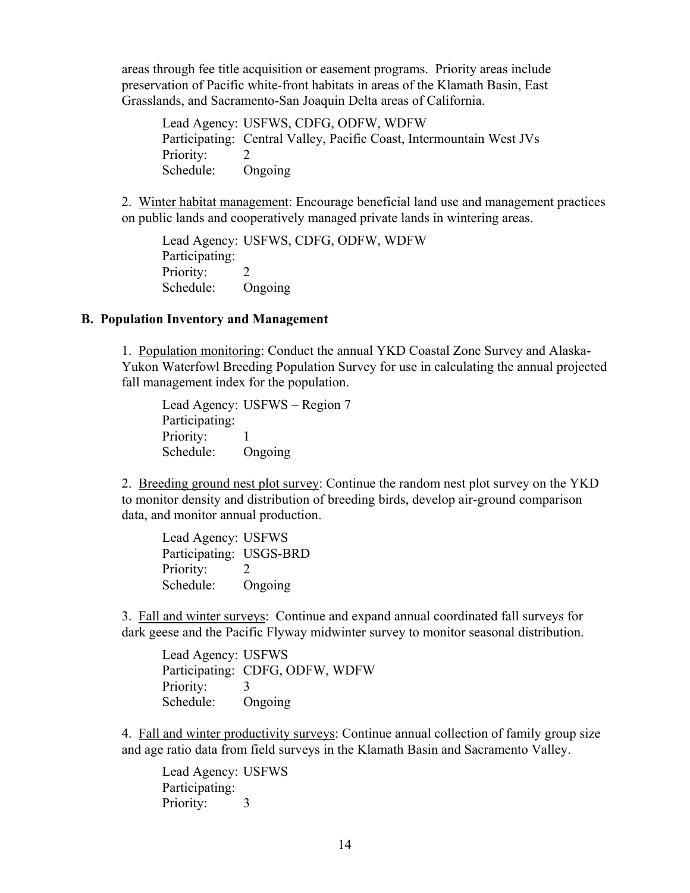areas through fee title acquisition or easement programs. Priority areas include preservation of Pacific white-front habitats in areas of the Klamath Basin, East Grasslands, and Sacramento-San Joaquin Delta areas of California.

Lead Agency: USFWS, CDFG, ODFW, WDFW
Participating: Central Valley, Pacific Coast, Intermountain West JVs
Priority: 2
Schedule: Ongoing

2. Winter habitat management: Encourage beneficial land use and management practices on public lands and cooperatively managed private lands in wintering areas.

Lead Agency: USFWS, CDFG, ODFW, WDFW
Participating:
Priority: 2
Schedule: Ongoing

### B. Population Inventory and Management

1. Population monitoring: Conduct the annual YKD Coastal Zone Survey and Alaska-Yukon Waterfowl Breeding Population Survey for use in calculating the annual projected fall management index for the population.

Lead Agency: USFWS – Region 7
Participating:
Priority: 1
Schedule: Ongoing

2. Breeding ground nest plot survey: Continue the random nest plot survey on the YKD to monitor density and distribution of breeding birds, develop air-ground comparison data, and monitor annual production.

Lead Agency: USFWS
Participating: USGS-BRD
Priority: 2
Schedule: Ongoing

3. Fall and winter surveys: Continue and expand annual coordinated fall surveys for dark geese and the Pacific Flyway midwinter survey to monitor seasonal distribution.

Lead Agency: USFWS
Participating: CDFG, ODFW, WDFW
Priority: 3
Schedule: Ongoing

4. Fall and winter productivity surveys: Continue annual collection of family group size and age ratio data from field surveys in the Klamath Basin and Sacramento Valley.

Lead Agency: USFWS
Participating:
Priority: 3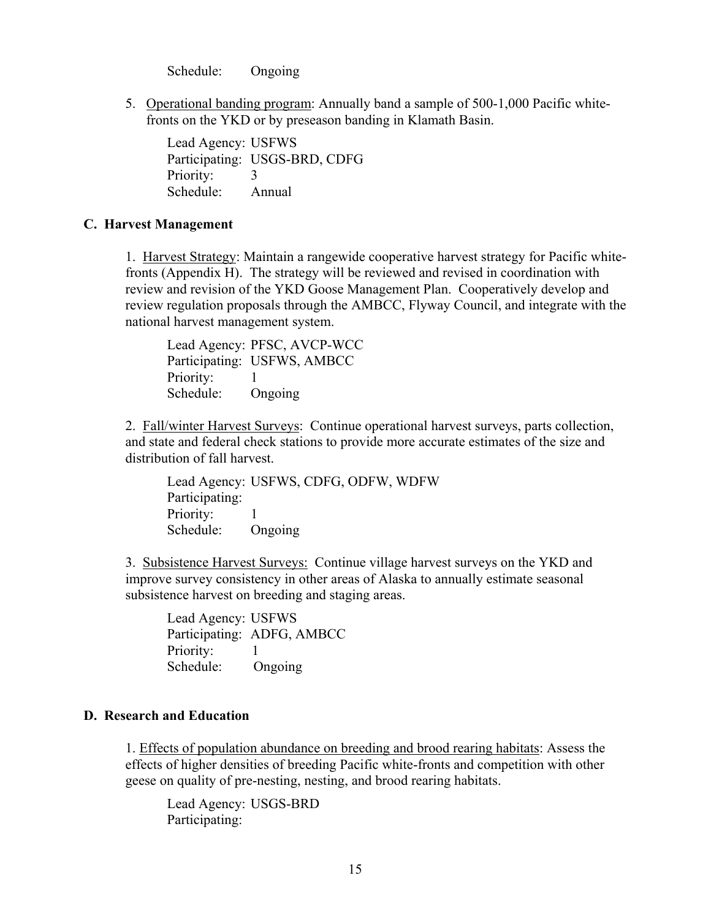Schedule: Ongoing

5. <u>Operational banding program</u>: Annually band a sample of 500-1,000 Pacific white-fronts on the YKD or by preseason banding in Klamath Basin.

   Lead Agency: USFWS
   Participating: USGS-BRD, CDFG
   Priority: 3
   Schedule: Annual

### C. Harvest Management

1. <u>Harvest Strategy</u>: Maintain a rangewide cooperative harvest strategy for Pacific white-fronts (Appendix H). The strategy will be reviewed and revised in coordination with review and revision of the YKD Goose Management Plan. Cooperatively develop and review regulation proposals through the AMBCC, Flyway Council, and integrate with the national harvest management system.

   Lead Agency: PFSC, AVCP-WCC
   Participating: USFWS, AMBCC
   Priority: 1
   Schedule: Ongoing

2. <u>Fall/winter Harvest Surveys</u>: Continue operational harvest surveys, parts collection, and state and federal check stations to provide more accurate estimates of the size and distribution of fall harvest.

   Lead Agency: USFWS, CDFG, ODFW, WDFW
   Participating:
   Priority: 1
   Schedule: Ongoing

3. <u>Subsistence Harvest Surveys:</u> Continue village harvest surveys on the YKD and improve survey consistency in other areas of Alaska to annually estimate seasonal subsistence harvest on breeding and staging areas.

   Lead Agency: USFWS
   Participating: ADFG, AMBCC
   Priority: 1
   Schedule: Ongoing

### D. Research and Education

1. <u>Effects of population abundance on breeding and brood rearing habitats</u>: Assess the effects of higher densities of breeding Pacific white-fronts and competition with other geese on quality of pre-nesting, nesting, and brood rearing habitats.

   Lead Agency: USGS-BRD
   Participating: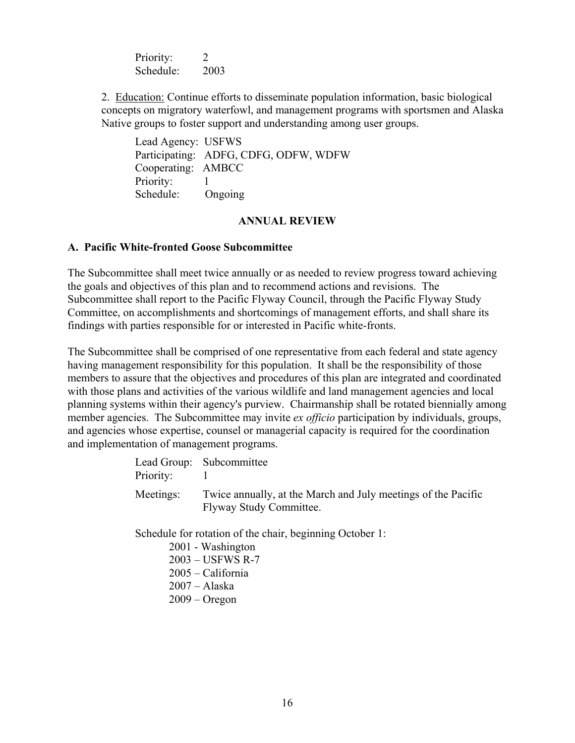Priority: 2
Schedule: 2003

2. Education: Continue efforts to disseminate population information, basic biological concepts on migratory waterfowl, and management programs with sportsmen and Alaska Native groups to foster support and understanding among user groups.

Lead Agency: USFWS
Participating: ADFG, CDFG, ODFW, WDFW
Cooperating: AMBCC
Priority: 1
Schedule: Ongoing

## ANNUAL REVIEW

### A. Pacific White-fronted Goose Subcommittee

The Subcommittee shall meet twice annually or as needed to review progress toward achieving the goals and objectives of this plan and to recommend actions and revisions. The Subcommittee shall report to the Pacific Flyway Council, through the Pacific Flyway Study Committee, on accomplishments and shortcomings of management efforts, and shall share its findings with parties responsible for or interested in Pacific white-fronts.

The Subcommittee shall be comprised of one representative from each federal and state agency having management responsibility for this population. It shall be the responsibility of those members to assure that the objectives and procedures of this plan are integrated and coordinated with those plans and activities of the various wildlife and land management agencies and local planning systems within their agency's purview. Chairmanship shall be rotated biennially among member agencies. The Subcommittee may invite *ex officio* participation by individuals, groups, and agencies whose expertise, counsel or managerial capacity is required for the coordination and implementation of management programs.

Lead Group: Subcommittee
Priority: 1
Meetings: Twice annually, at the March and July meetings of the Pacific Flyway Study Committee.

Schedule for rotation of the chair, beginning October 1:

- 2001 - Washington
- 2003 – USFWS R-7
- 2005 – California
- 2007 – Alaska
- 2009 – Oregon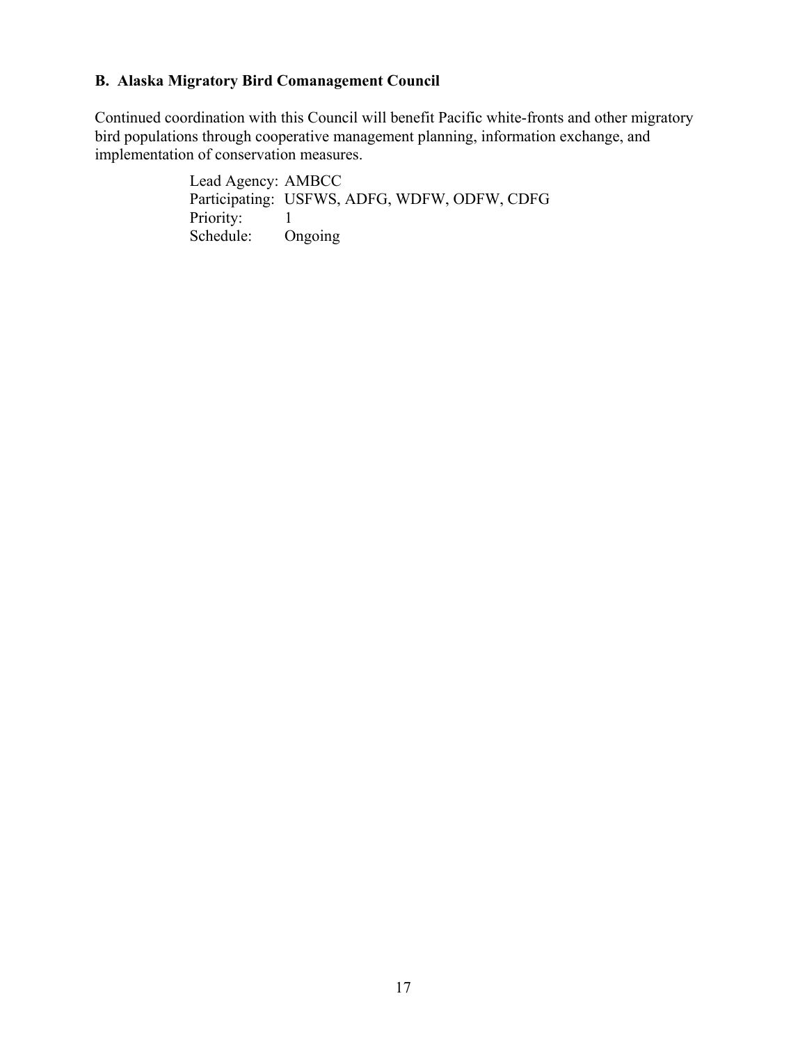**B. Alaska Migratory Bird Comanagement Council**

Continued coordination with this Council will benefit Pacific white-fronts and other migratory bird populations through cooperative management planning, information exchange, and implementation of conservation measures.

Lead Agency: AMBCC
Participating: USFWS, ADFG, WDFW, ODFW, CDFG
Priority: 1
Schedule: Ongoing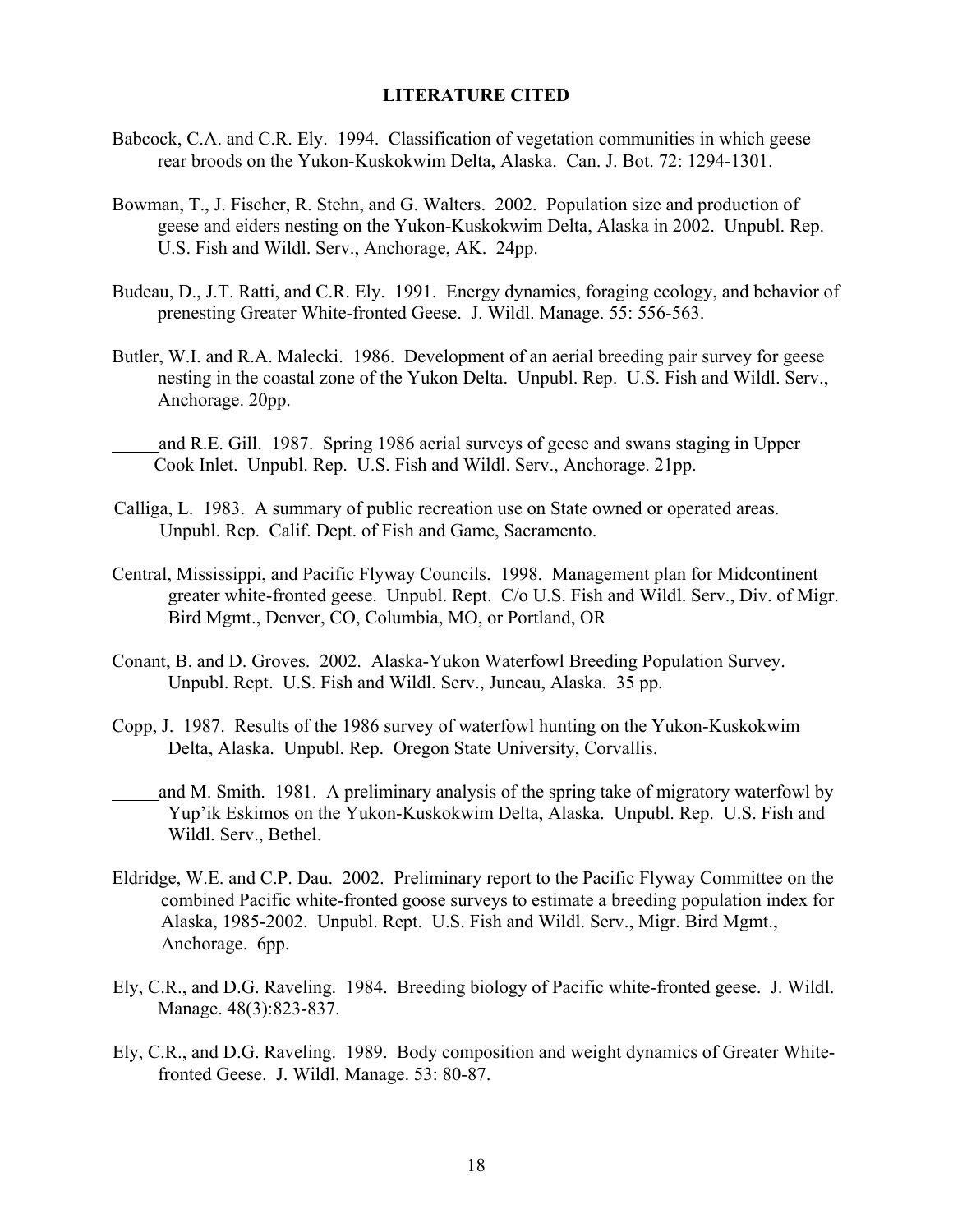## LITERATURE CITED

Babcock, C.A. and C.R. Ely. 1994. Classification of vegetation communities in which geese rear broods on the Yukon-Kuskokwim Delta, Alaska. Can. J. Bot. 72: 1294-1301.

Bowman, T., J. Fischer, R. Stehn, and G. Walters. 2002. Population size and production of geese and eiders nesting on the Yukon-Kuskokwim Delta, Alaska in 2002. Unpubl. Rep. U.S. Fish and Wildl. Serv., Anchorage, AK. 24pp.

Budeau, D., J.T. Ratti, and C.R. Ely. 1991. Energy dynamics, foraging ecology, and behavior of prenesting Greater White-fronted Geese. J. Wildl. Manage. 55: 556-563.

Butler, W.I. and R.A. Malecki. 1986. Development of an aerial breeding pair survey for geese nesting in the coastal zone of the Yukon Delta. Unpubl. Rep. U.S. Fish and Wildl. Serv., Anchorage. 20pp.

_____ and R.E. Gill. 1987. Spring 1986 aerial surveys of geese and swans staging in Upper Cook Inlet. Unpubl. Rep. U.S. Fish and Wildl. Serv., Anchorage. 21pp.

Calliga, L. 1983. A summary of public recreation use on State owned or operated areas. Unpubl. Rep. Calif. Dept. of Fish and Game, Sacramento.

Central, Mississippi, and Pacific Flyway Councils. 1998. Management plan for Midcontinent greater white-fronted geese. Unpubl. Rept. C/o U.S. Fish and Wildl. Serv., Div. of Migr. Bird Mgmt., Denver, CO, Columbia, MO, or Portland, OR

Conant, B. and D. Groves. 2002. Alaska-Yukon Waterfowl Breeding Population Survey. Unpubl. Rept. U.S. Fish and Wildl. Serv., Juneau, Alaska. 35 pp.

Copp, J. 1987. Results of the 1986 survey of waterfowl hunting on the Yukon-Kuskokwim Delta, Alaska. Unpubl. Rep. Oregon State University, Corvallis.

_____ and M. Smith. 1981. A preliminary analysis of the spring take of migratory waterfowl by Yup'ik Eskimos on the Yukon-Kuskokwim Delta, Alaska. Unpubl. Rep. U.S. Fish and Wildl. Serv., Bethel.

Eldridge, W.E. and C.P. Dau. 2002. Preliminary report to the Pacific Flyway Committee on the combined Pacific white-fronted goose surveys to estimate a breeding population index for Alaska, 1985-2002. Unpubl. Rept. U.S. Fish and Wildl. Serv., Migr. Bird Mgmt., Anchorage. 6pp.

Ely, C.R., and D.G. Raveling. 1984. Breeding biology of Pacific white-fronted geese. J. Wildl. Manage. 48(3):823-837.

Ely, C.R., and D.G. Raveling. 1989. Body composition and weight dynamics of Greater White-fronted Geese. J. Wildl. Manage. 53: 80-87.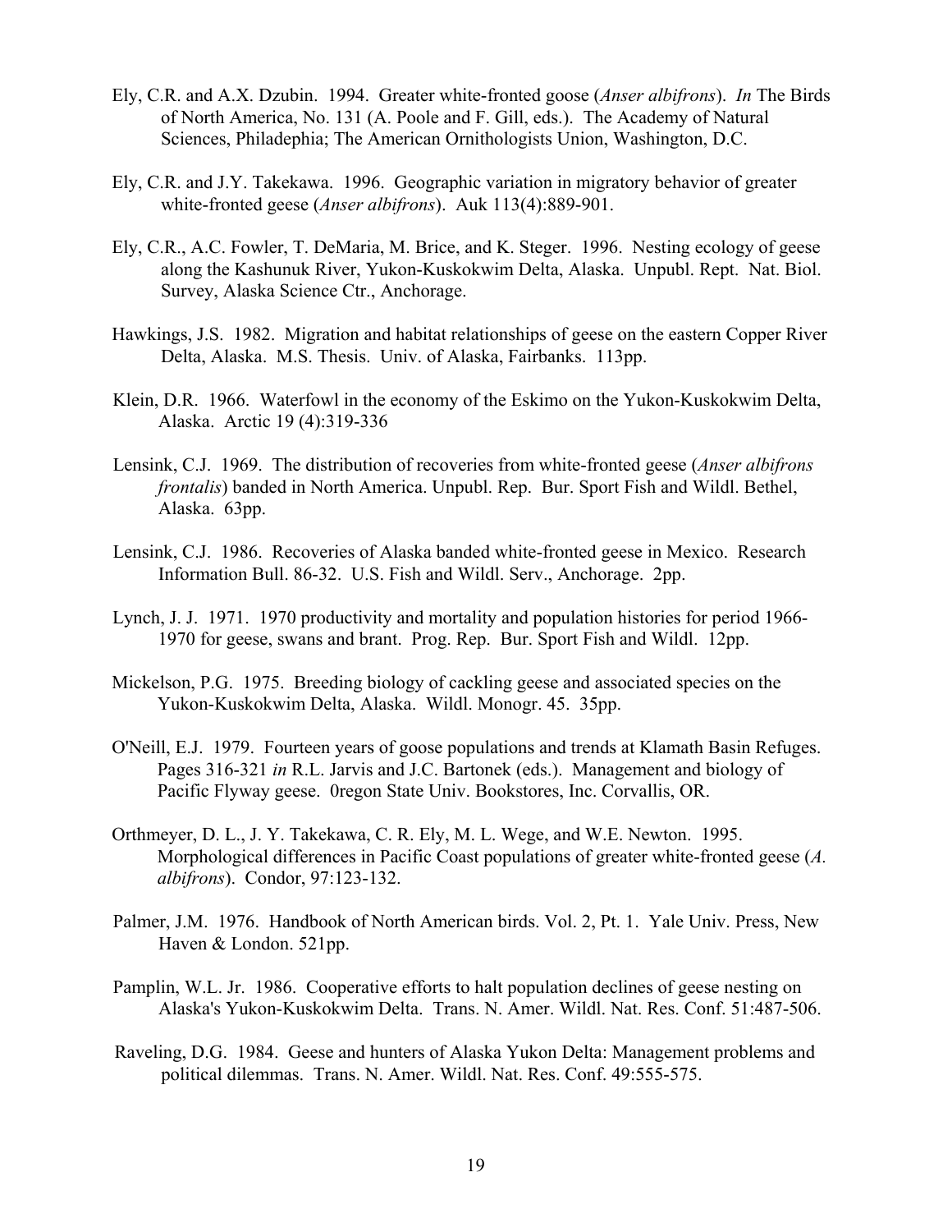Ely, C.R. and A.X. Dzubin. 1994. Greater white-fronted goose (*Anser albifrons*). *In* The Birds of North America, No. 131 (A. Poole and F. Gill, eds.). The Academy of Natural Sciences, Philadephia; The American Ornithologists Union, Washington, D.C.

Ely, C.R. and J.Y. Takekawa. 1996. Geographic variation in migratory behavior of greater white-fronted geese (*Anser albifrons*). Auk 113(4):889-901.

Ely, C.R., A.C. Fowler, T. DeMaria, M. Brice, and K. Steger. 1996. Nesting ecology of geese along the Kashunuk River, Yukon-Kuskokwim Delta, Alaska. Unpubl. Rept. Nat. Biol. Survey, Alaska Science Ctr., Anchorage.

Hawkings, J.S. 1982. Migration and habitat relationships of geese on the eastern Copper River Delta, Alaska. M.S. Thesis. Univ. of Alaska, Fairbanks. 113pp.

Klein, D.R. 1966. Waterfowl in the economy of the Eskimo on the Yukon-Kuskokwim Delta, Alaska. Arctic 19 (4):319-336

Lensink, C.J. 1969. The distribution of recoveries from white-fronted geese (*Anser albifrons frontalis*) banded in North America. Unpubl. Rep. Bur. Sport Fish and Wildl. Bethel, Alaska. 63pp.

Lensink, C.J. 1986. Recoveries of Alaska banded white-fronted geese in Mexico. Research Information Bull. 86-32. U.S. Fish and Wildl. Serv., Anchorage. 2pp.

Lynch, J. J. 1971. 1970 productivity and mortality and population histories for period 1966-1970 for geese, swans and brant. Prog. Rep. Bur. Sport Fish and Wildl. 12pp.

Mickelson, P.G. 1975. Breeding biology of cackling geese and associated species on the Yukon-Kuskokwim Delta, Alaska. Wildl. Monogr. 45. 35pp.

O'Neill, E.J. 1979. Fourteen years of goose populations and trends at Klamath Basin Refuges. Pages 316-321 *in* R.L. Jarvis and J.C. Bartonek (eds.). Management and biology of Pacific Flyway geese. 0regon State Univ. Bookstores, Inc. Corvallis, OR.

Orthmeyer, D. L., J. Y. Takekawa, C. R. Ely, M. L. Wege, and W.E. Newton. 1995. Morphological differences in Pacific Coast populations of greater white-fronted geese (*A. albifrons*). Condor, 97:123-132.

Palmer, J.M. 1976. Handbook of North American birds. Vol. 2, Pt. 1. Yale Univ. Press, New Haven & London. 521pp.

Pamplin, W.L. Jr. 1986. Cooperative efforts to halt population declines of geese nesting on Alaska's Yukon-Kuskokwim Delta. Trans. N. Amer. Wildl. Nat. Res. Conf. 51:487-506.

Raveling, D.G. 1984. Geese and hunters of Alaska Yukon Delta: Management problems and political dilemmas. Trans. N. Amer. Wildl. Nat. Res. Conf. 49:555-575.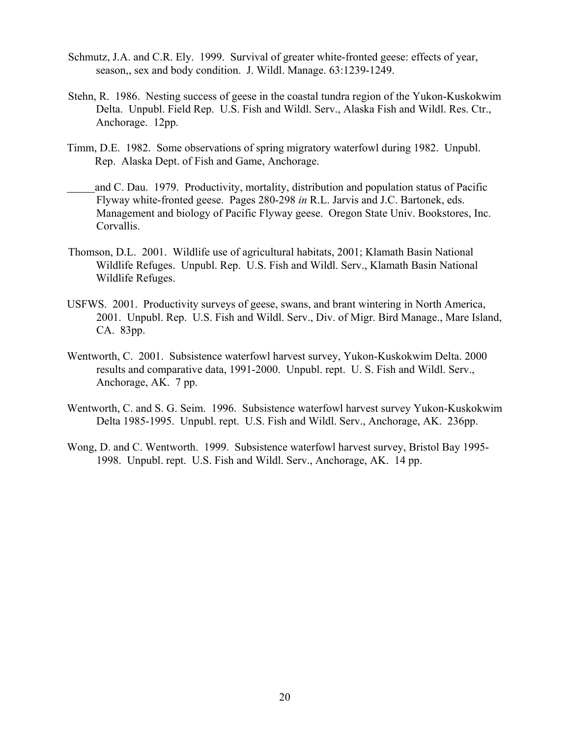Schmutz, J.A. and C.R. Ely. 1999. Survival of greater white-fronted geese: effects of year, season,, sex and body condition. J. Wildl. Manage. 63:1239-1249.

Stehn, R. 1986. Nesting success of geese in the coastal tundra region of the Yukon-Kuskokwim Delta. Unpubl. Field Rep. U.S. Fish and Wildl. Serv., Alaska Fish and Wildl. Res. Ctr., Anchorage. 12pp.

Timm, D.E. 1982. Some observations of spring migratory waterfowl during 1982. Unpubl. Rep. Alaska Dept. of Fish and Game, Anchorage.

_____and C. Dau. 1979. Productivity, mortality, distribution and population status of Pacific Flyway white-fronted geese. Pages 280-298 *in* R.L. Jarvis and J.C. Bartonek, eds. Management and biology of Pacific Flyway geese. Oregon State Univ. Bookstores, Inc. Corvallis.

Thomson, D.L. 2001. Wildlife use of agricultural habitats, 2001; Klamath Basin National Wildlife Refuges. Unpubl. Rep. U.S. Fish and Wildl. Serv., Klamath Basin National Wildlife Refuges.

USFWS. 2001. Productivity surveys of geese, swans, and brant wintering in North America, 2001. Unpubl. Rep. U.S. Fish and Wildl. Serv., Div. of Migr. Bird Manage., Mare Island, CA. 83pp.

Wentworth, C. 2001. Subsistence waterfowl harvest survey, Yukon-Kuskokwim Delta. 2000 results and comparative data, 1991-2000. Unpubl. rept. U. S. Fish and Wildl. Serv., Anchorage, AK. 7 pp.

Wentworth, C. and S. G. Seim. 1996. Subsistence waterfowl harvest survey Yukon-Kuskokwim Delta 1985-1995. Unpubl. rept. U.S. Fish and Wildl. Serv., Anchorage, AK. 236pp.

Wong, D. and C. Wentworth. 1999. Subsistence waterfowl harvest survey, Bristol Bay 1995-1998. Unpubl. rept. U.S. Fish and Wildl. Serv., Anchorage, AK. 14 pp.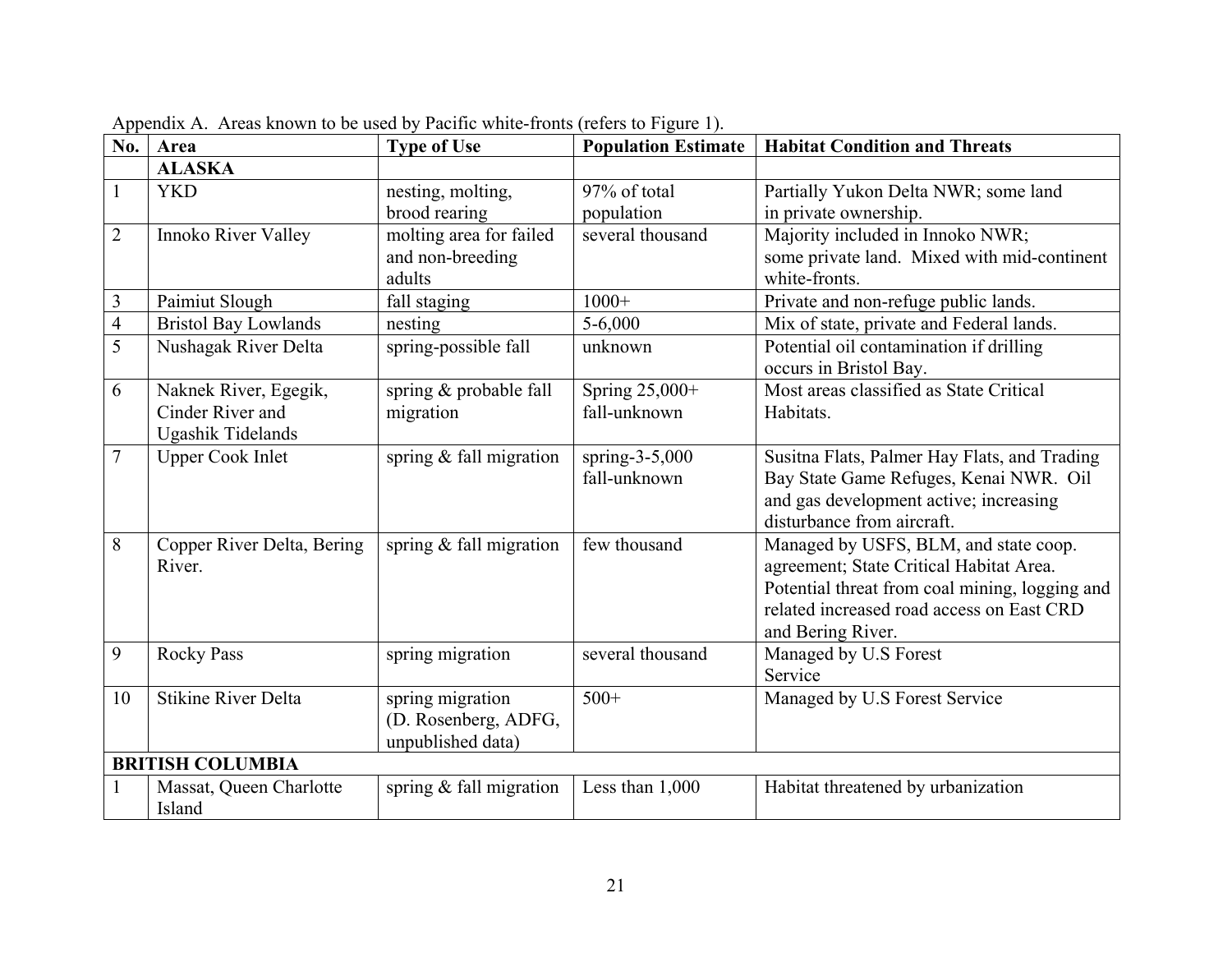Appendix A. Areas known to be used by Pacific white-fronts (refers to Figure 1).

| No. | Area | Type of Use | Population Estimate | Habitat Condition and Threats |
|---|---|---|---|---|
| | **ALASKA** | | | |
| 1 | YKD | nesting, molting, brood rearing | 97% of total population | Partially Yukon Delta NWR; some land in private ownership. |
| 2 | Innoko River Valley | molting area for failed and non-breeding adults | several thousand | Majority included in Innoko NWR; some private land. Mixed with mid-continent white-fronts. |
| 3 | Paimiut Slough | fall staging | 1000+ | Private and non-refuge public lands. |
| 4 | Bristol Bay Lowlands | nesting | 5-6,000 | Mix of state, private and Federal lands. |
| 5 | Nushagak River Delta | spring-possible fall | unknown | Potential oil contamination if drilling occurs in Bristol Bay. |
| 6 | Naknek River, Egegik, Cinder River and Ugashik Tidelands | spring & probable fall migration | Spring 25,000+ fall-unknown | Most areas classified as State Critical Habitats. |
| 7 | Upper Cook Inlet | spring & fall migration | spring-3-5,000 fall-unknown | Susitna Flats, Palmer Hay Flats, and Trading Bay State Game Refuges, Kenai NWR. Oil and gas development active; increasing disturbance from aircraft. |
| 8 | Copper River Delta, Bering River. | spring & fall migration | few thousand | Managed by USFS, BLM, and state coop. agreement; State Critical Habitat Area. Potential threat from coal mining, logging and related increased road access on East CRD and Bering River. |
| 9 | Rocky Pass | spring migration | several thousand | Managed by U.S Forest Service |
| 10 | Stikine River Delta | spring migration (D. Rosenberg, ADFG, unpublished data) | 500+ | Managed by U.S Forest Service |
| | **BRITISH COLUMBIA** | | | |
| 1 | Massat, Queen Charlotte Island | spring & fall migration | Less than 1,000 | Habitat threatened by urbanization |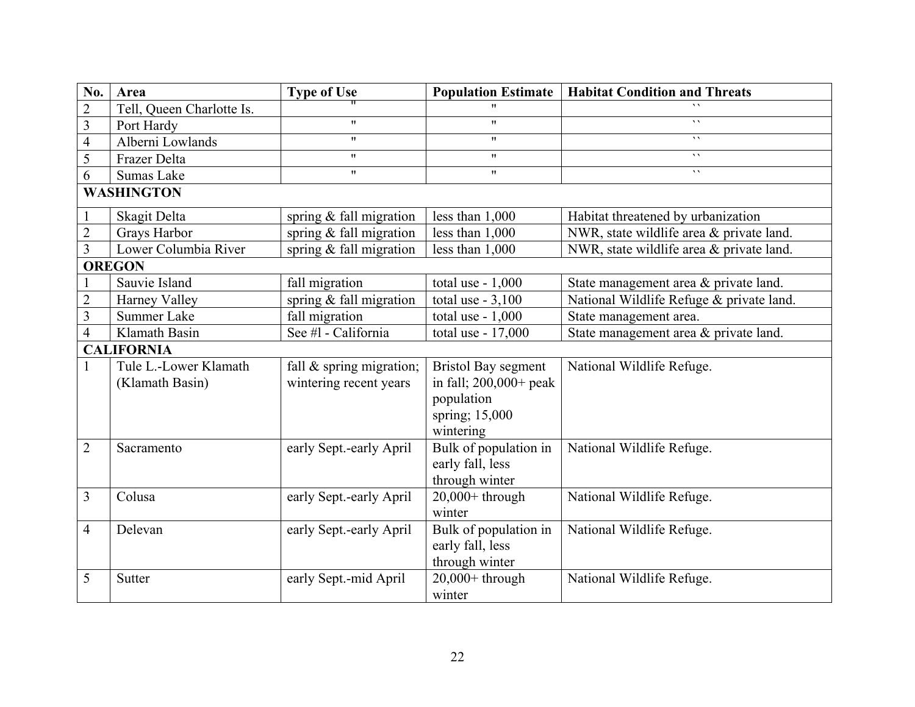| No. | Area | Type of Use | Population Estimate | Habitat Condition and Threats |
|---|---|---|---|---|
| 2 | Tell, Queen Charlotte Is. | " | " | `` |
| 3 | Port Hardy | " | " | `` |
| 4 | Alberni Lowlands | " | " | `` |
| 5 | Frazer Delta | " | " | `` |
| 6 | Sumas Lake | " | " | `` |
| **WASHINGTON** | | | | |
| 1 | Skagit Delta | spring & fall migration | less than 1,000 | Habitat threatened by urbanization |
| 2 | Grays Harbor | spring & fall migration | less than 1,000 | NWR, state wildlife area & private land. |
| 3 | Lower Columbia River | spring & fall migration | less than 1,000 | NWR, state wildlife area & private land. |
| **OREGON** | | | | |
| 1 | Sauvie Island | fall migration | total use - 1,000 | State management area & private land. |
| 2 | Harney Valley | spring & fall migration | total use - 3,100 | National Wildlife Refuge & private land. |
| 3 | Summer Lake | fall migration | total use - 1,000 | State management area. |
| 4 | Klamath Basin | See #l - California | total use - 17,000 | State management area & private land. |
| **CALIFORNIA** | | | | |
| 1 | Tule L.-Lower Klamath (Klamath Basin) | fall & spring migration; wintering recent years | Bristol Bay segment in fall; 200,000+ peak population spring; 15,000 wintering | National Wildlife Refuge. |
| 2 | Sacramento | early Sept.-early April | Bulk of population in early fall, less through winter | National Wildlife Refuge. |
| 3 | Colusa | early Sept.-early April | 20,000+ through winter | National Wildlife Refuge. |
| 4 | Delevan | early Sept.-early April | Bulk of population in early fall, less through winter | National Wildlife Refuge. |
| 5 | Sutter | early Sept.-mid April | 20,000+ through winter | National Wildlife Refuge. |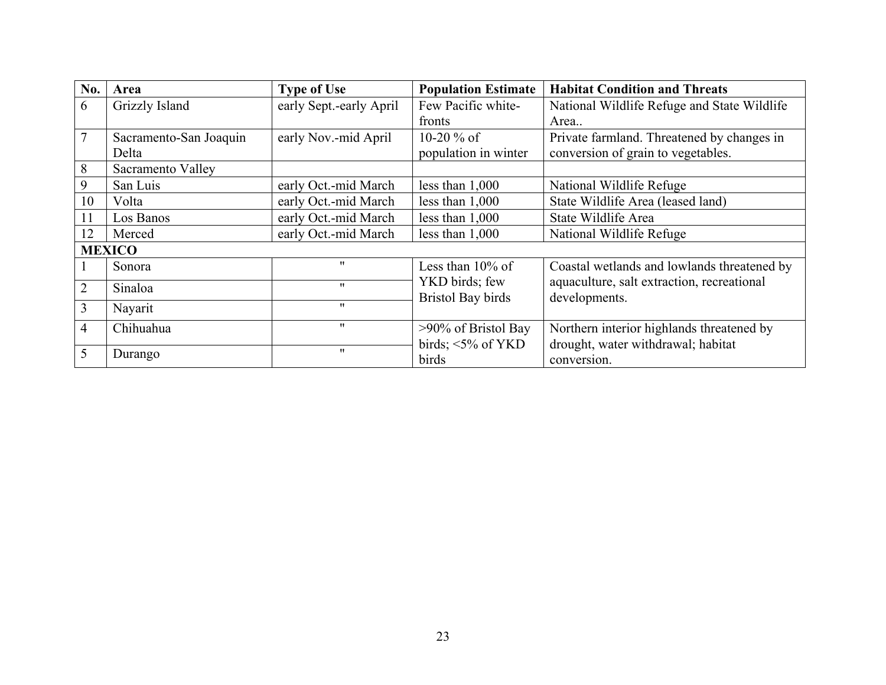| No. | Area | Type of Use | Population Estimate | Habitat Condition and Threats |
|---|---|---|---|---|
| 6 | Grizzly Island | early Sept.-early April | Few Pacific white-fronts | National Wildlife Refuge and State Wildlife Area.. |
| 7 | Sacramento-San Joaquin Delta | early Nov.-mid April | 10-20 % of population in winter | Private farmland. Threatened by changes in conversion of grain to vegetables. |
| 8 | Sacramento Valley | | | |
| 9 | San Luis | early Oct.-mid March | less than 1,000 | National Wildlife Refuge |
| 10 | Volta | early Oct.-mid March | less than 1,000 | State Wildlife Area (leased land) |
| 11 | Los Banos | early Oct.-mid March | less than 1,000 | State Wildlife Area |
| 12 | Merced | early Oct.-mid March | less than 1,000 | National Wildlife Refuge |
| **MEXICO** | | | | |
| 1 | Sonora | " | Less than 10% of YKD birds; few Bristol Bay birds | Coastal wetlands and lowlands threatened by aquaculture, salt extraction, recreational developments. |
| 2 | Sinaloa | " | | |
| 3 | Nayarit | " | | |
| 4 | Chihuahua | " | >90% of Bristol Bay birds; <5% of YKD birds | Northern interior highlands threatened by drought, water withdrawal; habitat conversion. |
| 5 | Durango | " | | |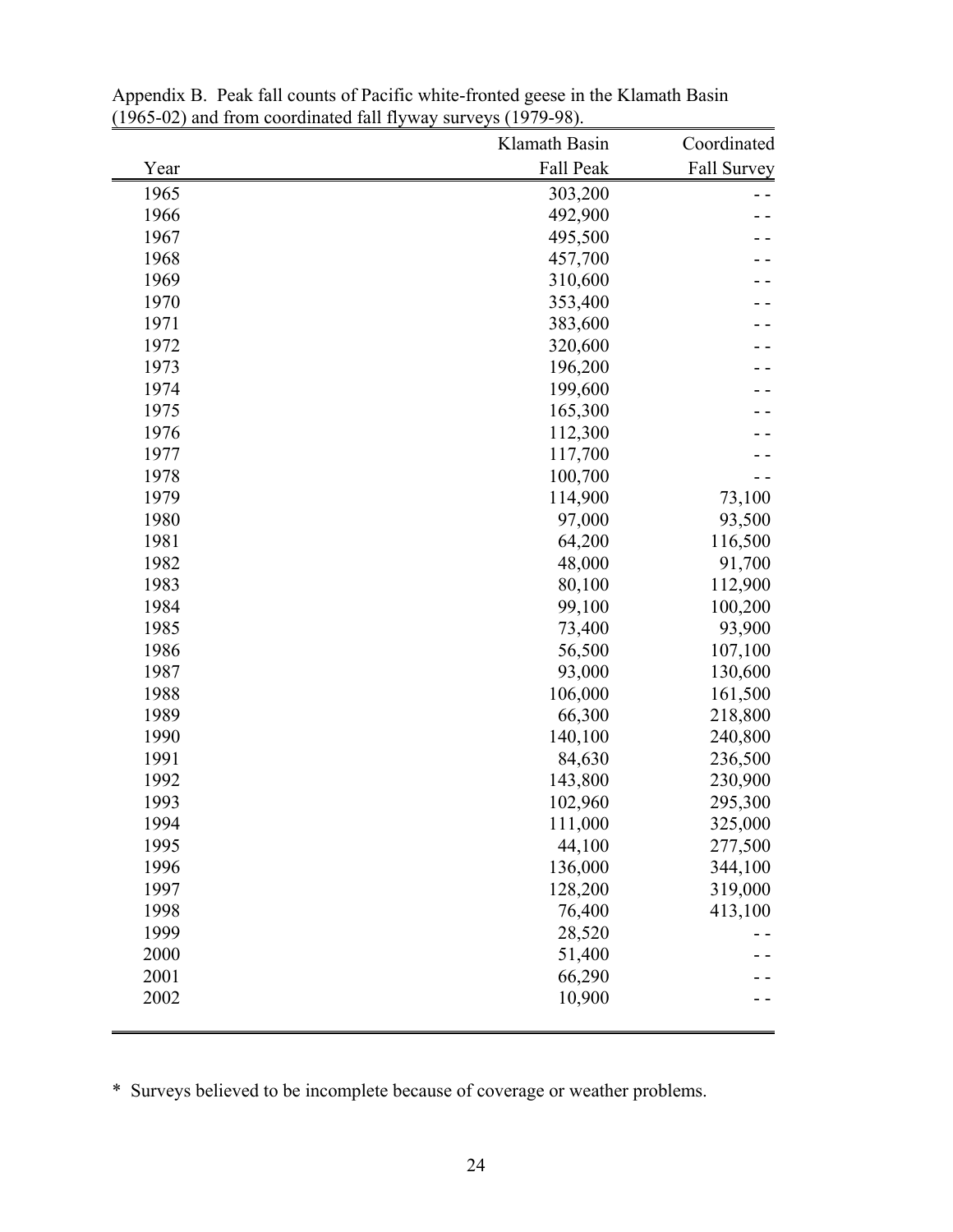Appendix B. Peak fall counts of Pacific white-fronted geese in the Klamath Basin (1965-02) and from coordinated fall flyway surveys (1979-98).

| Year | Klamath Basin Fall Peak | Coordinated Fall Survey |
|---|---|---|
| 1965 | 303,200 | - - |
| 1966 | 492,900 | - - |
| 1967 | 495,500 | - - |
| 1968 | 457,700 | - - |
| 1969 | 310,600 | - - |
| 1970 | 353,400 | - - |
| 1971 | 383,600 | - - |
| 1972 | 320,600 | - - |
| 1973 | 196,200 | - - |
| 1974 | 199,600 | - - |
| 1975 | 165,300 | - - |
| 1976 | 112,300 | - - |
| 1977 | 117,700 | - - |
| 1978 | 100,700 | - - |
| 1979 | 114,900 | 73,100 |
| 1980 | 97,000 | 93,500 |
| 1981 | 64,200 | 116,500 |
| 1982 | 48,000 | 91,700 |
| 1983 | 80,100 | 112,900 |
| 1984 | 99,100 | 100,200 |
| 1985 | 73,400 | 93,900 |
| 1986 | 56,500 | 107,100 |
| 1987 | 93,000 | 130,600 |
| 1988 | 106,000 | 161,500 |
| 1989 | 66,300 | 218,800 |
| 1990 | 140,100 | 240,800 |
| 1991 | 84,630 | 236,500 |
| 1992 | 143,800 | 230,900 |
| 1993 | 102,960 | 295,300 |
| 1994 | 111,000 | 325,000 |
| 1995 | 44,100 | 277,500 |
| 1996 | 136,000 | 344,100 |
| 1997 | 128,200 | 319,000 |
| 1998 | 76,400 | 413,100 |
| 1999 | 28,520 | - - |
| 2000 | 51,400 | - - |
| 2001 | 66,290 | - - |
| 2002 | 10,900 | - - |

* Surveys believed to be incomplete because of coverage or weather problems.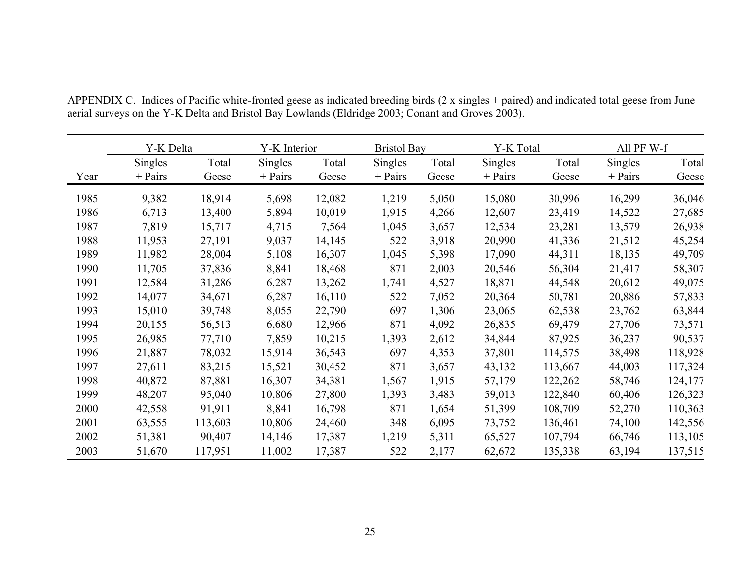APPENDIX C. Indices of Pacific white-fronted geese as indicated breeding birds (2 x singles + paired) and indicated total geese from June aerial surveys on the Y-K Delta and Bristol Bay Lowlands (Eldridge 2003; Conant and Groves 2003).

| | Y-K Delta | | Y-K Interior | | Bristol Bay | | Y-K Total | | All PF W-f | |
|---|---|---|---|---|---|---|---|---|---|---|
| Year | Singles + Pairs | Total Geese | Singles + Pairs | Total Geese | Singles + Pairs | Total Geese | Singles + Pairs | Total Geese | Singles + Pairs | Total Geese |
| 1985 | 9,382 | 18,914 | 5,698 | 12,082 | 1,219 | 5,050 | 15,080 | 30,996 | 16,299 | 36,046 |
| 1986 | 6,713 | 13,400 | 5,894 | 10,019 | 1,915 | 4,266 | 12,607 | 23,419 | 14,522 | 27,685 |
| 1987 | 7,819 | 15,717 | 4,715 | 7,564 | 1,045 | 3,657 | 12,534 | 23,281 | 13,579 | 26,938 |
| 1988 | 11,953 | 27,191 | 9,037 | 14,145 | 522 | 3,918 | 20,990 | 41,336 | 21,512 | 45,254 |
| 1989 | 11,982 | 28,004 | 5,108 | 16,307 | 1,045 | 5,398 | 17,090 | 44,311 | 18,135 | 49,709 |
| 1990 | 11,705 | 37,836 | 8,841 | 18,468 | 871 | 2,003 | 20,546 | 56,304 | 21,417 | 58,307 |
| 1991 | 12,584 | 31,286 | 6,287 | 13,262 | 1,741 | 4,527 | 18,871 | 44,548 | 20,612 | 49,075 |
| 1992 | 14,077 | 34,671 | 6,287 | 16,110 | 522 | 7,052 | 20,364 | 50,781 | 20,886 | 57,833 |
| 1993 | 15,010 | 39,748 | 8,055 | 22,790 | 697 | 1,306 | 23,065 | 62,538 | 23,762 | 63,844 |
| 1994 | 20,155 | 56,513 | 6,680 | 12,966 | 871 | 4,092 | 26,835 | 69,479 | 27,706 | 73,571 |
| 1995 | 26,985 | 77,710 | 7,859 | 10,215 | 1,393 | 2,612 | 34,844 | 87,925 | 36,237 | 90,537 |
| 1996 | 21,887 | 78,032 | 15,914 | 36,543 | 697 | 4,353 | 37,801 | 114,575 | 38,498 | 118,928 |
| 1997 | 27,611 | 83,215 | 15,521 | 30,452 | 871 | 3,657 | 43,132 | 113,667 | 44,003 | 117,324 |
| 1998 | 40,872 | 87,881 | 16,307 | 34,381 | 1,567 | 1,915 | 57,179 | 122,262 | 58,746 | 124,177 |
| 1999 | 48,207 | 95,040 | 10,806 | 27,800 | 1,393 | 3,483 | 59,013 | 122,840 | 60,406 | 126,323 |
| 2000 | 42,558 | 91,911 | 8,841 | 16,798 | 871 | 1,654 | 51,399 | 108,709 | 52,270 | 110,363 |
| 2001 | 63,555 | 113,603 | 10,806 | 24,460 | 348 | 6,095 | 73,752 | 136,461 | 74,100 | 142,556 |
| 2002 | 51,381 | 90,407 | 14,146 | 17,387 | 1,219 | 5,311 | 65,527 | 107,794 | 66,746 | 113,105 |
| 2003 | 51,670 | 117,951 | 11,002 | 17,387 | 522 | 2,177 | 62,672 | 135,338 | 63,194 | 137,515 |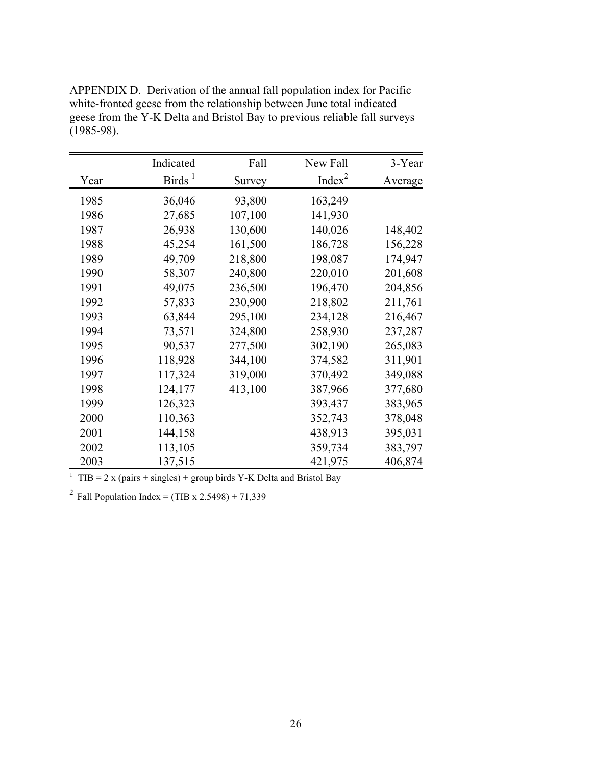APPENDIX D. Derivation of the annual fall population index for Pacific white-fronted geese from the relationship between June total indicated geese from the Y-K Delta and Bristol Bay to previous reliable fall surveys (1985-98).

| Year | Indicated Birds [1] | Fall Survey | New Fall Index[2] | 3-Year Average |
|---|---|---|---|---|
| 1985 | 36,046 | 93,800 | 163,249 | |
| 1986 | 27,685 | 107,100 | 141,930 | |
| 1987 | 26,938 | 130,600 | 140,026 | 148,402 |
| 1988 | 45,254 | 161,500 | 186,728 | 156,228 |
| 1989 | 49,709 | 218,800 | 198,087 | 174,947 |
| 1990 | 58,307 | 240,800 | 220,010 | 201,608 |
| 1991 | 49,075 | 236,500 | 196,470 | 204,856 |
| 1992 | 57,833 | 230,900 | 218,802 | 211,761 |
| 1993 | 63,844 | 295,100 | 234,128 | 216,467 |
| 1994 | 73,571 | 324,800 | 258,930 | 237,287 |
| 1995 | 90,537 | 277,500 | 302,190 | 265,083 |
| 1996 | 118,928 | 344,100 | 374,582 | 311,901 |
| 1997 | 117,324 | 319,000 | 370,492 | 349,088 |
| 1998 | 124,177 | 413,100 | 387,966 | 377,680 |
| 1999 | 126,323 | | 393,437 | 383,965 |
| 2000 | 110,363 | | 352,743 | 378,048 |
| 2001 | 144,158 | | 438,913 | 395,031 |
| 2002 | 113,105 | | 359,734 | 383,797 |
| 2003 | 137,515 | | 421,975 | 406,874 |

[1] TIB = 2 x (pairs + singles) + group birds Y-K Delta and Bristol Bay

[2] Fall Population Index = (TIB x 2.5498) + 71,339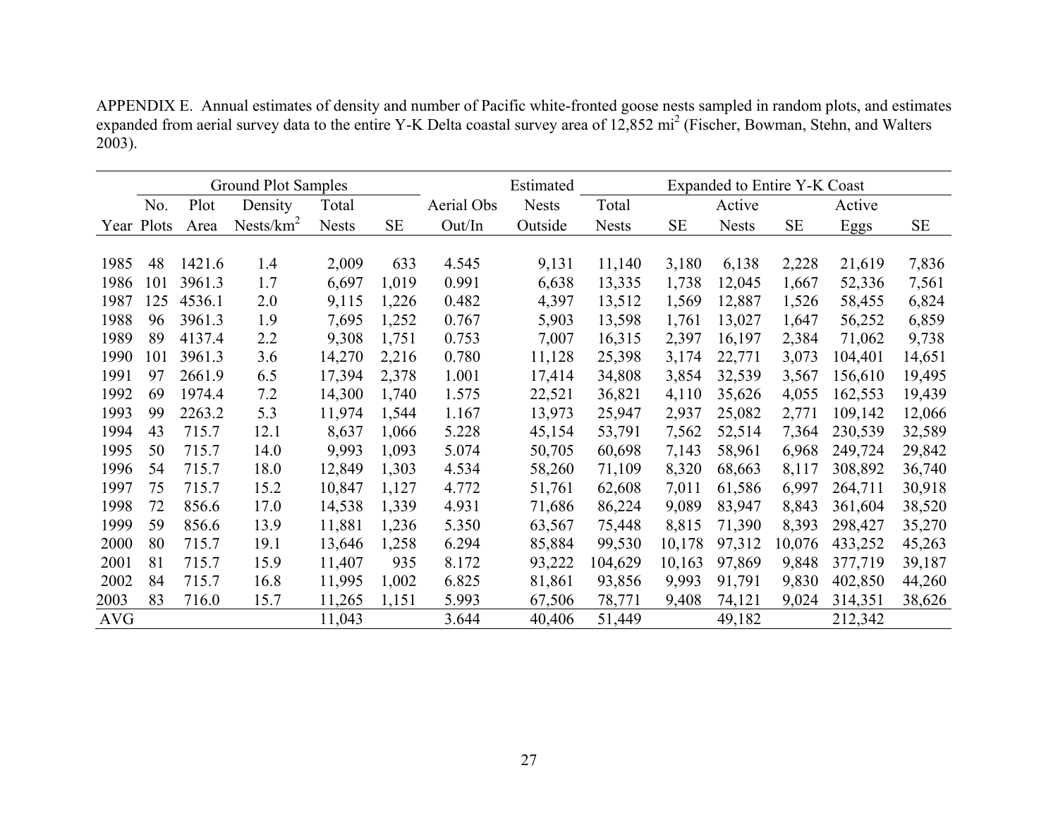APPENDIX E. Annual estimates of density and number of Pacific white-fronted goose nests sampled in random plots, and estimates expanded from aerial survey data to the entire Y-K Delta coastal survey area of 12,852 mi$^2$ (Fischer, Bowman, Stehn, and Walters 2003).

| | Ground Plot Samples | | | | | | Estimated | Expanded to Entire Y-K Coast | | | | | |
|---|---|---|---|---|---|---|---|---|---|---|---|---|---|
| | No. | Plot | Density | Total | | Aerial Obs | Nests | Total | | Active | | Active | |
| Year | Plots | Area | Nests/km$^2$ | Nests | SE | Out/In | Outside | Nests | SE | Nests | SE | Eggs | SE |
| 1985 | 48 | 1421.6 | 1.4 | 2,009 | 633 | 4.545 | 9,131 | 11,140 | 3,180 | 6,138 | 2,228 | 21,619 | 7,836 |
| 1986 | 101 | 3961.3 | 1.7 | 6,697 | 1,019 | 0.991 | 6,638 | 13,335 | 1,738 | 12,045 | 1,667 | 52,336 | 7,561 |
| 1987 | 125 | 4536.1 | 2.0 | 9,115 | 1,226 | 0.482 | 4,397 | 13,512 | 1,569 | 12,887 | 1,526 | 58,455 | 6,824 |
| 1988 | 96 | 3961.3 | 1.9 | 7,695 | 1,252 | 0.767 | 5,903 | 13,598 | 1,761 | 13,027 | 1,647 | 56,252 | 6,859 |
| 1989 | 89 | 4137.4 | 2.2 | 9,308 | 1,751 | 0.753 | 7,007 | 16,315 | 2,397 | 16,197 | 2,384 | 71,062 | 9,738 |
| 1990 | 101 | 3961.3 | 3.6 | 14,270 | 2,216 | 0.780 | 11,128 | 25,398 | 3,174 | 22,771 | 3,073 | 104,401 | 14,651 |
| 1991 | 97 | 2661.9 | 6.5 | 17,394 | 2,378 | 1.001 | 17,414 | 34,808 | 3,854 | 32,539 | 3,567 | 156,610 | 19,495 |
| 1992 | 69 | 1974.4 | 7.2 | 14,300 | 1,740 | 1.575 | 22,521 | 36,821 | 4,110 | 35,626 | 4,055 | 162,553 | 19,439 |
| 1993 | 99 | 2263.2 | 5.3 | 11,974 | 1,544 | 1.167 | 13,973 | 25,947 | 2,937 | 25,082 | 2,771 | 109,142 | 12,066 |
| 1994 | 43 | 715.7 | 12.1 | 8,637 | 1,066 | 5.228 | 45,154 | 53,791 | 7,562 | 52,514 | 7,364 | 230,539 | 32,589 |
| 1995 | 50 | 715.7 | 14.0 | 9,993 | 1,093 | 5.074 | 50,705 | 60,698 | 7,143 | 58,961 | 6,968 | 249,724 | 29,842 |
| 1996 | 54 | 715.7 | 18.0 | 12,849 | 1,303 | 4.534 | 58,260 | 71,109 | 8,320 | 68,663 | 8,117 | 308,892 | 36,740 |
| 1997 | 75 | 715.7 | 15.2 | 10,847 | 1,127 | 4.772 | 51,761 | 62,608 | 7,011 | 61,586 | 6,997 | 264,711 | 30,918 |
| 1998 | 72 | 856.6 | 17.0 | 14,538 | 1,339 | 4.931 | 71,686 | 86,224 | 9,089 | 83,947 | 8,843 | 361,604 | 38,520 |
| 1999 | 59 | 856.6 | 13.9 | 11,881 | 1,236 | 5.350 | 63,567 | 75,448 | 8,815 | 71,390 | 8,393 | 298,427 | 35,270 |
| 2000 | 80 | 715.7 | 19.1 | 13,646 | 1,258 | 6.294 | 85,884 | 99,530 | 10,178 | 97,312 | 10,076 | 433,252 | 45,263 |
| 2001 | 81 | 715.7 | 15.9 | 11,407 | 935 | 8.172 | 93,222 | 104,629 | 10,163 | 97,869 | 9,848 | 377,719 | 39,187 |
| 2002 | 84 | 715.7 | 16.8 | 11,995 | 1,002 | 6.825 | 81,861 | 93,856 | 9,993 | 91,791 | 9,830 | 402,850 | 44,260 |
| 2003 | 83 | 716.0 | 15.7 | 11,265 | 1,151 | 5.993 | 67,506 | 78,771 | 9,408 | 74,121 | 9,024 | 314,351 | 38,626 |
| AVG | | | | 11,043 | | 3.644 | 40,406 | 51,449 | | 49,182 | | 212,342 | |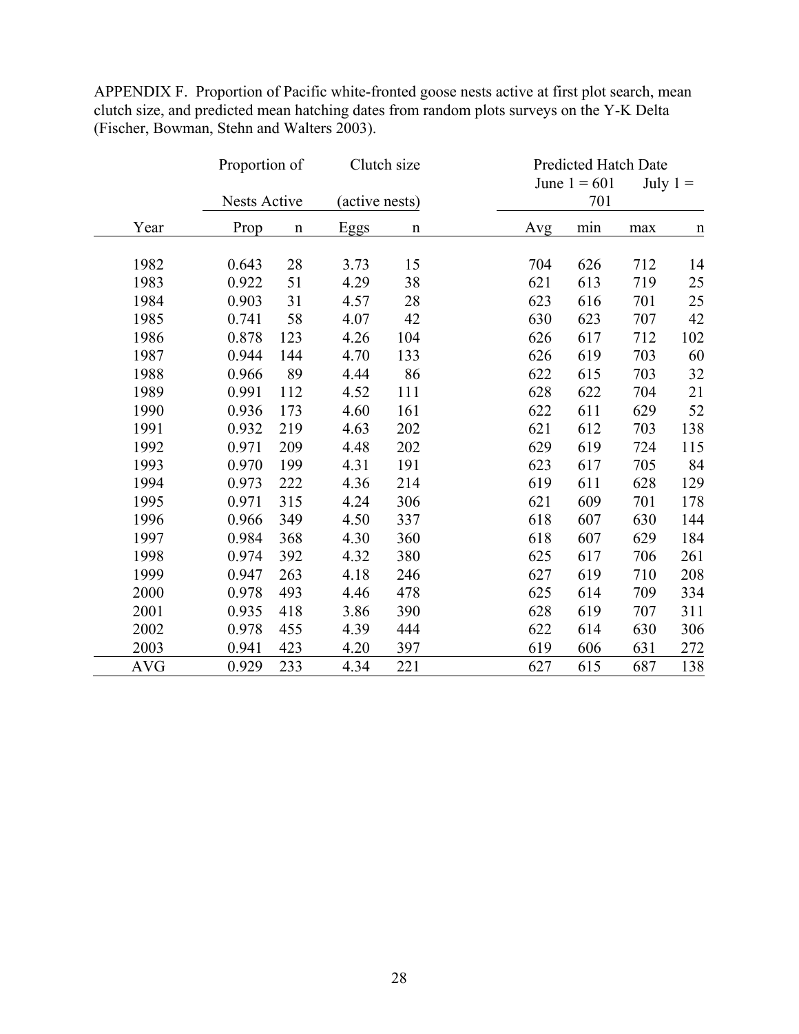APPENDIX F. Proportion of Pacific white-fronted goose nests active at first plot search, mean clutch size, and predicted mean hatching dates from random plots surveys on the Y-K Delta (Fischer, Bowman, Stehn and Walters 2003).

| | Proportion of Nests Active | | Clutch size (active nests) | | Predicted Hatch Date June 1 = 601 July 1 = 701 | | | |
|---|---|---|---|---|---|---|---|---|
| Year | Prop | n | Eggs | n | Avg | min | max | n |
| 1982 | 0.643 | 28 | 3.73 | 15 | 704 | 626 | 712 | 14 |
| 1983 | 0.922 | 51 | 4.29 | 38 | 621 | 613 | 719 | 25 |
| 1984 | 0.903 | 31 | 4.57 | 28 | 623 | 616 | 701 | 25 |
| 1985 | 0.741 | 58 | 4.07 | 42 | 630 | 623 | 707 | 42 |
| 1986 | 0.878 | 123 | 4.26 | 104 | 626 | 617 | 712 | 102 |
| 1987 | 0.944 | 144 | 4.70 | 133 | 626 | 619 | 703 | 60 |
| 1988 | 0.966 | 89 | 4.44 | 86 | 622 | 615 | 703 | 32 |
| 1989 | 0.991 | 112 | 4.52 | 111 | 628 | 622 | 704 | 21 |
| 1990 | 0.936 | 173 | 4.60 | 161 | 622 | 611 | 629 | 52 |
| 1991 | 0.932 | 219 | 4.63 | 202 | 621 | 612 | 703 | 138 |
| 1992 | 0.971 | 209 | 4.48 | 202 | 629 | 619 | 724 | 115 |
| 1993 | 0.970 | 199 | 4.31 | 191 | 623 | 617 | 705 | 84 |
| 1994 | 0.973 | 222 | 4.36 | 214 | 619 | 611 | 628 | 129 |
| 1995 | 0.971 | 315 | 4.24 | 306 | 621 | 609 | 701 | 178 |
| 1996 | 0.966 | 349 | 4.50 | 337 | 618 | 607 | 630 | 144 |
| 1997 | 0.984 | 368 | 4.30 | 360 | 618 | 607 | 629 | 184 |
| 1998 | 0.974 | 392 | 4.32 | 380 | 625 | 617 | 706 | 261 |
| 1999 | 0.947 | 263 | 4.18 | 246 | 627 | 619 | 710 | 208 |
| 2000 | 0.978 | 493 | 4.46 | 478 | 625 | 614 | 709 | 334 |
| 2001 | 0.935 | 418 | 3.86 | 390 | 628 | 619 | 707 | 311 |
| 2002 | 0.978 | 455 | 4.39 | 444 | 622 | 614 | 630 | 306 |
| 2003 | 0.941 | 423 | 4.20 | 397 | 619 | 606 | 631 | 272 |
| AVG | 0.929 | 233 | 4.34 | 221 | 627 | 615 | 687 | 138 |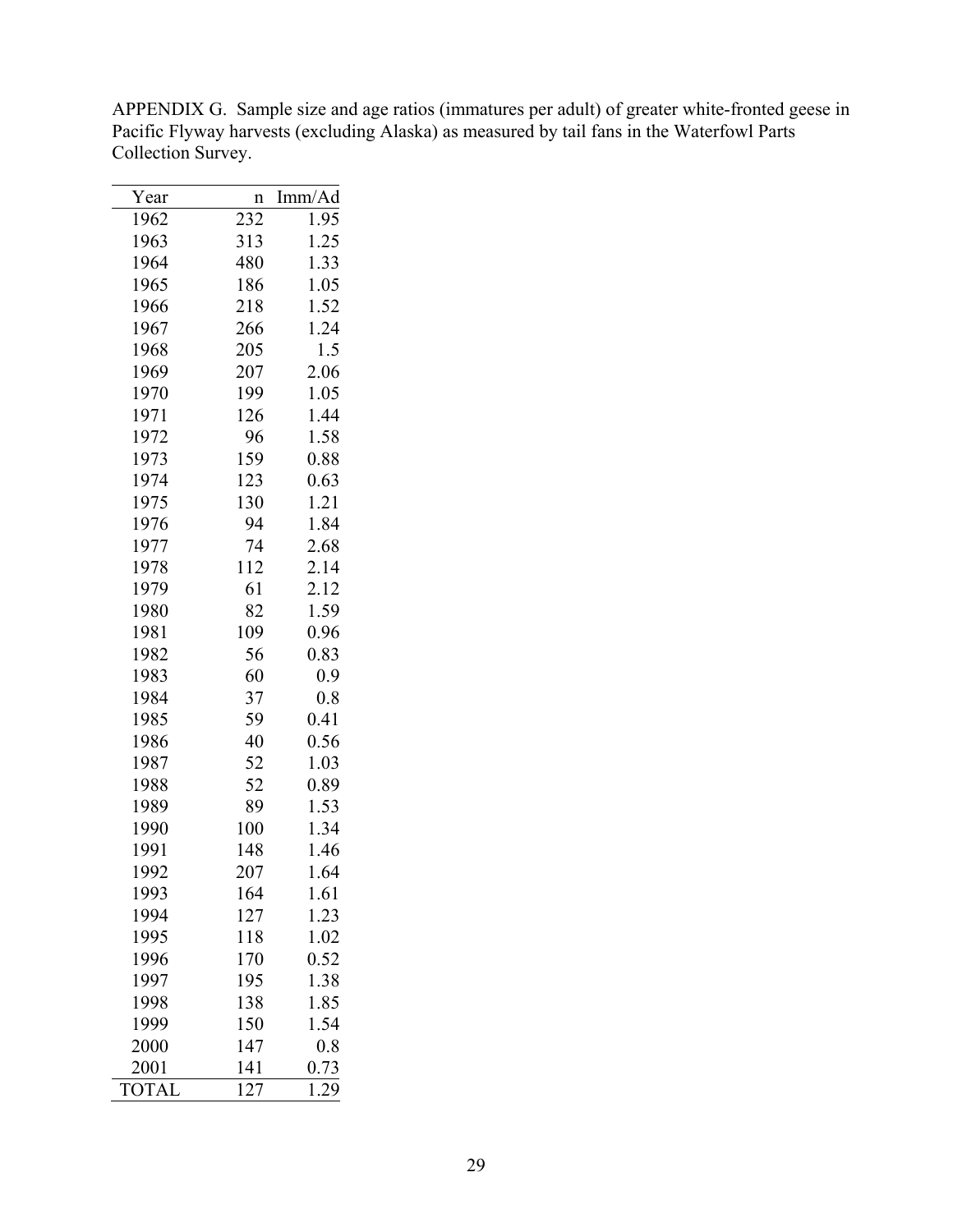APPENDIX G. Sample size and age ratios (immatures per adult) of greater white-fronted geese in Pacific Flyway harvests (excluding Alaska) as measured by tail fans in the Waterfowl Parts Collection Survey.

| Year | n | Imm/Ad |
|---|---|---|
| 1962 | 232 | 1.95 |
| 1963 | 313 | 1.25 |
| 1964 | 480 | 1.33 |
| 1965 | 186 | 1.05 |
| 1966 | 218 | 1.52 |
| 1967 | 266 | 1.24 |
| 1968 | 205 | 1.5 |
| 1969 | 207 | 2.06 |
| 1970 | 199 | 1.05 |
| 1971 | 126 | 1.44 |
| 1972 | 96 | 1.58 |
| 1973 | 159 | 0.88 |
| 1974 | 123 | 0.63 |
| 1975 | 130 | 1.21 |
| 1976 | 94 | 1.84 |
| 1977 | 74 | 2.68 |
| 1978 | 112 | 2.14 |
| 1979 | 61 | 2.12 |
| 1980 | 82 | 1.59 |
| 1981 | 109 | 0.96 |
| 1982 | 56 | 0.83 |
| 1983 | 60 | 0.9 |
| 1984 | 37 | 0.8 |
| 1985 | 59 | 0.41 |
| 1986 | 40 | 0.56 |
| 1987 | 52 | 1.03 |
| 1988 | 52 | 0.89 |
| 1989 | 89 | 1.53 |
| 1990 | 100 | 1.34 |
| 1991 | 148 | 1.46 |
| 1992 | 207 | 1.64 |
| 1993 | 164 | 1.61 |
| 1994 | 127 | 1.23 |
| 1995 | 118 | 1.02 |
| 1996 | 170 | 0.52 |
| 1997 | 195 | 1.38 |
| 1998 | 138 | 1.85 |
| 1999 | 150 | 1.54 |
| 2000 | 147 | 0.8 |
| 2001 | 141 | 0.73 |
| TOTAL | 127 | 1.29 |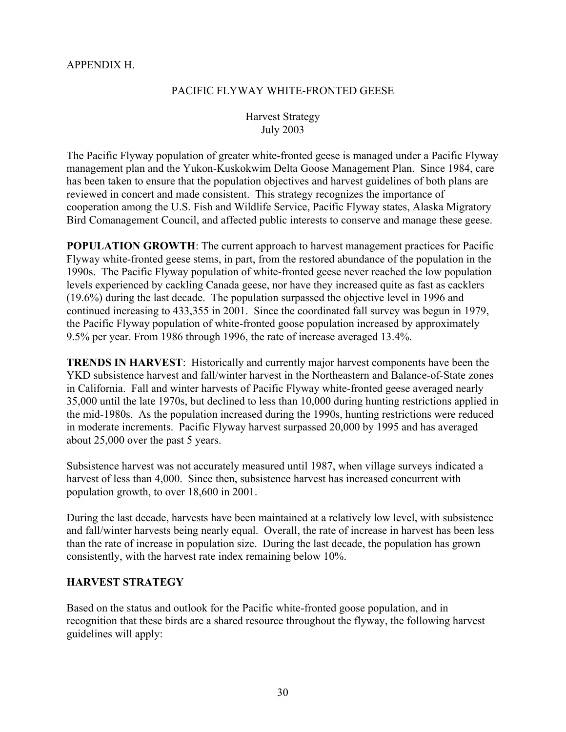APPENDIX H.

## PACIFIC FLYWAY WHITE-FRONTED GEESE

Harvest Strategy
July 2003

The Pacific Flyway population of greater white-fronted geese is managed under a Pacific Flyway management plan and the Yukon-Kuskokwim Delta Goose Management Plan. Since 1984, care has been taken to ensure that the population objectives and harvest guidelines of both plans are reviewed in concert and made consistent. This strategy recognizes the importance of cooperation among the U.S. Fish and Wildlife Service, Pacific Flyway states, Alaska Migratory Bird Comanagement Council, and affected public interests to conserve and manage these geese.

**POPULATION GROWTH**: The current approach to harvest management practices for Pacific Flyway white-fronted geese stems, in part, from the restored abundance of the population in the 1990s. The Pacific Flyway population of white-fronted geese never reached the low population levels experienced by cackling Canada geese, nor have they increased quite as fast as cacklers (19.6%) during the last decade. The population surpassed the objective level in 1996 and continued increasing to 433,355 in 2001. Since the coordinated fall survey was begun in 1979, the Pacific Flyway population of white-fronted goose population increased by approximately 9.5% per year. From 1986 through 1996, the rate of increase averaged 13.4%.

**TRENDS IN HARVEST**: Historically and currently major harvest components have been the YKD subsistence harvest and fall/winter harvest in the Northeastern and Balance-of-State zones in California. Fall and winter harvests of Pacific Flyway white-fronted geese averaged nearly 35,000 until the late 1970s, but declined to less than 10,000 during hunting restrictions applied in the mid-1980s. As the population increased during the 1990s, hunting restrictions were reduced in moderate increments. Pacific Flyway harvest surpassed 20,000 by 1995 and has averaged about 25,000 over the past 5 years.

Subsistence harvest was not accurately measured until 1987, when village surveys indicated a harvest of less than 4,000. Since then, subsistence harvest has increased concurrent with population growth, to over 18,600 in 2001.

During the last decade, harvests have been maintained at a relatively low level, with subsistence and fall/winter harvests being nearly equal. Overall, the rate of increase in harvest has been less than the rate of increase in population size. During the last decade, the population has grown consistently, with the harvest rate index remaining below 10%.

### HARVEST STRATEGY

Based on the status and outlook for the Pacific white-fronted goose population, and in recognition that these birds are a shared resource throughout the flyway, the following harvest guidelines will apply: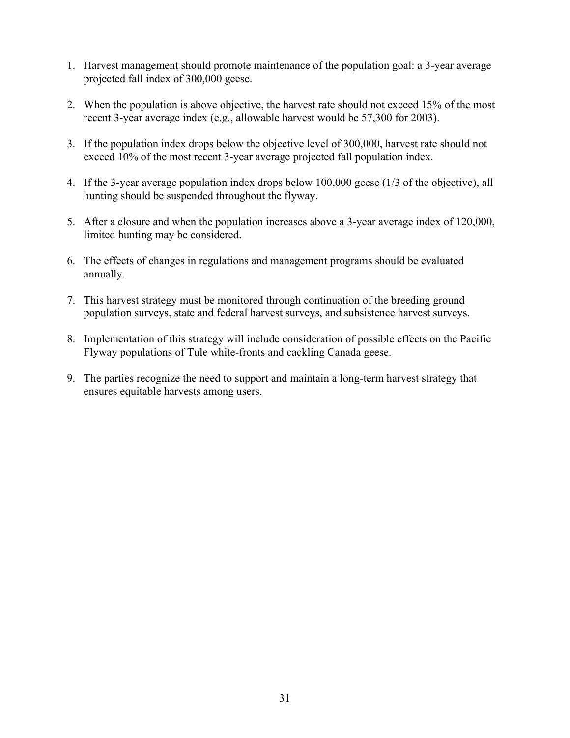1. Harvest management should promote maintenance of the population goal: a 3-year average projected fall index of 300,000 geese.

2. When the population is above objective, the harvest rate should not exceed 15% of the most recent 3-year average index (e.g., allowable harvest would be 57,300 for 2003).

3. If the population index drops below the objective level of 300,000, harvest rate should not exceed 10% of the most recent 3-year average projected fall population index.

4. If the 3-year average population index drops below 100,000 geese (1/3 of the objective), all hunting should be suspended throughout the flyway.

5. After a closure and when the population increases above a 3-year average index of 120,000, limited hunting may be considered.

6. The effects of changes in regulations and management programs should be evaluated annually.

7. This harvest strategy must be monitored through continuation of the breeding ground population surveys, state and federal harvest surveys, and subsistence harvest surveys.

8. Implementation of this strategy will include consideration of possible effects on the Pacific Flyway populations of Tule white-fronts and cackling Canada geese.

9. The parties recognize the need to support and maintain a long-term harvest strategy that ensures equitable harvests among users.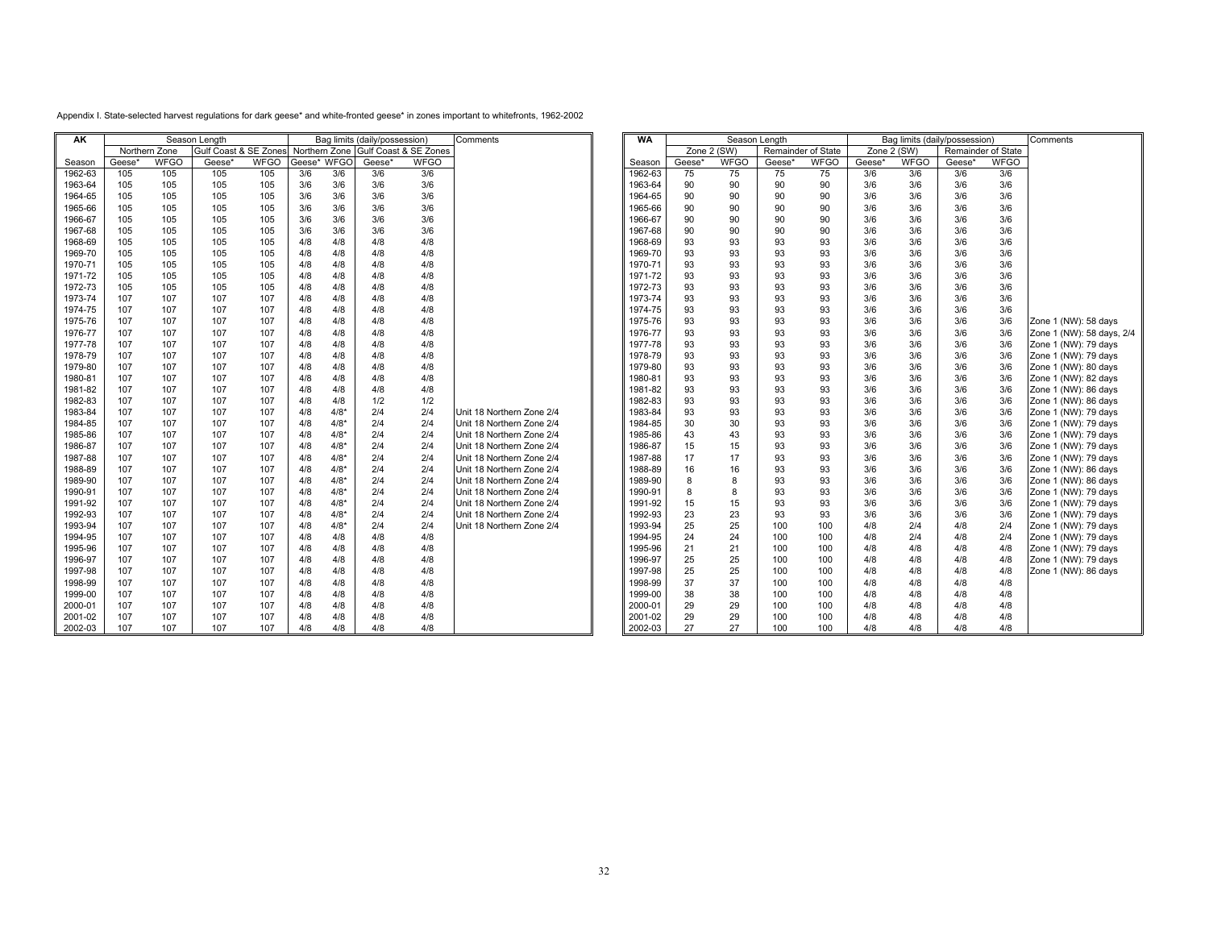Appendix I. State-selected harvest regulations for dark geese* and white-fronted geese* in zones important to whitefronts, 1962-2002

| AK | Season Length | | | | Bag limits (daily/possession) | | | | Comments |
|---|---|---|---|---|---|---|---|---|---|
| | Northern Zone | | Gulf Coast & SE Zones | | Northern Zone | | Gulf Coast & SE Zones | | |
| Season | Geese* | WFGO | Geese* | WFGO | Geese* | WFGO | Geese* | WFGO | |
| 1962-63 | 105 | 105 | 105 | 105 | 3/6 | 3/6 | 3/6 | 3/6 | |
| 1963-64 | 105 | 105 | 105 | 105 | 3/6 | 3/6 | 3/6 | 3/6 | |
| 1964-65 | 105 | 105 | 105 | 105 | 3/6 | 3/6 | 3/6 | 3/6 | |
| 1965-66 | 105 | 105 | 105 | 105 | 3/6 | 3/6 | 3/6 | 3/6 | |
| 1966-67 | 105 | 105 | 105 | 105 | 3/6 | 3/6 | 3/6 | 3/6 | |
| 1967-68 | 105 | 105 | 105 | 105 | 3/6 | 3/6 | 3/6 | 3/6 | |
| 1968-69 | 105 | 105 | 105 | 105 | 4/8 | 4/8 | 4/8 | 4/8 | |
| 1969-70 | 105 | 105 | 105 | 105 | 4/8 | 4/8 | 4/8 | 4/8 | |
| 1970-71 | 105 | 105 | 105 | 105 | 4/8 | 4/8 | 4/8 | 4/8 | |
| 1971-72 | 105 | 105 | 105 | 105 | 4/8 | 4/8 | 4/8 | 4/8 | |
| 1972-73 | 105 | 105 | 105 | 105 | 4/8 | 4/8 | 4/8 | 4/8 | |
| 1973-74 | 107 | 107 | 107 | 107 | 4/8 | 4/8 | 4/8 | 4/8 | |
| 1974-75 | 107 | 107 | 107 | 107 | 4/8 | 4/8 | 4/8 | 4/8 | |
| 1975-76 | 107 | 107 | 107 | 107 | 4/8 | 4/8 | 4/8 | 4/8 | |
| 1976-77 | 107 | 107 | 107 | 107 | 4/8 | 4/8 | 4/8 | 4/8 | |
| 1977-78 | 107 | 107 | 107 | 107 | 4/8 | 4/8 | 4/8 | 4/8 | |
| 1978-79 | 107 | 107 | 107 | 107 | 4/8 | 4/8 | 4/8 | 4/8 | |
| 1979-80 | 107 | 107 | 107 | 107 | 4/8 | 4/8 | 4/8 | 4/8 | |
| 1980-81 | 107 | 107 | 107 | 107 | 4/8 | 4/8 | 4/8 | 4/8 | |
| 1981-82 | 107 | 107 | 107 | 107 | 4/8 | 4/8 | 4/8 | 4/8 | |
| 1982-83 | 107 | 107 | 107 | 107 | 4/8 | 4/8 | 1/2 | 1/2 | |
| 1983-84 | 107 | 107 | 107 | 107 | 4/8 | 4/8* | 2/4 | 2/4 | Unit 18 Northern Zone 2/4 |
| 1984-85 | 107 | 107 | 107 | 107 | 4/8 | 4/8* | 2/4 | 2/4 | Unit 18 Northern Zone 2/4 |
| 1985-86 | 107 | 107 | 107 | 107 | 4/8 | 4/8* | 2/4 | 2/4 | Unit 18 Northern Zone 2/4 |
| 1986-87 | 107 | 107 | 107 | 107 | 4/8 | 4/8* | 2/4 | 2/4 | Unit 18 Northern Zone 2/4 |
| 1987-88 | 107 | 107 | 107 | 107 | 4/8 | 4/8* | 2/4 | 2/4 | Unit 18 Northern Zone 2/4 |
| 1988-89 | 107 | 107 | 107 | 107 | 4/8 | 4/8* | 2/4 | 2/4 | Unit 18 Northern Zone 2/4 |
| 1989-90 | 107 | 107 | 107 | 107 | 4/8 | 4/8* | 2/4 | 2/4 | Unit 18 Northern Zone 2/4 |
| 1990-91 | 107 | 107 | 107 | 107 | 4/8 | 4/8* | 2/4 | 2/4 | Unit 18 Northern Zone 2/4 |
| 1991-92 | 107 | 107 | 107 | 107 | 4/8 | 4/8* | 2/4 | 2/4 | Unit 18 Northern Zone 2/4 |
| 1992-93 | 107 | 107 | 107 | 107 | 4/8 | 4/8* | 2/4 | 2/4 | Unit 18 Northern Zone 2/4 |
| 1993-94 | 107 | 107 | 107 | 107 | 4/8 | 4/8* | 2/4 | 2/4 | Unit 18 Northern Zone 2/4 |
| 1994-95 | 107 | 107 | 107 | 107 | 4/8 | 4/8 | 4/8 | 4/8 | |
| 1995-96 | 107 | 107 | 107 | 107 | 4/8 | 4/8 | 4/8 | 4/8 | |
| 1996-97 | 107 | 107 | 107 | 107 | 4/8 | 4/8 | 4/8 | 4/8 | |
| 1997-98 | 107 | 107 | 107 | 107 | 4/8 | 4/8 | 4/8 | 4/8 | |
| 1998-99 | 107 | 107 | 107 | 107 | 4/8 | 4/8 | 4/8 | 4/8 | |
| 1999-00 | 107 | 107 | 107 | 107 | 4/8 | 4/8 | 4/8 | 4/8 | |
| 2000-01 | 107 | 107 | 107 | 107 | 4/8 | 4/8 | 4/8 | 4/8 | |
| 2001-02 | 107 | 107 | 107 | 107 | 4/8 | 4/8 | 4/8 | 4/8 | |
| 2002-03 | 107 | 107 | 107 | 107 | 4/8 | 4/8 | 4/8 | 4/8 | |

| WA | Season Length | | | | Bag limits (daily/possession) | | | | Comments |
|---|---|---|---|---|---|---|---|---|---|
| | Zone 2 (SW) | | Remainder of State | | Zone 2 (SW) | | Remainder of State | | |
| Season | Geese* | WFGO | Geese* | WFGO | Geese* | WFGO | Geese* | WFGO | |
| 1962-63 | 75 | 75 | 75 | 75 | 3/6 | 3/6 | 3/6 | 3/6 | |
| 1963-64 | 90 | 90 | 90 | 90 | 3/6 | 3/6 | 3/6 | 3/6 | |
| 1964-65 | 90 | 90 | 90 | 90 | 3/6 | 3/6 | 3/6 | 3/6 | |
| 1965-66 | 90 | 90 | 90 | 90 | 3/6 | 3/6 | 3/6 | 3/6 | |
| 1966-67 | 90 | 90 | 90 | 90 | 3/6 | 3/6 | 3/6 | 3/6 | |
| 1967-68 | 90 | 90 | 90 | 90 | 3/6 | 3/6 | 3/6 | 3/6 | |
| 1968-69 | 93 | 93 | 93 | 93 | 3/6 | 3/6 | 3/6 | 3/6 | |
| 1969-70 | 93 | 93 | 93 | 93 | 3/6 | 3/6 | 3/6 | 3/6 | |
| 1970-71 | 93 | 93 | 93 | 93 | 3/6 | 3/6 | 3/6 | 3/6 | |
| 1971-72 | 93 | 93 | 93 | 93 | 3/6 | 3/6 | 3/6 | 3/6 | |
| 1972-73 | 93 | 93 | 93 | 93 | 3/6 | 3/6 | 3/6 | 3/6 | |
| 1973-74 | 93 | 93 | 93 | 93 | 3/6 | 3/6 | 3/6 | 3/6 | |
| 1974-75 | 93 | 93 | 93 | 93 | 3/6 | 3/6 | 3/6 | 3/6 | |
| 1975-76 | 93 | 93 | 93 | 93 | 3/6 | 3/6 | 3/6 | 3/6 | Zone 1 (NW): 58 days |
| 1976-77 | 93 | 93 | 93 | 93 | 3/6 | 3/6 | 3/6 | 3/6 | Zone 1 (NW): 58 days, 2/4 |
| 1977-78 | 93 | 93 | 93 | 93 | 3/6 | 3/6 | 3/6 | 3/6 | Zone 1 (NW): 79 days |
| 1978-79 | 93 | 93 | 93 | 93 | 3/6 | 3/6 | 3/6 | 3/6 | Zone 1 (NW): 79 days |
| 1979-80 | 93 | 93 | 93 | 93 | 3/6 | 3/6 | 3/6 | 3/6 | Zone 1 (NW): 80 days |
| 1980-81 | 93 | 93 | 93 | 93 | 3/6 | 3/6 | 3/6 | 3/6 | Zone 1 (NW): 82 days |
| 1981-82 | 93 | 93 | 93 | 93 | 3/6 | 3/6 | 3/6 | 3/6 | Zone 1 (NW): 86 days |
| 1982-83 | 93 | 93 | 93 | 93 | 3/6 | 3/6 | 3/6 | 3/6 | Zone 1 (NW): 86 days |
| 1983-84 | 93 | 93 | 93 | 93 | 3/6 | 3/6 | 3/6 | 3/6 | Zone 1 (NW): 79 days |
| 1984-85 | 30 | 30 | 93 | 93 | 3/6 | 3/6 | 3/6 | 3/6 | Zone 1 (NW): 79 days |
| 1985-86 | 43 | 43 | 93 | 93 | 3/6 | 3/6 | 3/6 | 3/6 | Zone 1 (NW): 79 days |
| 1986-87 | 15 | 15 | 93 | 93 | 3/6 | 3/6 | 3/6 | 3/6 | Zone 1 (NW): 79 days |
| 1987-88 | 17 | 17 | 93 | 93 | 3/6 | 3/6 | 3/6 | 3/6 | Zone 1 (NW): 79 days |
| 1988-89 | 16 | 16 | 93 | 93 | 3/6 | 3/6 | 3/6 | 3/6 | Zone 1 (NW): 86 days |
| 1989-90 | 8 | 8 | 93 | 93 | 3/6 | 3/6 | 3/6 | 3/6 | Zone 1 (NW): 86 days |
| 1990-91 | 8 | 8 | 93 | 93 | 3/6 | 3/6 | 3/6 | 3/6 | Zone 1 (NW): 79 days |
| 1991-92 | 15 | 15 | 93 | 93 | 3/6 | 3/6 | 3/6 | 3/6 | Zone 1 (NW): 79 days |
| 1992-93 | 23 | 23 | 93 | 93 | 3/6 | 3/6 | 3/6 | 3/6 | Zone 1 (NW): 79 days |
| 1993-94 | 25 | 25 | 100 | 100 | 4/8 | 2/4 | 4/8 | 2/4 | Zone 1 (NW): 79 days |
| 1994-95 | 24 | 24 | 100 | 100 | 4/8 | 2/4 | 4/8 | 2/4 | Zone 1 (NW): 79 days |
| 1995-96 | 21 | 21 | 100 | 100 | 4/8 | 4/8 | 4/8 | 4/8 | Zone 1 (NW): 79 days |
| 1996-97 | 25 | 25 | 100 | 100 | 4/8 | 4/8 | 4/8 | 4/8 | Zone 1 (NW): 79 days |
| 1997-98 | 25 | 25 | 100 | 100 | 4/8 | 4/8 | 4/8 | 4/8 | Zone 1 (NW): 86 days |
| 1998-99 | 37 | 37 | 100 | 100 | 4/8 | 4/8 | 4/8 | 4/8 | |
| 1999-00 | 38 | 38 | 100 | 100 | 4/8 | 4/8 | 4/8 | 4/8 | |
| 2000-01 | 29 | 29 | 100 | 100 | 4/8 | 4/8 | 4/8 | 4/8 | |
| 2001-02 | 29 | 29 | 100 | 100 | 4/8 | 4/8 | 4/8 | 4/8 | |
| 2002-03 | 27 | 27 | 100 | 100 | 4/8 | 4/8 | 4/8 | 4/8 | |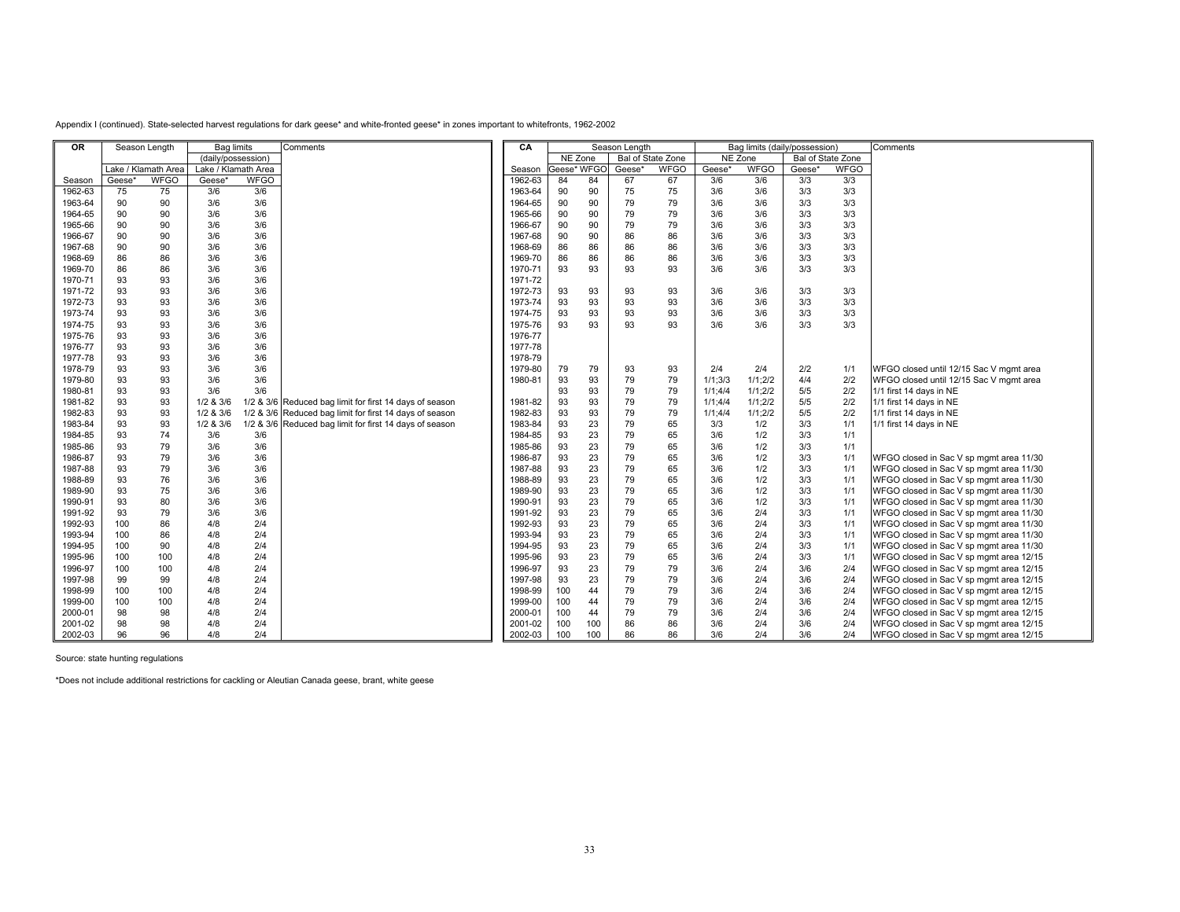Appendix I (continued). State-selected harvest regulations for dark geese* and white-fronted geese* in zones important to whitefronts, 1962-2002

| OR | Season Length | | Bag limits (daily/possession) | | Comments |
|---|---|---|---|---|---|
| | Lake / Klamath Area | | Lake / Klamath Area | | |
| Season | Geese* | WFGO | Geese* | WFGO | |
| 1962-63 | 75 | 75 | 3/6 | 3/6 | |
| 1963-64 | 90 | 90 | 3/6 | 3/6 | |
| 1964-65 | 90 | 90 | 3/6 | 3/6 | |
| 1965-66 | 90 | 90 | 3/6 | 3/6 | |
| 1966-67 | 90 | 90 | 3/6 | 3/6 | |
| 1967-68 | 90 | 90 | 3/6 | 3/6 | |
| 1968-69 | 86 | 86 | 3/6 | 3/6 | |
| 1969-70 | 86 | 86 | 3/6 | 3/6 | |
| 1970-71 | 93 | 93 | 3/6 | 3/6 | |
| 1971-72 | 93 | 93 | 3/6 | 3/6 | |
| 1972-73 | 93 | 93 | 3/6 | 3/6 | |
| 1973-74 | 93 | 93 | 3/6 | 3/6 | |
| 1974-75 | 93 | 93 | 3/6 | 3/6 | |
| 1975-76 | 93 | 93 | 3/6 | 3/6 | |
| 1976-77 | 93 | 93 | 3/6 | 3/6 | |
| 1977-78 | 93 | 93 | 3/6 | 3/6 | |
| 1978-79 | 93 | 93 | 3/6 | 3/6 | |
| 1979-80 | 93 | 93 | 3/6 | 3/6 | |
| 1980-81 | 93 | 93 | 3/6 | 3/6 | |
| 1981-82 | 93 | 93 | 1/2 & 3/6 | 1/2 & 3/6 | Reduced bag limit for first 14 days of season |
| 1982-83 | 93 | 93 | 1/2 & 3/6 | 1/2 & 3/6 | Reduced bag limit for first 14 days of season |
| 1983-84 | 93 | 93 | 1/2 & 3/6 | 1/2 & 3/6 | Reduced bag limit for first 14 days of season |
| 1984-85 | 93 | 74 | 3/6 | 3/6 | |
| 1985-86 | 93 | 79 | 3/6 | 3/6 | |
| 1986-87 | 93 | 79 | 3/6 | 3/6 | |
| 1987-88 | 93 | 79 | 3/6 | 3/6 | |
| 1988-89 | 93 | 76 | 3/6 | 3/6 | |
| 1989-90 | 93 | 75 | 3/6 | 3/6 | |
| 1990-91 | 93 | 80 | 3/6 | 3/6 | |
| 1991-92 | 93 | 79 | 3/6 | 3/6 | |
| 1992-93 | 100 | 86 | 4/8 | 2/4 | |
| 1993-94 | 100 | 86 | 4/8 | 2/4 | |
| 1994-95 | 100 | 90 | 4/8 | 2/4 | |
| 1995-96 | 100 | 100 | 4/8 | 2/4 | |
| 1996-97 | 100 | 100 | 4/8 | 2/4 | |
| 1997-98 | 99 | 99 | 4/8 | 2/4 | |
| 1998-99 | 100 | 100 | 4/8 | 2/4 | |
| 1999-00 | 100 | 100 | 4/8 | 2/4 | |
| 2000-01 | 98 | 98 | 4/8 | 2/4 | |
| 2001-02 | 98 | 98 | 4/8 | 2/4 | |
| 2002-03 | 96 | 96 | 4/8 | 2/4 | |

| CA | Season Length | | | | Bag limits (daily/possession) | | | | Comments |
|---|---|---|---|---|---|---|---|---|---|
| | NE Zone | | Bal of State Zone | | NE Zone | | Bal of State Zone | | |
| Season | Geese* | WFGO | Geese* | WFGO | Geese* | WFGO | Geese* | WFGO | |
| 1962-63 | 84 | 84 | 67 | 67 | 3/6 | 3/6 | 3/3 | 3/3 | |
| 1963-64 | 90 | 90 | 75 | 75 | 3/6 | 3/6 | 3/3 | 3/3 | |
| 1964-65 | 90 | 90 | 79 | 79 | 3/6 | 3/6 | 3/3 | 3/3 | |
| 1965-66 | 90 | 90 | 79 | 79 | 3/6 | 3/6 | 3/3 | 3/3 | |
| 1966-67 | 90 | 90 | 79 | 79 | 3/6 | 3/6 | 3/3 | 3/3 | |
| 1967-68 | 90 | 90 | 86 | 86 | 3/6 | 3/6 | 3/3 | 3/3 | |
| 1968-69 | 86 | 86 | 86 | 86 | 3/6 | 3/6 | 3/3 | 3/3 | |
| 1969-70 | 86 | 86 | 86 | 86 | 3/6 | 3/6 | 3/3 | 3/3 | |
| 1970-71 | 93 | 93 | 93 | 93 | 3/6 | 3/6 | 3/3 | 3/3 | |
| 1971-72 | | | | | | | | | |
| 1972-73 | 93 | 93 | 93 | 93 | 3/6 | 3/6 | 3/3 | 3/3 | |
| 1973-74 | 93 | 93 | 93 | 93 | 3/6 | 3/6 | 3/3 | 3/3 | |
| 1974-75 | 93 | 93 | 93 | 93 | 3/6 | 3/6 | 3/3 | 3/3 | |
| 1975-76 | 93 | 93 | 93 | 93 | 3/6 | 3/6 | 3/3 | 3/3 | |
| 1976-77 | | | | | | | | | |
| 1977-78 | | | | | | | | | |
| 1978-79 | | | | | | | | | |
| 1979-80 | 79 | 79 | 93 | 93 | 2/4 | 2/4 | 2/2 | 1/1 | WFGO closed until 12/15 Sac V mgmt area |
| 1980-81 | 93 | 93 | 79 | 79 | 1/1;3/3 | 1/1;2/2 | 4/4 | 2/2 | WFGO closed until 12/15 Sac V mgmt area |
| | 93 | 93 | 79 | 79 | 1/1;4/4 | 1/1;2/2 | 5/5 | 2/2 | 1/1 first 14 days in NE |
| 1981-82 | 93 | 93 | 79 | 79 | 1/1;4/4 | 1/1;2/2 | 5/5 | 2/2 | 1/1 first 14 days in NE |
| 1982-83 | 93 | 93 | 79 | 79 | 1/1;4/4 | 1/1;2/2 | 5/5 | 2/2 | 1/1 first 14 days in NE |
| 1983-84 | 93 | 23 | 79 | 65 | 3/3 | 1/2 | 3/3 | 1/1 | 1/1 first 14 days in NE |
| 1984-85 | 93 | 23 | 79 | 65 | 3/6 | 1/2 | 3/3 | 1/1 | |
| 1985-86 | 93 | 23 | 79 | 65 | 3/6 | 1/2 | 3/3 | 1/1 | |
| 1986-87 | 93 | 23 | 79 | 65 | 3/6 | 1/2 | 3/3 | 1/1 | WFGO closed in Sac V sp mgmt area 11/30 |
| 1987-88 | 93 | 23 | 79 | 65 | 3/6 | 1/2 | 3/3 | 1/1 | WFGO closed in Sac V sp mgmt area 11/30 |
| 1988-89 | 93 | 23 | 79 | 65 | 3/6 | 1/2 | 3/3 | 1/1 | WFGO closed in Sac V sp mgmt area 11/30 |
| 1989-90 | 93 | 23 | 79 | 65 | 3/6 | 1/2 | 3/3 | 1/1 | WFGO closed in Sac V sp mgmt area 11/30 |
| 1990-91 | 93 | 23 | 79 | 65 | 3/6 | 1/2 | 3/3 | 1/1 | WFGO closed in Sac V sp mgmt area 11/30 |
| 1991-92 | 93 | 23 | 79 | 65 | 3/6 | 2/4 | 3/3 | 1/1 | WFGO closed in Sac V sp mgmt area 11/30 |
| 1992-93 | 93 | 23 | 79 | 65 | 3/6 | 2/4 | 3/3 | 1/1 | WFGO closed in Sac V sp mgmt area 11/30 |
| 1993-94 | 93 | 23 | 79 | 65 | 3/6 | 2/4 | 3/3 | 1/1 | WFGO closed in Sac V sp mgmt area 11/30 |
| 1994-95 | 93 | 23 | 79 | 65 | 3/6 | 2/4 | 3/3 | 1/1 | WFGO closed in Sac V sp mgmt area 11/30 |
| 1995-96 | 93 | 23 | 79 | 65 | 3/6 | 2/4 | 3/3 | 1/1 | WFGO closed in Sac V sp mgmt area 12/15 |
| 1996-97 | 93 | 23 | 79 | 79 | 3/6 | 2/4 | 3/6 | 2/4 | WFGO closed in Sac V sp mgmt area 12/15 |
| 1997-98 | 93 | 23 | 79 | 79 | 3/6 | 2/4 | 3/6 | 2/4 | WFGO closed in Sac V sp mgmt area 12/15 |
| 1998-99 | 100 | 44 | 79 | 79 | 3/6 | 2/4 | 3/6 | 2/4 | WFGO closed in Sac V sp mgmt area 12/15 |
| 1999-00 | 100 | 44 | 79 | 79 | 3/6 | 2/4 | 3/6 | 2/4 | WFGO closed in Sac V sp mgmt area 12/15 |
| 2000-01 | 100 | 44 | 79 | 79 | 3/6 | 2/4 | 3/6 | 2/4 | WFGO closed in Sac V sp mgmt area 12/15 |
| 2001-02 | 100 | 100 | 86 | 86 | 3/6 | 2/4 | 3/6 | 2/4 | WFGO closed in Sac V sp mgmt area 12/15 |
| 2002-03 | 100 | 100 | 86 | 86 | 3/6 | 2/4 | 3/6 | 2/4 | WFGO closed in Sac V sp mgmt area 12/15 |

Source: state hunting regulations

*Does not include additional restrictions for cackling or Aleutian Canada geese, brant, white geese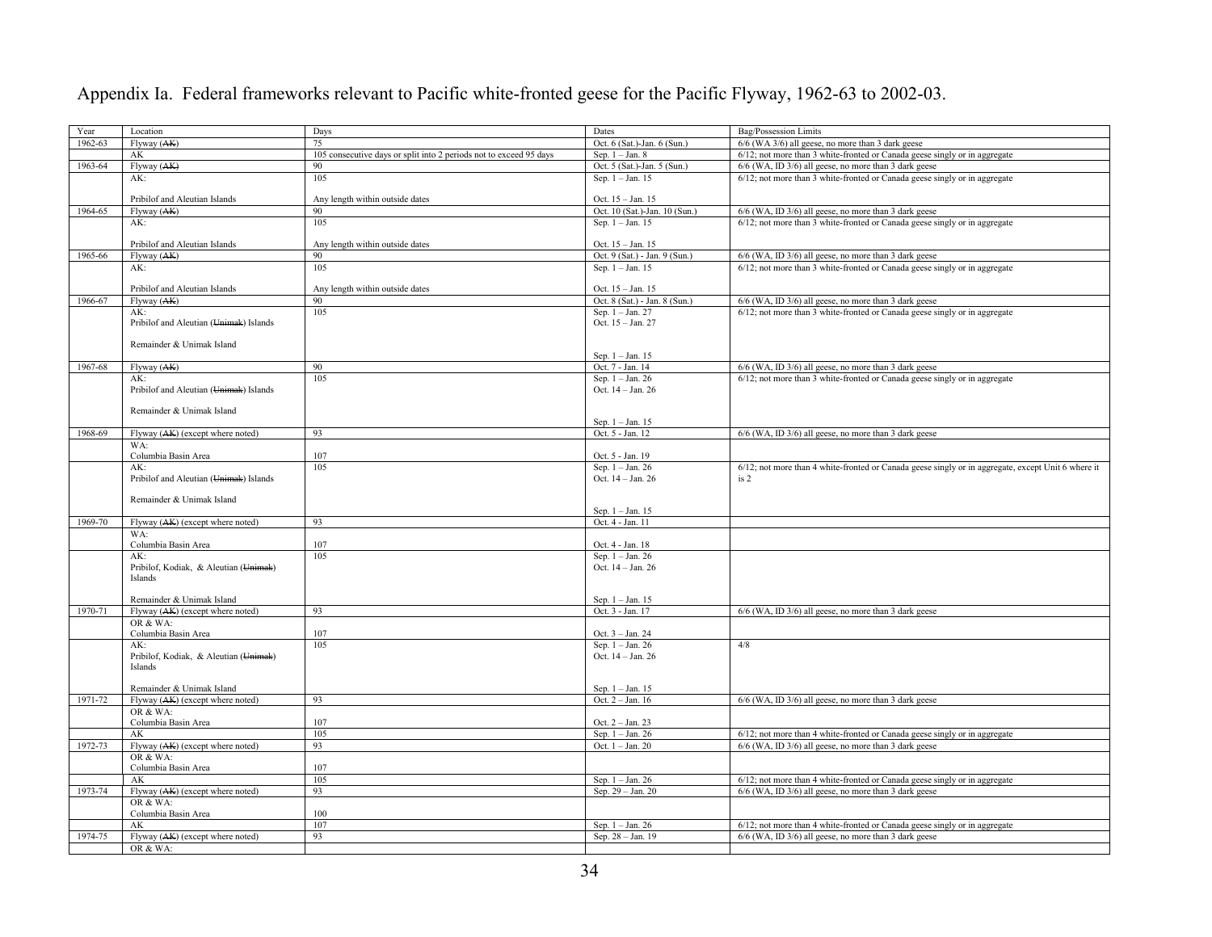# Appendix Ia. Federal frameworks relevant to Pacific white-fronted geese for the Pacific Flyway, 1962-63 to 2002-03.

| Year | Location | Days | Dates | Bag/Possession Limits |
|---|---|---|---|---|
| 1962-63 | Flyway (~~AK~~) | 75 | Oct. 6 (Sat.)-Jan. 6 (Sun.) | 6/6 (WA 3/6) all geese, no more than 3 dark geese |
| | AK | 105 consecutive days or split into 2 periods not to exceed 95 days | Sep. 1 – Jan. 8 | 6/12; not more than 3 white-fronted or Canada geese singly or in aggregate |
| 1963-64 | Flyway (~~AK~~) | 90 | Oct. 5 (Sat.)-Jan. 5 (Sun.) | 6/6 (WA, ID 3/6) all geese, no more than 3 dark geese |
| | AK: | 105 | Sep. 1 – Jan. 15 | 6/12; not more than 3 white-fronted or Canada geese singly or in aggregate |
| | Pribilof and Aleutian Islands | Any length within outside dates | Oct. 15 – Jan. 15 | |
| 1964-65 | Flyway (~~AK~~) | 90 | Oct. 10 (Sat.)-Jan. 10 (Sun.) | 6/6 (WA, ID 3/6) all geese, no more than 3 dark geese |
| | AK: | 105 | Sep. 1 – Jan. 15 | 6/12; not more than 3 white-fronted or Canada geese singly or in aggregate |
| | Pribilof and Aleutian Islands | Any length within outside dates | Oct. 15 – Jan. 15 | |
| 1965-66 | Flyway (~~AK~~) | 90 | Oct. 9 (Sat.) - Jan. 9 (Sun.) | 6/6 (WA, ID 3/6) all geese, no more than 3 dark geese |
| | AK: | 105 | Sep. 1 – Jan. 15 | 6/12; not more than 3 white-fronted or Canada geese singly or in aggregate |
| | Pribilof and Aleutian Islands | Any length within outside dates | Oct. 15 – Jan. 15 | |
| 1966-67 | Flyway (~~AK~~) | 90 | Oct. 8 (Sat.) - Jan. 8 (Sun.) | 6/6 (WA, ID 3/6) all geese, no more than 3 dark geese |
| | AK: | 105 | Sep. 1 – Jan. 27 | 6/12; not more than 3 white-fronted or Canada geese singly or in aggregate |
| | Pribilof and Aleutian (~~Unimak~~) Islands | | Oct. 15 – Jan. 27 | |
| | Remainder & Unimak Island | | Sep. 1 – Jan. 15 | |
| 1967-68 | Flyway (~~AK~~) | 90 | Oct. 7 - Jan. 14 | 6/6 (WA, ID 3/6) all geese, no more than 3 dark geese |
| | AK: | 105 | Sep. 1 – Jan. 26 | 6/12; not more than 3 white-fronted or Canada geese singly or in aggregate |
| | Pribilof and Aleutian (~~Unimak~~) Islands | | Oct. 14 – Jan. 26 | |
| | Remainder & Unimak Island | | Sep. 1 – Jan. 15 | |
| 1968-69 | Flyway (~~AK~~) (except where noted) | 93 | Oct. 5 - Jan. 12 | 6/6 (WA, ID 3/6) all geese, no more than 3 dark geese |
| | WA:<br>Columbia Basin Area | 107 | Oct. 5 - Jan. 19 | |
| | AK: | 105 | Sep. 1 – Jan. 26 | 6/12; not more than 4 white-fronted or Canada geese singly or in aggregate, except Unit 6 where it is 2 |
| | Pribilof and Aleutian (~~Unimak~~) Islands | | Oct. 14 – Jan. 26 | |
| | Remainder & Unimak Island | | Sep. 1 – Jan. 15 | |
| 1969-70 | Flyway (~~AK~~) (except where noted) | 93 | Oct. 4 - Jan. 11 | |
| | WA:<br>Columbia Basin Area | 107 | Oct. 4 - Jan. 18 | |
| | AK: | 105 | Sep. 1 – Jan. 26 | |
| | Pribilof, Kodiak, & Aleutian (~~Unimak~~) Islands | | Oct. 14 – Jan. 26 | |
| | Remainder & Unimak Island | | Sep. 1 – Jan. 15 | |
| 1970-71 | Flyway (~~AK~~) (except where noted) | 93 | Oct. 3 - Jan. 17 | 6/6 (WA, ID 3/6) all geese, no more than 3 dark geese |
| | OR & WA:<br>Columbia Basin Area | 107 | Oct. 3 – Jan. 24 | |
| | AK: | 105 | Sep. 1 – Jan. 26 | 4/8 |
| | Pribilof, Kodiak, & Aleutian (~~Unimak~~) Islands | | Oct. 14 – Jan. 26 | |
| | Remainder & Unimak Island | | Sep. 1 – Jan. 15 | |
| 1971-72 | Flyway (~~AK~~) (except where noted) | 93 | Oct. 2 – Jan. 16 | 6/6 (WA, ID 3/6) all geese, no more than 3 dark geese |
| | OR & WA:<br>Columbia Basin Area | 107 | Oct. 2 – Jan. 23 | |
| | AK | 105 | Sep. 1 – Jan. 26 | 6/12; not more than 4 white-fronted or Canada geese singly or in aggregate |
| 1972-73 | Flyway (~~AK~~) (except where noted) | 93 | Oct. 1 – Jan. 20 | 6/6 (WA, ID 3/6) all geese, no more than 3 dark geese |
| | OR & WA:<br>Columbia Basin Area | 107 | | |
| | AK | 105 | Sep. 1 – Jan. 26 | 6/12; not more than 4 white-fronted or Canada geese singly or in aggregate |
| 1973-74 | Flyway (~~AK~~) (except where noted) | 93 | Sep. 29 – Jan. 20 | 6/6 (WA, ID 3/6) all geese, no more than 3 dark geese |
| | OR & WA:<br>Columbia Basin Area | 100 | | |
| | AK | 107 | Sep. 1 – Jan. 26 | 6/12; not more than 4 white-fronted or Canada geese singly or in aggregate |
| 1974-75 | Flyway (~~AK~~) (except where noted) | 93 | Sep. 28 – Jan. 19 | 6/6 (WA, ID 3/6) all geese, no more than 3 dark geese |
| | OR & WA: | | | |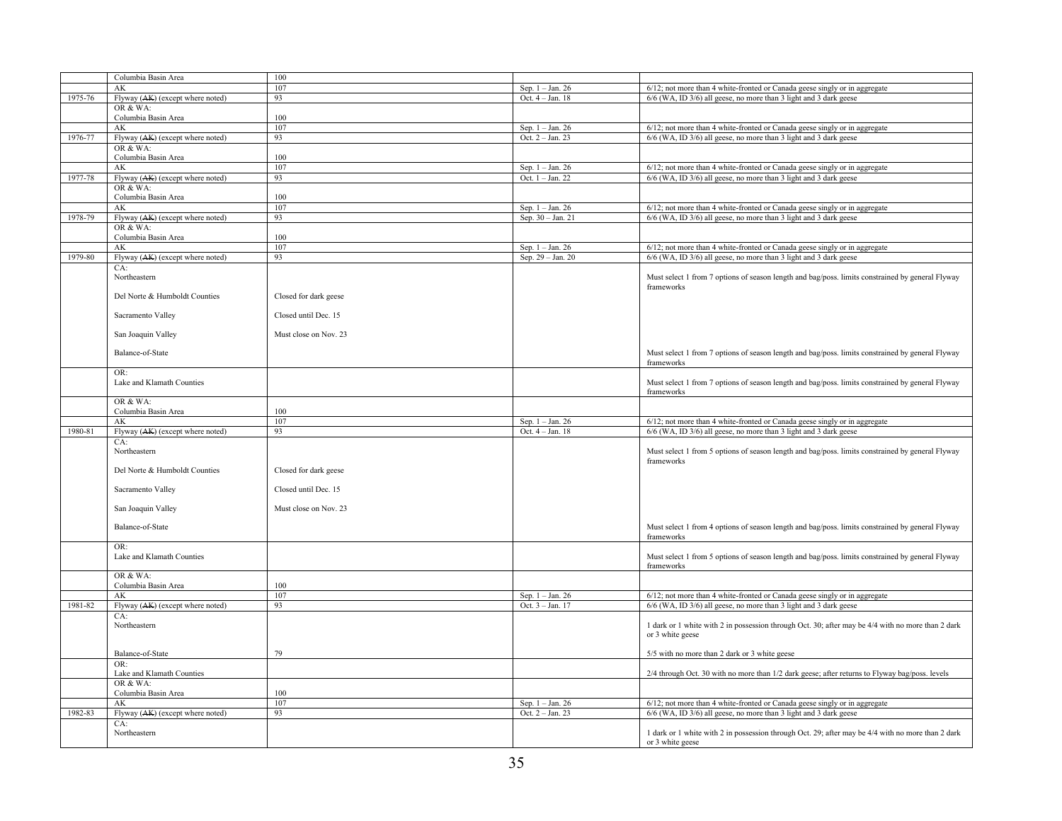| | | | | |
|---|---|---|---|---|
| | Columbia Basin Area | 100 | | |
| | AK | 107 | Sep. 1 – Jan. 26 | 6/12; not more than 4 white-fronted or Canada geese singly or in aggregate |
| 1975-76 | Flyway (~~AK~~) (except where noted) | 93 | Oct. 4 – Jan. 18 | 6/6 (WA, ID 3/6) all geese, no more than 3 light and 3 dark geese |
| | OR & WA:<br>Columbia Basin Area | 100 | | |
| | AK | 107 | Sep. 1 – Jan. 26 | 6/12; not more than 4 white-fronted or Canada geese singly or in aggregate |
| 1976-77 | Flyway (~~AK~~) (except where noted) | 93 | Oct. 2 – Jan. 23 | 6/6 (WA, ID 3/6) all geese, no more than 3 light and 3 dark geese |
| | OR & WA:<br>Columbia Basin Area | 100 | | |
| | AK | 107 | Sep. 1 – Jan. 26 | 6/12; not more than 4 white-fronted or Canada geese singly or in aggregate |
| 1977-78 | Flyway (~~AK~~) (except where noted) | 93 | Oct. 1 – Jan. 22 | 6/6 (WA, ID 3/6) all geese, no more than 3 light and 3 dark geese |
| | OR & WA:<br>Columbia Basin Area | 100 | | |
| | AK | 107 | Sep. 1 – Jan. 26 | 6/12; not more than 4 white-fronted or Canada geese singly or in aggregate |
| 1978-79 | Flyway (~~AK~~) (except where noted) | 93 | Sep. 30 – Jan. 21 | 6/6 (WA, ID 3/6) all geese, no more than 3 light and 3 dark geese |
| | OR & WA:<br>Columbia Basin Area | 100 | | |
| | AK | 107 | Sep. 1 – Jan. 26 | 6/12; not more than 4 white-fronted or Canada geese singly or in aggregate |
| 1979-80 | Flyway (~~AK~~) (except where noted) | 93 | Sep. 29 – Jan. 20 | 6/6 (WA, ID 3/6) all geese, no more than 3 light and 3 dark geese |
| | CA:<br>Northeastern | | | Must select 1 from 7 options of season length and bag/poss. limits constrained by general Flyway frameworks |
| | Del Norte & Humboldt Counties | Closed for dark geese | | |
| | Sacramento Valley | Closed until Dec. 15 | | |
| | San Joaquin Valley | Must close on Nov. 23 | | |
| | Balance-of-State | | | Must select 1 from 7 options of season length and bag/poss. limits constrained by general Flyway frameworks |
| | OR:<br>Lake and Klamath Counties | | | Must select 1 from 7 options of season length and bag/poss. limits constrained by general Flyway frameworks |
| | OR & WA:<br>Columbia Basin Area | 100 | | |
| | AK | 107 | Sep. 1 – Jan. 26 | 6/12; not more than 4 white-fronted or Canada geese singly or in aggregate |
| 1980-81 | Flyway (~~AK~~) (except where noted) | 93 | Oct. 4 – Jan. 18 | 6/6 (WA, ID 3/6) all geese, no more than 3 light and 3 dark geese |
| | CA:<br>Northeastern | | | Must select 1 from 5 options of season length and bag/poss. limits constrained by general Flyway frameworks |
| | Del Norte & Humboldt Counties | Closed for dark geese | | |
| | Sacramento Valley | Closed until Dec. 15 | | |
| | San Joaquin Valley | Must close on Nov. 23 | | |
| | Balance-of-State | | | Must select 1 from 4 options of season length and bag/poss. limits constrained by general Flyway frameworks |
| | OR:<br>Lake and Klamath Counties | | | Must select 1 from 5 options of season length and bag/poss. limits constrained by general Flyway frameworks |
| | OR & WA:<br>Columbia Basin Area | 100 | | |
| | AK | 107 | Sep. 1 – Jan. 26 | 6/12; not more than 4 white-fronted or Canada geese singly or in aggregate |
| 1981-82 | Flyway (~~AK~~) (except where noted) | 93 | Oct. 3 – Jan. 17 | 6/6 (WA, ID 3/6) all geese, no more than 3 light and 3 dark geese |
| | CA:<br>Northeastern | | | 1 dark or 1 white with 2 in possession through Oct. 30; after may be 4/4 with no more than 2 dark or 3 white geese |
| | Balance-of-State | 79 | | 5/5 with no more than 2 dark or 3 white geese |
| | OR:<br>Lake and Klamath Counties | | | 2/4 through Oct. 30 with no more than 1/2 dark geese; after returns to Flyway bag/poss. levels |
| | OR & WA:<br>Columbia Basin Area | 100 | | |
| | AK | 107 | Sep. 1 – Jan. 26 | 6/12; not more than 4 white-fronted or Canada geese singly or in aggregate |
| 1982-83 | Flyway (~~AK~~) (except where noted) | 93 | Oct. 2 – Jan. 23 | 6/6 (WA, ID 3/6) all geese, no more than 3 light and 3 dark geese |
| | CA:<br>Northeastern | | | 1 dark or 1 white with 2 in possession through Oct. 29; after may be 4/4 with no more than 2 dark or 3 white geese |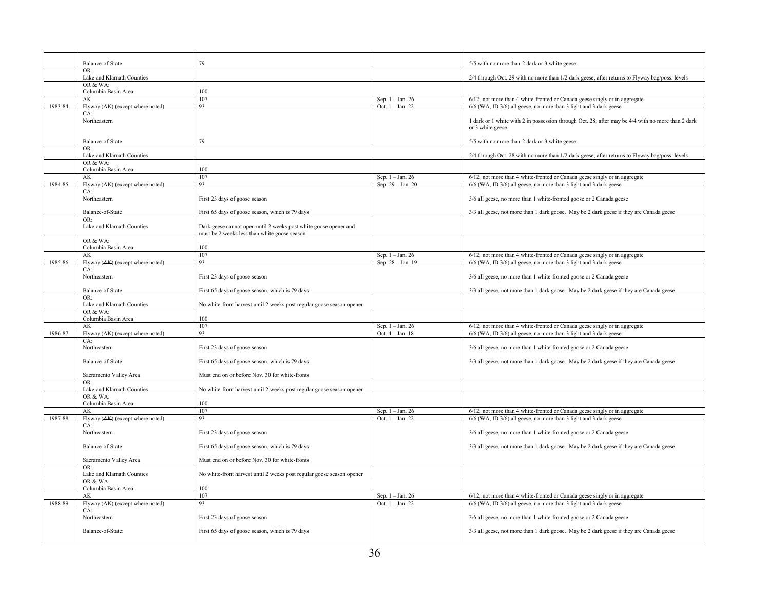| | | | | |
|---|---|---|---|---|
| | Balance-of-State | 79 | | 5/5 with no more than 2 dark or 3 white geese |
| | OR:<br>Lake and Klamath Counties | | | 2/4 through Oct. 29 with no more than 1/2 dark geese; after returns to Flyway bag/poss. levels |
| | OR & WA:<br>Columbia Basin Area | 100 | | |
| | AK | 107 | Sep. 1 – Jan. 26 | 6/12; not more than 4 white-fronted or Canada geese singly or in aggregate |
| 1983-84 | Flyway (~~AK~~) (except where noted) | 93 | Oct. 1 – Jan. 22 | 6/6 (WA, ID 3/6) all geese, no more than 3 light and 3 dark geese |
| | CA:<br>Northeastern | | | 1 dark or 1 white with 2 in possession through Oct. 28; after may be 4/4 with no more than 2 dark or 3 white geese |
| | Balance-of-State | 79 | | 5/5 with no more than 2 dark or 3 white geese |
| | OR:<br>Lake and Klamath Counties | | | 2/4 through Oct. 28 with no more than 1/2 dark geese; after returns to Flyway bag/poss. levels |
| | OR & WA:<br>Columbia Basin Area | 100 | | |
| | AK | 107 | Sep. 1 – Jan. 26 | 6/12; not more than 4 white-fronted or Canada geese singly or in aggregate |
| 1984-85 | Flyway (~~AK~~) (except where noted) | 93 | Sep. 29 – Jan. 20 | 6/6 (WA, ID 3/6) all geese, no more than 3 light and 3 dark geese |
| | CA:<br>Northeastern | First 23 days of goose season | | 3/6 all geese, no more than 1 white-fronted goose or 2 Canada geese |
| | Balance-of-State | First 65 days of goose season, which is 79 days | | 3/3 all geese, not more than 1 dark goose. May be 2 dark geese if they are Canada geese |
| | OR:<br>Lake and Klamath Counties | Dark geese cannot open until 2 weeks post white goose opener and must be 2 weeks less than white goose season | | |
| | OR & WA:<br>Columbia Basin Area | 100 | | |
| | AK | 107 | Sep. 1 – Jan. 26 | 6/12; not more than 4 white-fronted or Canada geese singly or in aggregate |
| 1985-86 | Flyway (~~AK~~) (except where noted) | 93 | Sep. 28 – Jan. 19 | 6/6 (WA, ID 3/6) all geese, no more than 3 light and 3 dark geese |
| | CA:<br>Northeastern | First 23 days of goose season | | 3/6 all geese, no more than 1 white-fronted goose or 2 Canada geese |
| | Balance-of-State | First 65 days of goose season, which is 79 days | | 3/3 all geese, not more than 1 dark goose. May be 2 dark geese if they are Canada geese |
| | OR:<br>Lake and Klamath Counties | No white-front harvest until 2 weeks post regular goose season opener | | |
| | OR & WA:<br>Columbia Basin Area | 100 | | |
| | AK | 107 | Sep. 1 – Jan. 26 | 6/12; not more than 4 white-fronted or Canada geese singly or in aggregate |
| 1986-87 | Flyway (~~AK~~) (except where noted) | 93 | Oct. 4 – Jan. 18 | 6/6 (WA, ID 3/6) all geese, no more than 3 light and 3 dark geese |
| | CA:<br>Northeastern | First 23 days of goose season | | 3/6 all geese, no more than 1 white-fronted goose or 2 Canada geese |
| | Balance-of-State: | First 65 days of goose season, which is 79 days | | 3/3 all geese, not more than 1 dark goose. May be 2 dark geese if they are Canada geese |
| | Sacramento Valley Area | Must end on or before Nov. 30 for white-fronts | | |
| | OR:<br>Lake and Klamath Counties | No white-front harvest until 2 weeks post regular goose season opener | | |
| | OR & WA:<br>Columbia Basin Area | 100 | | |
| | AK | 107 | Sep. 1 – Jan. 26 | 6/12; not more than 4 white-fronted or Canada geese singly or in aggregate |
| 1987-88 | Flyway (~~AK~~) (except where noted) | 93 | Oct. 1 – Jan. 22 | 6/6 (WA, ID 3/6) all geese, no more than 3 light and 3 dark geese |
| | CA:<br>Northeastern | First 23 days of goose season | | 3/6 all geese, no more than 1 white-fronted goose or 2 Canada geese |
| | Balance-of-State: | First 65 days of goose season, which is 79 days | | 3/3 all geese, not more than 1 dark goose. May be 2 dark geese if they are Canada geese |
| | Sacramento Valley Area | Must end on or before Nov. 30 for white-fronts | | |
| | OR:<br>Lake and Klamath Counties | No white-front harvest until 2 weeks post regular goose season opener | | |
| | OR & WA:<br>Columbia Basin Area | 100 | | |
| | AK | 107 | Sep. 1 – Jan. 26 | 6/12; not more than 4 white-fronted or Canada geese singly or in aggregate |
| 1988-89 | Flyway (~~AK~~) (except where noted) | 93 | Oct. 1 – Jan. 22 | 6/6 (WA, ID 3/6) all geese, no more than 3 light and 3 dark geese |
| | CA:<br>Northeastern | First 23 days of goose season | | 3/6 all geese, no more than 1 white-fronted goose or 2 Canada geese |
| | Balance-of-State: | First 65 days of goose season, which is 79 days | | 3/3 all geese, not more than 1 dark goose. May be 2 dark geese if they are Canada geese |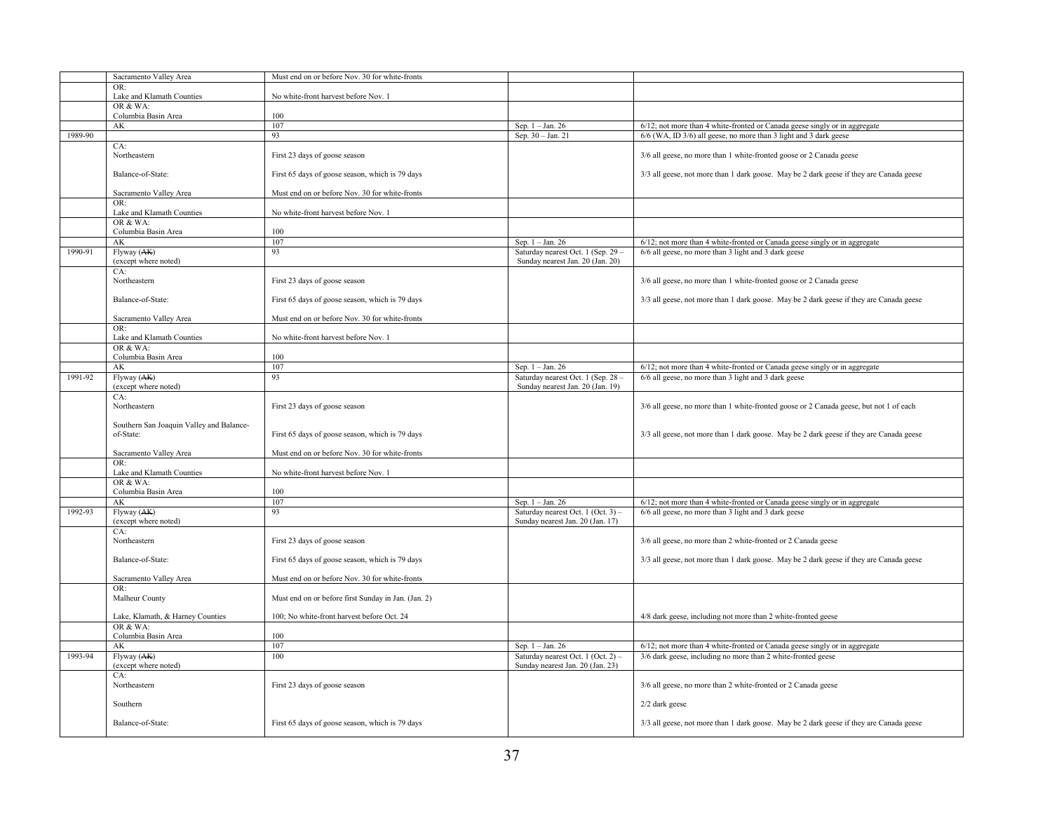|  |  |  |  |  |
|---|---|---|---|---|
|  | Sacramento Valley Area | Must end on or before Nov. 30 for white-fronts |  |  |
|  | OR:<br>Lake and Klamath Counties | No white-front harvest before Nov. 1 |  |  |
|  | OR & WA:<br>Columbia Basin Area | 100 |  |  |
|  | AK | 107 | Sep. 1 – Jan. 26 | 6/12; not more than 4 white-fronted or Canada geese singly or in aggregate |
| 1989-90 |  | 93 | Sep. 30 – Jan. 21 | 6/6 (WA, ID 3/6) all geese, no more than 3 light and 3 dark geese |
|  | CA:<br>Northeastern | First 23 days of goose season |  | 3/6 all geese, no more than 1 white-fronted goose or 2 Canada geese |
|  | Balance-of-State: | First 65 days of goose season, which is 79 days |  | 3/3 all geese, not more than 1 dark goose. May be 2 dark geese if they are Canada geese |
|  | Sacramento Valley Area | Must end on or before Nov. 30 for white-fronts |  |  |
|  | OR:<br>Lake and Klamath Counties | No white-front harvest before Nov. 1 |  |  |
|  | OR & WA:<br>Columbia Basin Area | 100 |  |  |
|  | AK | 107 | Sep. 1 – Jan. 26 | 6/12; not more than 4 white-fronted or Canada geese singly or in aggregate |
| 1990-91 | Flyway (~~AK~~)<br>(except where noted) | 93 | Saturday nearest Oct. 1 (Sep. 29 – Sunday nearest Jan. 20 (Jan. 20) | 6/6 all geese, no more than 3 light and 3 dark geese |
|  | CA:<br>Northeastern | First 23 days of goose season |  | 3/6 all geese, no more than 1 white-fronted goose or 2 Canada geese |
|  | Balance-of-State: | First 65 days of goose season, which is 79 days |  | 3/3 all geese, not more than 1 dark goose. May be 2 dark geese if they are Canada geese |
|  | Sacramento Valley Area | Must end on or before Nov. 30 for white-fronts |  |  |
|  | OR:<br>Lake and Klamath Counties | No white-front harvest before Nov. 1 |  |  |
|  | OR & WA:<br>Columbia Basin Area | 100 |  |  |
|  | AK | 107 | Sep. 1 – Jan. 26 | 6/12; not more than 4 white-fronted or Canada geese singly or in aggregate |
| 1991-92 | Flyway (~~AK~~)<br>(except where noted) | 93 | Saturday nearest Oct. 1 (Sep. 28 – Sunday nearest Jan. 20 (Jan. 19) | 6/6 all geese, no more than 3 light and 3 dark geese |
|  | CA:<br>Northeastern | First 23 days of goose season |  | 3/6 all geese, no more than 1 white-fronted goose or 2 Canada geese, but not 1 of each |
|  | Southern San Joaquin Valley and Balance-of-State: | First 65 days of goose season, which is 79 days |  | 3/3 all geese, not more than 1 dark goose. May be 2 dark geese if they are Canada geese |
|  | Sacramento Valley Area | Must end on or before Nov. 30 for white-fronts |  |  |
|  | OR:<br>Lake and Klamath Counties | No white-front harvest before Nov. 1 |  |  |
|  | OR & WA:<br>Columbia Basin Area | 100 |  |  |
|  | AK | 107 | Sep. 1 – Jan. 26 | 6/12; not more than 4 white-fronted or Canada geese singly or in aggregate |
| 1992-93 | Flyway (~~AK~~)<br>(except where noted) | 93 | Saturday nearest Oct. 1 (Oct. 3) – Sunday nearest Jan. 20 (Jan. 17) | 6/6 all geese, no more than 3 light and 3 dark geese |
|  | CA:<br>Northeastern | First 23 days of goose season |  | 3/6 all geese, no more than 2 white-fronted or 2 Canada geese |
|  | Balance-of-State: | First 65 days of goose season, which is 79 days |  | 3/3 all geese, not more than 1 dark goose. May be 2 dark geese if they are Canada geese |
|  | Sacramento Valley Area | Must end on or before Nov. 30 for white-fronts |  |  |
|  | OR:<br>Malheur County | Must end on or before first Sunday in Jan. (Jan. 2) |  |  |
|  | Lake, Klamath, & Harney Counties | 100; No white-front harvest before Oct. 24 |  | 4/8 dark geese, including not more than 2 white-fronted geese |
|  | OR & WA:<br>Columbia Basin Area | 100 |  |  |
|  | AK | 107 | Sep. 1 – Jan. 26 | 6/12; not more than 4 white-fronted or Canada geese singly or in aggregate |
| 1993-94 | Flyway (~~AK~~)<br>(except where noted) | 100 | Saturday nearest Oct. 1 (Oct. 2) – Sunday nearest Jan. 20 (Jan. 23) | 3/6 dark geese, including no more than 2 white-fronted geese |
|  | CA:<br>Northeastern | First 23 days of goose season |  | 3/6 all geese, no more than 2 white-fronted or 2 Canada geese |
|  | Southern |  |  | 2/2 dark geese |
|  | Balance-of-State: | First 65 days of goose season, which is 79 days |  | 3/3 all geese, not more than 1 dark goose. May be 2 dark geese if they are Canada geese |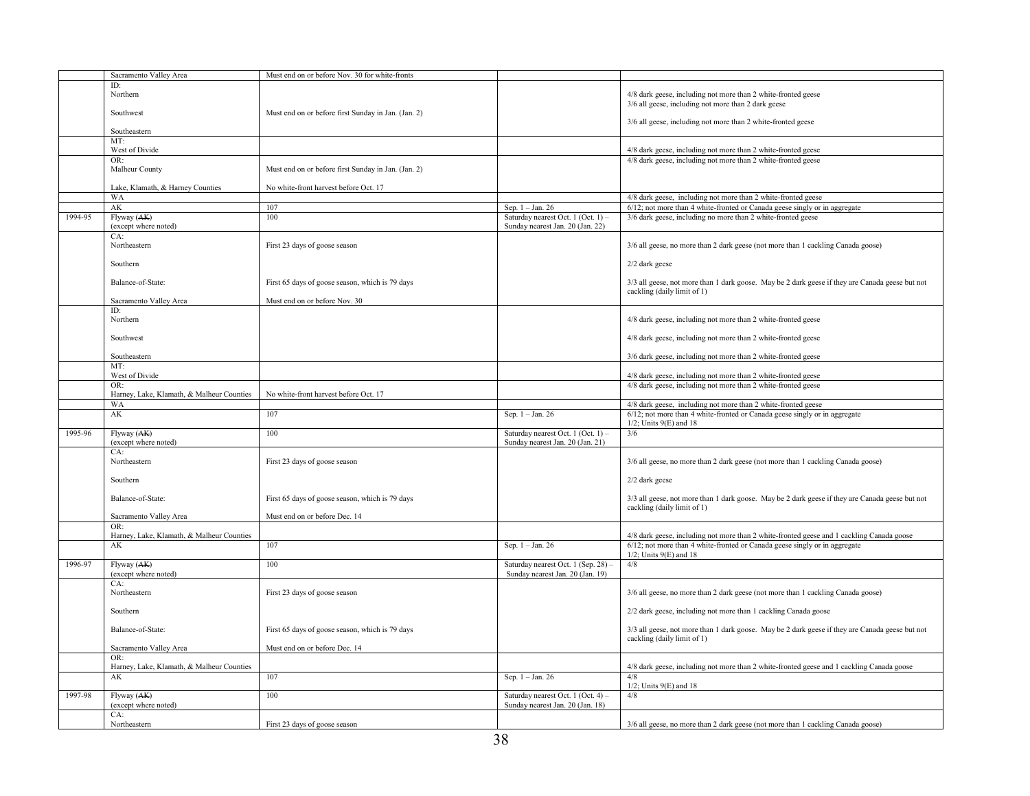| | | | | |
|---|---|---|---|---|
| | Sacramento Valley Area | Must end on or before Nov. 30 for white-fronts | | |
| | ID:<br>Northern<br><br>Southwest<br><br>Southeastern | <br><br><br>Must end on or before first Sunday in Jan. (Jan. 2) | | <br>4/8 dark geese, including not more than 2 white-fronted geese<br>3/6 all geese, including not more than 2 dark geese<br><br>3/6 all geese, including not more than 2 white-fronted geese |
| | MT:<br>West of Divide | | | <br>4/8 dark geese, including not more than 2 white-fronted geese |
| | OR:<br>Malheur County<br><br>Lake, Klamath, & Harney Counties | <br>Must end on or before first Sunday in Jan. (Jan. 2)<br><br>No white-front harvest before Oct. 17 | | 4/8 dark geese, including not more than 2 white-fronted geese |
| | WA | | | 4/8 dark geese, including not more than 2 white-fronted geese |
| | AK | 107 | Sep. 1 – Jan. 26 | 6/12; not more than 4 white-fronted or Canada geese singly or in aggregate |
| 1994-95 | Flyway (~~AK~~)<br>(except where noted) | 100 | Saturday nearest Oct. 1 (Oct. 1) –<br>Sunday nearest Jan. 20 (Jan. 22) | 3/6 dark geese, including no more than 2 white-fronted geese |
| | CA:<br>Northeastern<br><br>Southern<br><br>Balance-of-State:<br><br>Sacramento Valley Area | <br>First 23 days of goose season<br><br><br><br>First 65 days of goose season, which is 79 days<br><br>Must end on or before Nov. 30 | | <br>3/6 all geese, no more than 2 dark geese (not more than 1 cackling Canada goose)<br><br>2/2 dark geese<br><br>3/3 all geese, not more than 1 dark goose. May be 2 dark geese if they are Canada geese but not cackling (daily limit of 1) |
| | ID:<br>Northern<br><br>Southwest<br><br>Southeastern | | | <br>4/8 dark geese, including not more than 2 white-fronted geese<br><br>4/8 dark geese, including not more than 2 white-fronted geese<br><br>3/6 dark geese, including not more than 2 white-fronted geese |
| | MT:<br>West of Divide | | | <br>4/8 dark geese, including not more than 2 white-fronted geese |
| | OR:<br>Harney, Lake, Klamath, & Malheur Counties | <br>No white-front harvest before Oct. 17 | | 4/8 dark geese, including not more than 2 white-fronted geese |
| | WA | | | 4/8 dark geese, including not more than 2 white-fronted geese |
| | AK | 107 | Sep. 1 – Jan. 26 | 6/12; not more than 4 white-fronted or Canada geese singly or in aggregate<br>1/2; Units 9(E) and 18 |
| 1995-96 | Flyway (~~AK~~)<br>(except where noted) | 100 | Saturday nearest Oct. 1 (Oct. 1) –<br>Sunday nearest Jan. 20 (Jan. 21) | 3/6 |
| | CA:<br>Northeastern<br><br>Southern<br><br>Balance-of-State:<br><br>Sacramento Valley Area | <br>First 23 days of goose season<br><br><br><br>First 65 days of goose season, which is 79 days<br><br>Must end on or before Dec. 14 | | <br>3/6 all geese, no more than 2 dark geese (not more than 1 cackling Canada goose)<br><br>2/2 dark geese<br><br>3/3 all geese, not more than 1 dark goose. May be 2 dark geese if they are Canada geese but not cackling (daily limit of 1) |
| | OR:<br>Harney, Lake, Klamath, & Malheur Counties | | | <br>4/8 dark geese, including not more than 2 white-fronted geese and 1 cackling Canada goose |
| | AK | 107 | Sep. 1 – Jan. 26 | 6/12; not more than 4 white-fronted or Canada geese singly or in aggregate<br>1/2; Units 9(E) and 18 |
| 1996-97 | Flyway (~~AK~~)<br>(except where noted) | 100 | Saturday nearest Oct. 1 (Sep. 28) –<br>Sunday nearest Jan. 20 (Jan. 19) | 4/8 |
| | CA:<br>Northeastern<br><br>Southern<br><br>Balance-of-State:<br><br>Sacramento Valley Area | <br>First 23 days of goose season<br><br><br><br>First 65 days of goose season, which is 79 days<br><br>Must end on or before Dec. 14 | | <br>3/6 all geese, no more than 2 dark geese (not more than 1 cackling Canada goose)<br><br>2/2 dark geese, including not more than 1 cackling Canada goose<br><br>3/3 all geese, not more than 1 dark goose. May be 2 dark geese if they are Canada geese but not cackling (daily limit of 1) |
| | OR:<br>Harney, Lake, Klamath, & Malheur Counties | | | <br>4/8 dark geese, including not more than 2 white-fronted geese and 1 cackling Canada goose |
| | AK | 107 | Sep. 1 – Jan. 26 | 4/8<br>1/2; Units 9(E) and 18 |
| 1997-98 | Flyway (~~AK~~)<br>(except where noted) | 100 | Saturday nearest Oct. 1 (Oct. 4) –<br>Sunday nearest Jan. 20 (Jan. 18) | 4/8 |
| | CA:<br>Northeastern | <br>First 23 days of goose season | | <br>3/6 all geese, no more than 2 dark geese (not more than 1 cackling Canada goose) |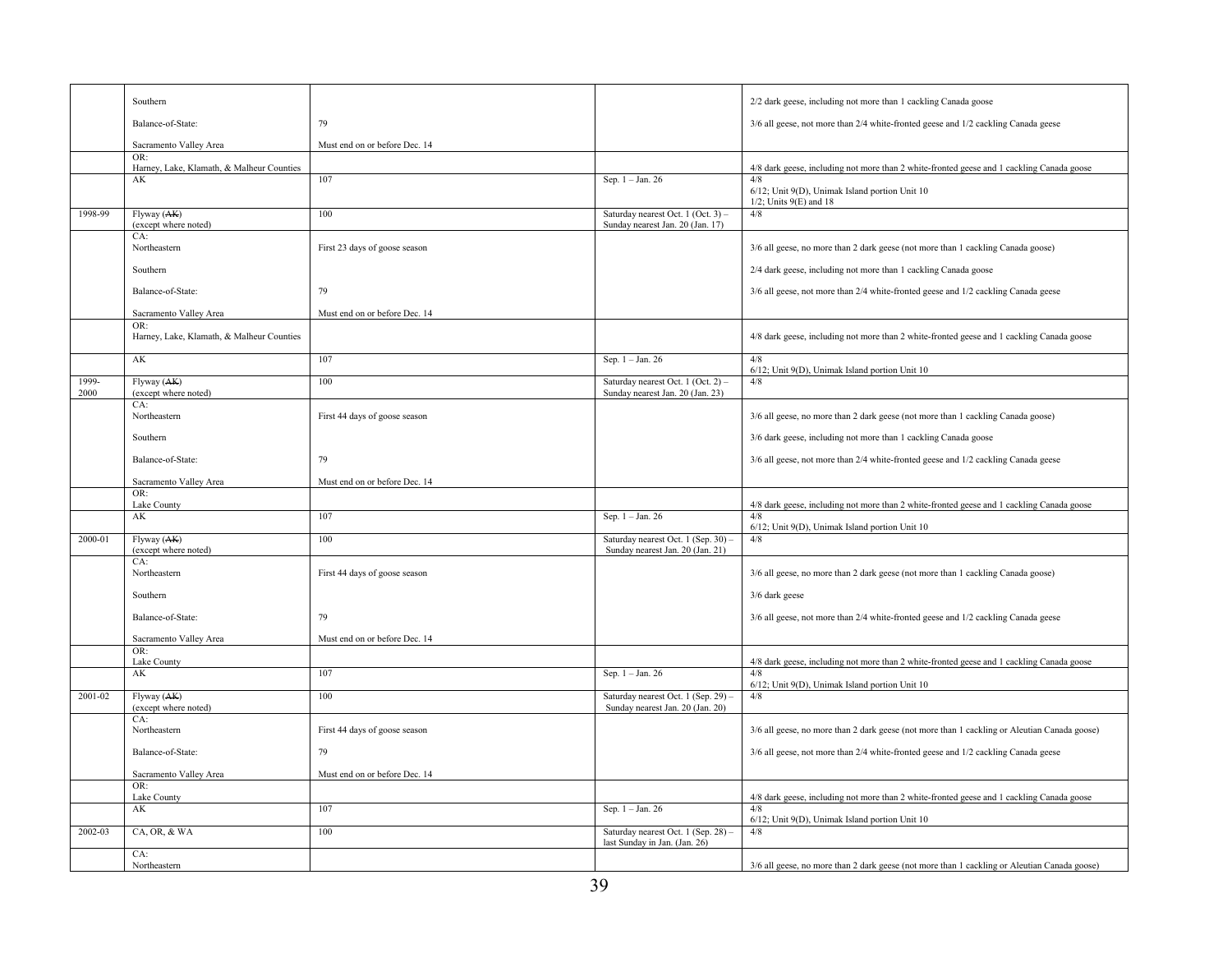| | | | | |
|---|---|---|---|---|
| | Southern | | | 2/2 dark geese, including not more than 1 cackling Canada goose |
| | Balance-of-State: | 79 | | 3/6 all geese, not more than 2/4 white-fronted geese and 1/2 cackling Canada geese |
| | Sacramento Valley Area | Must end on or before Dec. 14 | | |
| | OR: Harney, Lake, Klamath, & Malheur Counties | | | 4/8 dark geese, including not more than 2 white-fronted geese and 1 cackling Canada goose |
| | AK | 107 | Sep. 1 – Jan. 26 | 4/8<br>6/12; Unit 9(D), Unimak Island portion Unit 10<br>1/2; Units 9(E) and 18 |
| 1998-99 | Flyway (~~AK~~)<br>(except where noted) | 100 | Saturday nearest Oct. 1 (Oct. 3) – Sunday nearest Jan. 20 (Jan. 17) | 4/8 |
| | CA:<br>Northeastern | First 23 days of goose season | | 3/6 all geese, no more than 2 dark geese (not more than 1 cackling Canada goose) |
| | Southern | | | 2/4 dark geese, including not more than 1 cackling Canada goose |
| | Balance-of-State: | 79 | | 3/6 all geese, not more than 2/4 white-fronted geese and 1/2 cackling Canada geese |
| | Sacramento Valley Area | Must end on or before Dec. 14 | | |
| | OR:<br>Harney, Lake, Klamath, & Malheur Counties | | | 4/8 dark geese, including not more than 2 white-fronted geese and 1 cackling Canada goose |
| | AK | 107 | Sep. 1 – Jan. 26 | 4/8<br>6/12; Unit 9(D), Unimak Island portion Unit 10 |
| 1999-2000 | Flyway (~~AK~~)<br>(except where noted) | 100 | Saturday nearest Oct. 1 (Oct. 2) – Sunday nearest Jan. 20 (Jan. 23) | 4/8 |
| | CA:<br>Northeastern | First 44 days of goose season | | 3/6 all geese, no more than 2 dark geese (not more than 1 cackling Canada goose) |
| | Southern | | | 3/6 dark geese, including not more than 1 cackling Canada goose |
| | Balance-of-State: | 79 | | 3/6 all geese, not more than 2/4 white-fronted geese and 1/2 cackling Canada geese |
| | Sacramento Valley Area | Must end on or before Dec. 14 | | |
| | OR:<br>Lake County | | | 4/8 dark geese, including not more than 2 white-fronted geese and 1 cackling Canada goose |
| | AK | 107 | Sep. 1 – Jan. 26 | 4/8<br>6/12; Unit 9(D), Unimak Island portion Unit 10 |
| 2000-01 | Flyway (~~AK~~)<br>(except where noted) | 100 | Saturday nearest Oct. 1 (Sep. 30) – Sunday nearest Jan. 20 (Jan. 21) | 4/8 |
| | CA:<br>Northeastern | First 44 days of goose season | | 3/6 all geese, no more than 2 dark geese (not more than 1 cackling Canada goose) |
| | Southern | | | 3/6 dark geese |
| | Balance-of-State: | 79 | | 3/6 all geese, not more than 2/4 white-fronted geese and 1/2 cackling Canada geese |
| | Sacramento Valley Area | Must end on or before Dec. 14 | | |
| | OR:<br>Lake County | | | 4/8 dark geese, including not more than 2 white-fronted geese and 1 cackling Canada goose |
| | AK | 107 | Sep. 1 – Jan. 26 | 4/8<br>6/12; Unit 9(D), Unimak Island portion Unit 10 |
| 2001-02 | Flyway (~~AK~~)<br>(except where noted) | 100 | Saturday nearest Oct. 1 (Sep. 29) – Sunday nearest Jan. 20 (Jan. 20) | 4/8 |
| | CA:<br>Northeastern | First 44 days of goose season | | 3/6 all geese, no more than 2 dark geese (not more than 1 cackling or Aleutian Canada goose) |
| | Balance-of-State: | 79 | | 3/6 all geese, not more than 2/4 white-fronted geese and 1/2 cackling Canada geese |
| | Sacramento Valley Area | Must end on or before Dec. 14 | | |
| | OR:<br>Lake County | | | 4/8 dark geese, including not more than 2 white-fronted geese and 1 cackling Canada goose |
| | AK | 107 | Sep. 1 – Jan. 26 | 4/8<br>6/12; Unit 9(D), Unimak Island portion Unit 10 |
| 2002-03 | CA, OR, & WA | 100 | Saturday nearest Oct. 1 (Sep. 28) – last Sunday in Jan. (Jan. 26) | 4/8 |
| | CA:<br>Northeastern | | | 3/6 all geese, no more than 2 dark geese (not more than 1 cackling or Aleutian Canada goose) |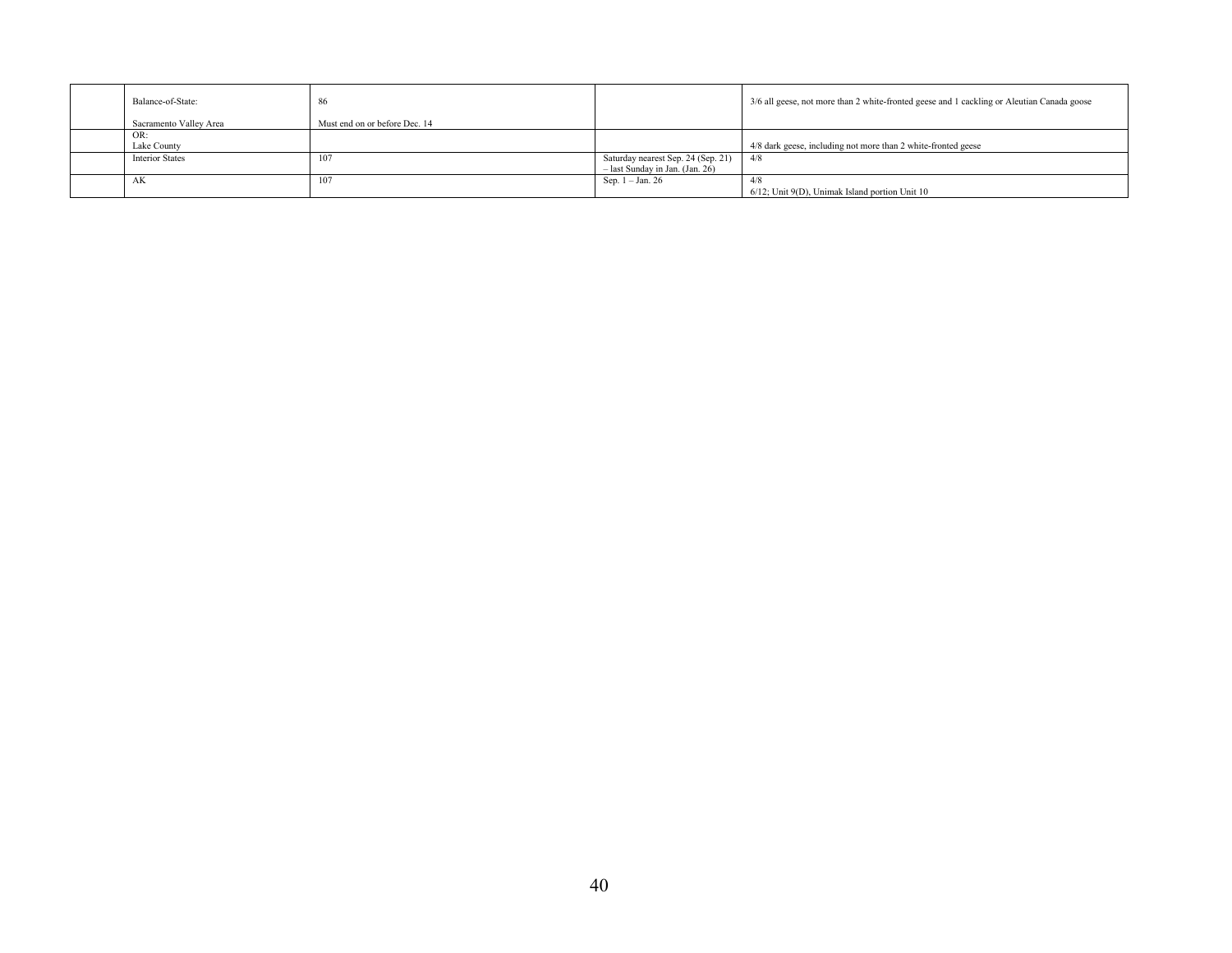| | | | | |
|---|---|---|---|---|
| | Balance-of-State:<br><br>Sacramento Valley Area | 86<br><br>Must end on or before Dec. 14 | | 3/6 all geese, not more than 2 white-fronted geese and 1 cackling or Aleutian Canada goose |
| | OR:<br>Lake County | | | 4/8 dark geese, including not more than 2 white-fronted geese |
| | Interior States | 107 | Saturday nearest Sep. 24 (Sep. 21) – last Sunday in Jan. (Jan. 26) | 4/8 |
| | AK | 107 | Sep. 1 – Jan. 26 | 4/8<br>6/12; Unit 9(D), Unimak Island portion Unit 10 |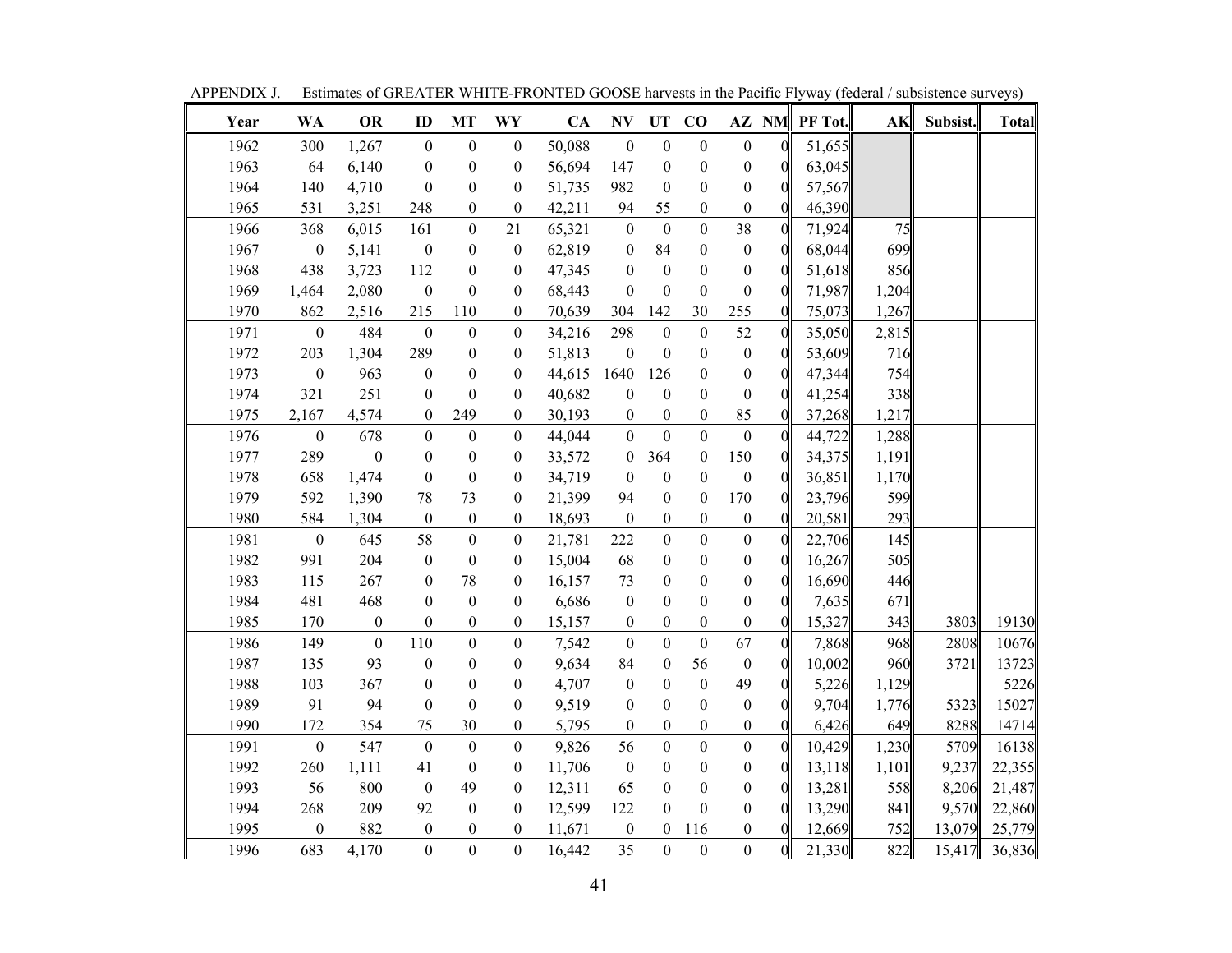APPENDIX J. Estimates of GREATER WHITE-FRONTED GOOSE harvests in the Pacific Flyway (federal / subsistence surveys)

| Year | WA | OR | ID | MT | WY | CA | NV | UT | CO | AZ | NM | PF Tot. | AK | Subsist. | Total |
|---|---|---|---|---|---|---|---|---|---|---|---|---|---|---|---|
| 1962 | 300 | 1,267 | 0 | 0 | 0 | 50,088 | 0 | 0 | 0 | 0 | 0 | 51,655 | | | |
| 1963 | 64 | 6,140 | 0 | 0 | 0 | 56,694 | 147 | 0 | 0 | 0 | 0 | 63,045 | | | |
| 1964 | 140 | 4,710 | 0 | 0 | 0 | 51,735 | 982 | 0 | 0 | 0 | 0 | 57,567 | | | |
| 1965 | 531 | 3,251 | 248 | 0 | 0 | 42,211 | 94 | 55 | 0 | 0 | 0 | 46,390 | | | |
| 1966 | 368 | 6,015 | 161 | 0 | 21 | 65,321 | 0 | 0 | 0 | 38 | 0 | 71,924 | 75 | | |
| 1967 | 0 | 5,141 | 0 | 0 | 0 | 62,819 | 0 | 84 | 0 | 0 | 0 | 68,044 | 699 | | |
| 1968 | 438 | 3,723 | 112 | 0 | 0 | 47,345 | 0 | 0 | 0 | 0 | 0 | 51,618 | 856 | | |
| 1969 | 1,464 | 2,080 | 0 | 0 | 0 | 68,443 | 0 | 0 | 0 | 0 | 0 | 71,987 | 1,204 | | |
| 1970 | 862 | 2,516 | 215 | 110 | 0 | 70,639 | 304 | 142 | 30 | 255 | 0 | 75,073 | 1,267 | | |
| 1971 | 0 | 484 | 0 | 0 | 0 | 34,216 | 298 | 0 | 0 | 52 | 0 | 35,050 | 2,815 | | |
| 1972 | 203 | 1,304 | 289 | 0 | 0 | 51,813 | 0 | 0 | 0 | 0 | 0 | 53,609 | 716 | | |
| 1973 | 0 | 963 | 0 | 0 | 0 | 44,615 | 1640 | 126 | 0 | 0 | 0 | 47,344 | 754 | | |
| 1974 | 321 | 251 | 0 | 0 | 0 | 40,682 | 0 | 0 | 0 | 0 | 0 | 41,254 | 338 | | |
| 1975 | 2,167 | 4,574 | 0 | 249 | 0 | 30,193 | 0 | 0 | 0 | 85 | 0 | 37,268 | 1,217 | | |
| 1976 | 0 | 678 | 0 | 0 | 0 | 44,044 | 0 | 0 | 0 | 0 | 0 | 44,722 | 1,288 | | |
| 1977 | 289 | 0 | 0 | 0 | 0 | 33,572 | 0 | 364 | 0 | 150 | 0 | 34,375 | 1,191 | | |
| 1978 | 658 | 1,474 | 0 | 0 | 0 | 34,719 | 0 | 0 | 0 | 0 | 0 | 36,851 | 1,170 | | |
| 1979 | 592 | 1,390 | 78 | 73 | 0 | 21,399 | 94 | 0 | 0 | 170 | 0 | 23,796 | 599 | | |
| 1980 | 584 | 1,304 | 0 | 0 | 0 | 18,693 | 0 | 0 | 0 | 0 | 0 | 20,581 | 293 | | |
| 1981 | 0 | 645 | 58 | 0 | 0 | 21,781 | 222 | 0 | 0 | 0 | 0 | 22,706 | 145 | | |
| 1982 | 991 | 204 | 0 | 0 | 0 | 15,004 | 68 | 0 | 0 | 0 | 0 | 16,267 | 505 | | |
| 1983 | 115 | 267 | 0 | 78 | 0 | 16,157 | 73 | 0 | 0 | 0 | 0 | 16,690 | 446 | | |
| 1984 | 481 | 468 | 0 | 0 | 0 | 6,686 | 0 | 0 | 0 | 0 | 0 | 7,635 | 671 | | |
| 1985 | 170 | 0 | 0 | 0 | 0 | 15,157 | 0 | 0 | 0 | 0 | 0 | 15,327 | 343 | 3803 | 19130 |
| 1986 | 149 | 0 | 110 | 0 | 0 | 7,542 | 0 | 0 | 0 | 67 | 0 | 7,868 | 968 | 2808 | 10676 |
| 1987 | 135 | 93 | 0 | 0 | 0 | 9,634 | 84 | 0 | 56 | 0 | 0 | 10,002 | 960 | 3721 | 13723 |
| 1988 | 103 | 367 | 0 | 0 | 0 | 4,707 | 0 | 0 | 0 | 49 | 0 | 5,226 | 1,129 | | 5226 |
| 1989 | 91 | 94 | 0 | 0 | 0 | 9,519 | 0 | 0 | 0 | 0 | 0 | 9,704 | 1,776 | 5323 | 15027 |
| 1990 | 172 | 354 | 75 | 30 | 0 | 5,795 | 0 | 0 | 0 | 0 | 0 | 6,426 | 649 | 8288 | 14714 |
| 1991 | 0 | 547 | 0 | 0 | 0 | 9,826 | 56 | 0 | 0 | 0 | 0 | 10,429 | 1,230 | 5709 | 16138 |
| 1992 | 260 | 1,111 | 41 | 0 | 0 | 11,706 | 0 | 0 | 0 | 0 | 0 | 13,118 | 1,101 | 9,237 | 22,355 |
| 1993 | 56 | 800 | 0 | 49 | 0 | 12,311 | 65 | 0 | 0 | 0 | 0 | 13,281 | 558 | 8,206 | 21,487 |
| 1994 | 268 | 209 | 92 | 0 | 0 | 12,599 | 122 | 0 | 0 | 0 | 0 | 13,290 | 841 | 9,570 | 22,860 |
| 1995 | 0 | 882 | 0 | 0 | 0 | 11,671 | 0 | 0 | 116 | 0 | 0 | 12,669 | 752 | 13,079 | 25,779 |
| 1996 | 683 | 4,170 | 0 | 0 | 0 | 16,442 | 35 | 0 | 0 | 0 | 0 | 21,330 | 822 | 15,417 | 36,836 |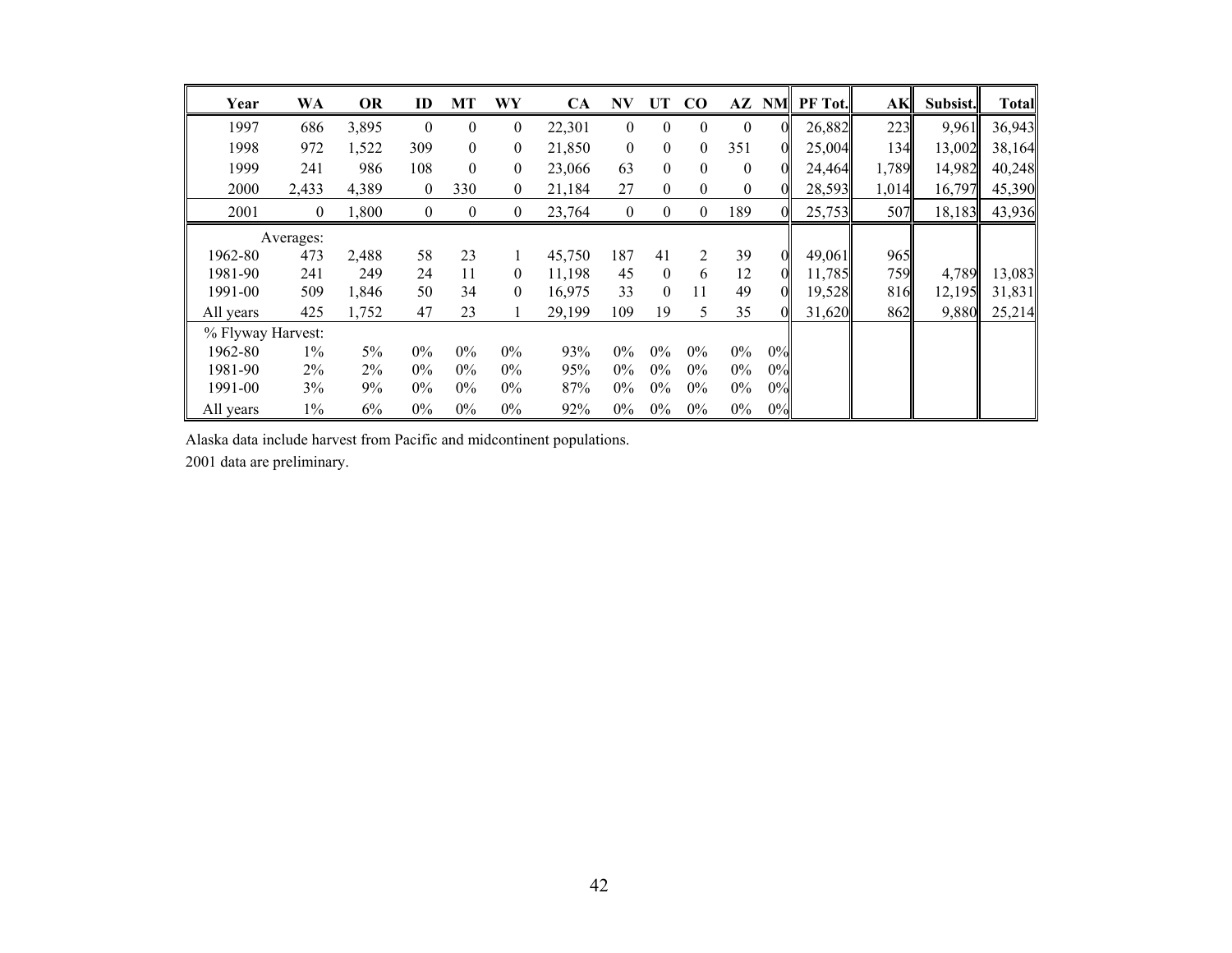| Year | WA | OR | ID | MT | WY | CA | NV | UT | CO | AZ | NM | PF Tot. | AK | Subsist. | Total |
|---|---|---|---|---|---|---|---|---|---|---|---|---|---|---|---|
| 1997 | 686 | 3,895 | 0 | 0 | 0 | 22,301 | 0 | 0 | 0 | 0 | 0 | 26,882 | 223 | 9,961 | 36,943 |
| 1998 | 972 | 1,522 | 309 | 0 | 0 | 21,850 | 0 | 0 | 0 | 351 | 0 | 25,004 | 134 | 13,002 | 38,164 |
| 1999 | 241 | 986 | 108 | 0 | 0 | 23,066 | 63 | 0 | 0 | 0 | 0 | 24,464 | 1,789 | 14,982 | 40,248 |
| 2000 | 2,433 | 4,389 | 0 | 330 | 0 | 21,184 | 27 | 0 | 0 | 0 | 0 | 28,593 | 1,014 | 16,797 | 45,390 |
| 2001 | 0 | 1,800 | 0 | 0 | 0 | 23,764 | 0 | 0 | 0 | 189 | 0 | 25,753 | 507 | 18,183 | 43,936 |
| Averages: | | | | | | | | | | | | | | | |
| 1962-80 | 473 | 2,488 | 58 | 23 | 1 | 45,750 | 187 | 41 | 2 | 39 | 0 | 49,061 | 965 | | |
| 1981-90 | 241 | 249 | 24 | 11 | 0 | 11,198 | 45 | 0 | 6 | 12 | 0 | 11,785 | 759 | 4,789 | 13,083 |
| 1991-00 | 509 | 1,846 | 50 | 34 | 0 | 16,975 | 33 | 0 | 11 | 49 | 0 | 19,528 | 816 | 12,195 | 31,831 |
| All years | 425 | 1,752 | 47 | 23 | 1 | 29,199 | 109 | 19 | 5 | 35 | 0 | 31,620 | 862 | 9,880 | 25,214 |
| % Flyway Harvest: | | | | | | | | | | | | | | | |
| 1962-80 | 1% | 5% | 0% | 0% | 0% | 93% | 0% | 0% | 0% | 0% | 0% | | | | |
| 1981-90 | 2% | 2% | 0% | 0% | 0% | 95% | 0% | 0% | 0% | 0% | 0% | | | | |
| 1991-00 | 3% | 9% | 0% | 0% | 0% | 87% | 0% | 0% | 0% | 0% | 0% | | | | |
| All years | 1% | 6% | 0% | 0% | 0% | 92% | 0% | 0% | 0% | 0% | 0% | | | | |

Alaska data include harvest from Pacific and midcontinent populations.

2001 data are preliminary.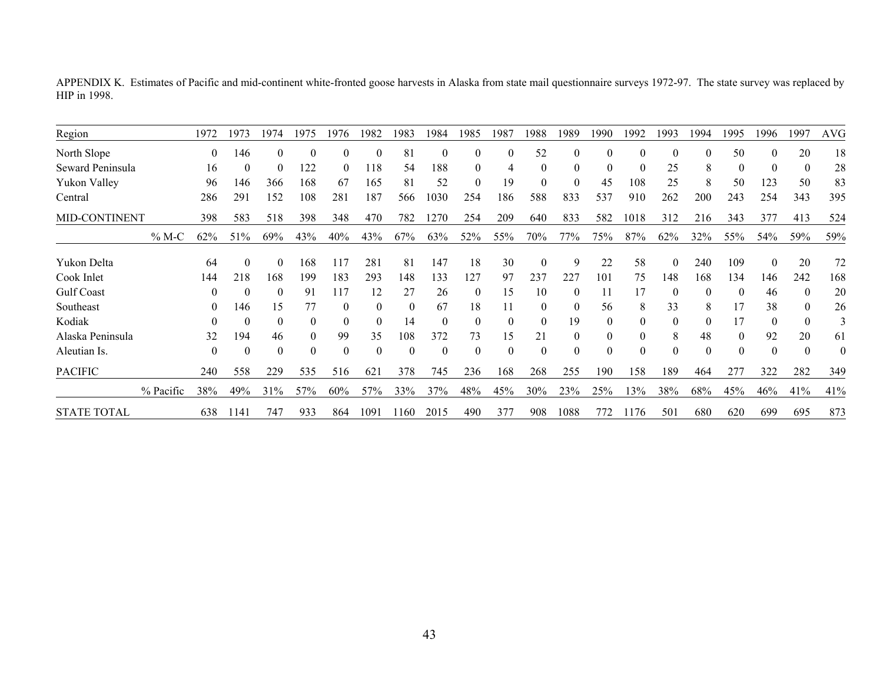APPENDIX K. Estimates of Pacific and mid-continent white-fronted goose harvests in Alaska from state mail questionnaire surveys 1972-97. The state survey was replaced by HIP in 1998.

| Region | | 1972 | 1973 | 1974 | 1975 | 1976 | 1982 | 1983 | 1984 | 1985 | 1987 | 1988 | 1989 | 1990 | 1992 | 1993 | 1994 | 1995 | 1996 | 1997 | AVG |
|---|---|---|---|---|---|---|---|---|---|---|---|---|---|---|---|---|---|---|---|---|---|
| North Slope | | 0 | 146 | 0 | 0 | 0 | 0 | 81 | 0 | 0 | 0 | 52 | 0 | 0 | 0 | 0 | 0 | 50 | 0 | 20 | 18 |
| Seward Peninsula | | 16 | 0 | 0 | 122 | 0 | 118 | 54 | 188 | 0 | 4 | 0 | 0 | 0 | 0 | 25 | 8 | 0 | 0 | 0 | 28 |
| Yukon Valley | | 96 | 146 | 366 | 168 | 67 | 165 | 81 | 52 | 0 | 19 | 0 | 0 | 45 | 108 | 25 | 8 | 50 | 123 | 50 | 83 |
| Central | | 286 | 291 | 152 | 108 | 281 | 187 | 566 | 1030 | 254 | 186 | 588 | 833 | 537 | 910 | 262 | 200 | 243 | 254 | 343 | 395 |
| MID-CONTINENT | | 398 | 583 | 518 | 398 | 348 | 470 | 782 | 1270 | 254 | 209 | 640 | 833 | 582 | 1018 | 312 | 216 | 343 | 377 | 413 | 524 |
| | % M-C | 62% | 51% | 69% | 43% | 40% | 43% | 67% | 63% | 52% | 55% | 70% | 77% | 75% | 87% | 62% | 32% | 55% | 54% | 59% | 59% |
| Yukon Delta | | 64 | 0 | 0 | 168 | 117 | 281 | 81 | 147 | 18 | 30 | 0 | 9 | 22 | 58 | 0 | 240 | 109 | 0 | 20 | 72 |
| Cook Inlet | | 144 | 218 | 168 | 199 | 183 | 293 | 148 | 133 | 127 | 97 | 237 | 227 | 101 | 75 | 148 | 168 | 134 | 146 | 242 | 168 |
| Gulf Coast | | 0 | 0 | 0 | 91 | 117 | 12 | 27 | 26 | 0 | 15 | 10 | 0 | 11 | 17 | 0 | 0 | 0 | 46 | 0 | 20 |
| Southeast | | 0 | 146 | 15 | 77 | 0 | 0 | 0 | 67 | 18 | 11 | 0 | 0 | 56 | 8 | 33 | 8 | 17 | 38 | 0 | 26 |
| Kodiak | | 0 | 0 | 0 | 0 | 0 | 0 | 14 | 0 | 0 | 0 | 0 | 19 | 0 | 0 | 0 | 0 | 17 | 0 | 0 | 3 |
| Alaska Peninsula | | 32 | 194 | 46 | 0 | 99 | 35 | 108 | 372 | 73 | 15 | 21 | 0 | 0 | 0 | 8 | 48 | 0 | 92 | 20 | 61 |
| Aleutian Is. | | 0 | 0 | 0 | 0 | 0 | 0 | 0 | 0 | 0 | 0 | 0 | 0 | 0 | 0 | 0 | 0 | 0 | 0 | 0 | 0 |
| PACIFIC | | 240 | 558 | 229 | 535 | 516 | 621 | 378 | 745 | 236 | 168 | 268 | 255 | 190 | 158 | 189 | 464 | 277 | 322 | 282 | 349 |
| | % Pacific | 38% | 49% | 31% | 57% | 60% | 57% | 33% | 37% | 48% | 45% | 30% | 23% | 25% | 13% | 38% | 68% | 45% | 46% | 41% | 41% |
| STATE TOTAL | | 638 | 1141 | 747 | 933 | 864 | 1091 | 1160 | 2015 | 490 | 377 | 908 | 1088 | 772 | 1176 | 501 | 680 | 620 | 699 | 695 | 873 |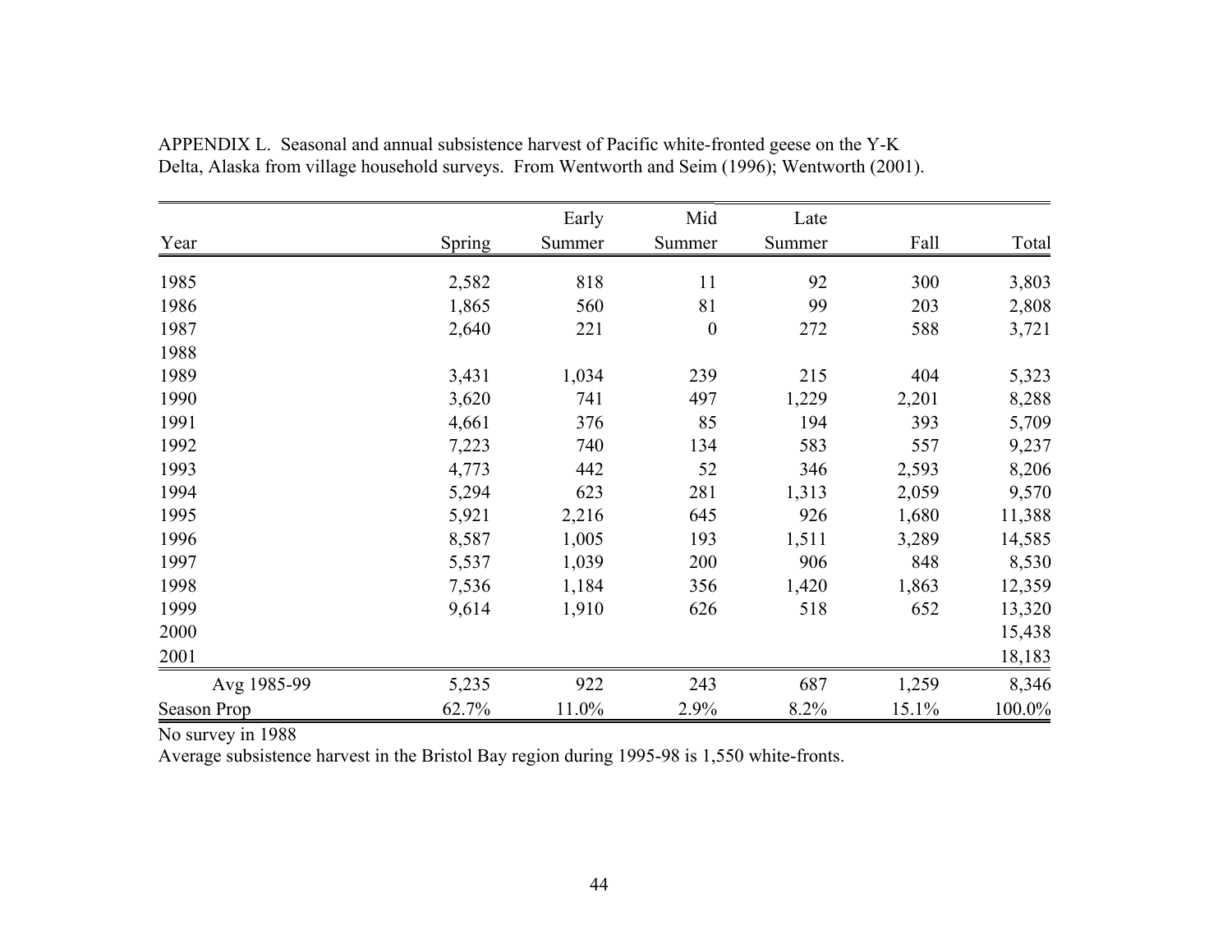APPENDIX L. Seasonal and annual subsistence harvest of Pacific white-fronted geese on the Y-K Delta, Alaska from village household surveys. From Wentworth and Seim (1996); Wentworth (2001).

| Year | Spring | Early Summer | Mid Summer | Late Summer | Fall | Total |
|---|---|---|---|---|---|---|
| 1985 | 2,582 | 818 | 11 | 92 | 300 | 3,803 |
| 1986 | 1,865 | 560 | 81 | 99 | 203 | 2,808 |
| 1987 | 2,640 | 221 | 0 | 272 | 588 | 3,721 |
| 1988 | | | | | | |
| 1989 | 3,431 | 1,034 | 239 | 215 | 404 | 5,323 |
| 1990 | 3,620 | 741 | 497 | 1,229 | 2,201 | 8,288 |
| 1991 | 4,661 | 376 | 85 | 194 | 393 | 5,709 |
| 1992 | 7,223 | 740 | 134 | 583 | 557 | 9,237 |
| 1993 | 4,773 | 442 | 52 | 346 | 2,593 | 8,206 |
| 1994 | 5,294 | 623 | 281 | 1,313 | 2,059 | 9,570 |
| 1995 | 5,921 | 2,216 | 645 | 926 | 1,680 | 11,388 |
| 1996 | 8,587 | 1,005 | 193 | 1,511 | 3,289 | 14,585 |
| 1997 | 5,537 | 1,039 | 200 | 906 | 848 | 8,530 |
| 1998 | 7,536 | 1,184 | 356 | 1,420 | 1,863 | 12,359 |
| 1999 | 9,614 | 1,910 | 626 | 518 | 652 | 13,320 |
| 2000 | | | | | | 15,438 |
| 2001 | | | | | | 18,183 |
| Avg 1985-99 | 5,235 | 922 | 243 | 687 | 1,259 | 8,346 |
| Season Prop | 62.7% | 11.0% | 2.9% | 8.2% | 15.1% | 100.0% |

No survey in 1988

Average subsistence harvest in the Bristol Bay region during 1995-98 is 1,550 white-fronts.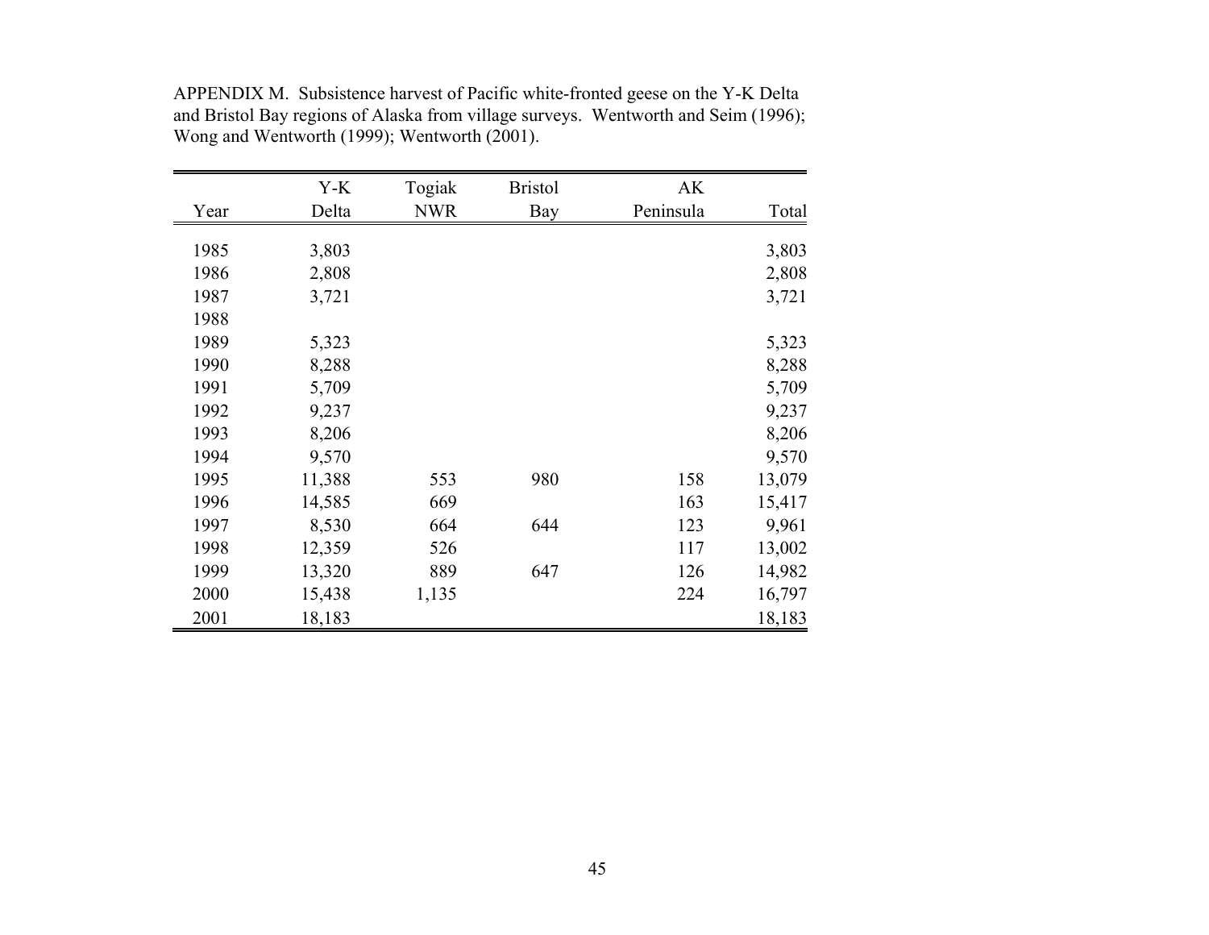APPENDIX M. Subsistence harvest of Pacific white-fronted geese on the Y-K Delta and Bristol Bay regions of Alaska from village surveys. Wentworth and Seim (1996); Wong and Wentworth (1999); Wentworth (2001).

| Year | Y-K Delta | Togiak NWR | Bristol Bay | AK Peninsula | Total |
|---|---|---|---|---|---|
| 1985 | 3,803 | | | | 3,803 |
| 1986 | 2,808 | | | | 2,808 |
| 1987 | 3,721 | | | | 3,721 |
| 1988 | | | | | |
| 1989 | 5,323 | | | | 5,323 |
| 1990 | 8,288 | | | | 8,288 |
| 1991 | 5,709 | | | | 5,709 |
| 1992 | 9,237 | | | | 9,237 |
| 1993 | 8,206 | | | | 8,206 |
| 1994 | 9,570 | | | | 9,570 |
| 1995 | 11,388 | 553 | 980 | 158 | 13,079 |
| 1996 | 14,585 | 669 | | 163 | 15,417 |
| 1997 | 8,530 | 664 | 644 | 123 | 9,961 |
| 1998 | 12,359 | 526 | | 117 | 13,002 |
| 1999 | 13,320 | 889 | 647 | 126 | 14,982 |
| 2000 | 15,438 | 1,135 | | 224 | 16,797 |
| 2001 | 18,183 | | | | 18,183 |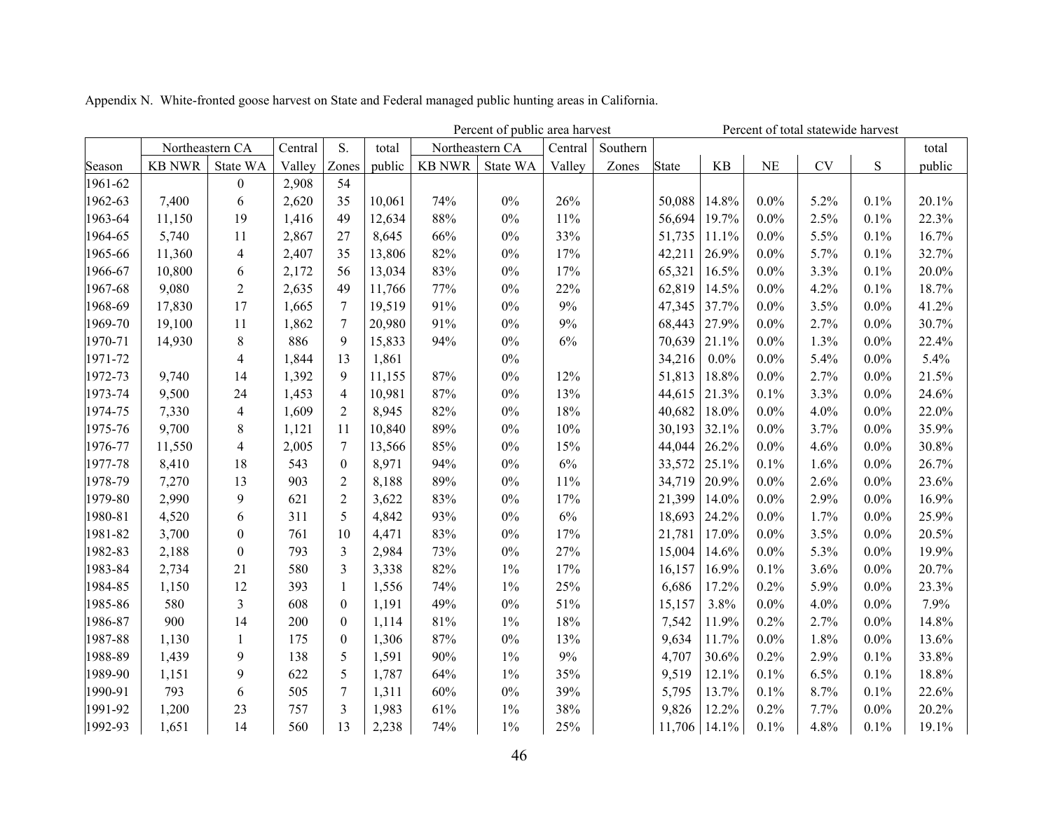Appendix N. White-fronted goose harvest on State and Federal managed public hunting areas in California.

| | Northeastern CA | | Central | S. | total | Percent of public area harvest | | | | Percent of total statewide harvest | | | | | |
|---|---|---|---|---|---|---|---|---|---|---|---|---|---|---|---|
| | | | | | | Northeastern CA | | Central | Southern | | | | | | total |
| Season | KB NWR | State WA | Valley | Zones | public | KB NWR | State WA | Valley | Zones | State | KB | NE | CV | S | public |
| 1961-62 | | 0 | 2,908 | 54 | | | | | | | | | | | |
| 1962-63 | 7,400 | 6 | 2,620 | 35 | 10,061 | 74% | 0% | 26% | | 50,088 | 14.8% | 0.0% | 5.2% | 0.1% | 20.1% |
| 1963-64 | 11,150 | 19 | 1,416 | 49 | 12,634 | 88% | 0% | 11% | | 56,694 | 19.7% | 0.0% | 2.5% | 0.1% | 22.3% |
| 1964-65 | 5,740 | 11 | 2,867 | 27 | 8,645 | 66% | 0% | 33% | | 51,735 | 11.1% | 0.0% | 5.5% | 0.1% | 16.7% |
| 1965-66 | 11,360 | 4 | 2,407 | 35 | 13,806 | 82% | 0% | 17% | | 42,211 | 26.9% | 0.0% | 5.7% | 0.1% | 32.7% |
| 1966-67 | 10,800 | 6 | 2,172 | 56 | 13,034 | 83% | 0% | 17% | | 65,321 | 16.5% | 0.0% | 3.3% | 0.1% | 20.0% |
| 1967-68 | 9,080 | 2 | 2,635 | 49 | 11,766 | 77% | 0% | 22% | | 62,819 | 14.5% | 0.0% | 4.2% | 0.1% | 18.7% |
| 1968-69 | 17,830 | 17 | 1,665 | 7 | 19,519 | 91% | 0% | 9% | | 47,345 | 37.7% | 0.0% | 3.5% | 0.0% | 41.2% |
| 1969-70 | 19,100 | 11 | 1,862 | 7 | 20,980 | 91% | 0% | 9% | | 68,443 | 27.9% | 0.0% | 2.7% | 0.0% | 30.7% |
| 1970-71 | 14,930 | 8 | 886 | 9 | 15,833 | 94% | 0% | 6% | | 70,639 | 21.1% | 0.0% | 1.3% | 0.0% | 22.4% |
| 1971-72 | | 4 | 1,844 | 13 | 1,861 | | 0% | | | 34,216 | 0.0% | 0.0% | 5.4% | 0.0% | 5.4% |
| 1972-73 | 9,740 | 14 | 1,392 | 9 | 11,155 | 87% | 0% | 12% | | 51,813 | 18.8% | 0.0% | 2.7% | 0.0% | 21.5% |
| 1973-74 | 9,500 | 24 | 1,453 | 4 | 10,981 | 87% | 0% | 13% | | 44,615 | 21.3% | 0.1% | 3.3% | 0.0% | 24.6% |
| 1974-75 | 7,330 | 4 | 1,609 | 2 | 8,945 | 82% | 0% | 18% | | 40,682 | 18.0% | 0.0% | 4.0% | 0.0% | 22.0% |
| 1975-76 | 9,700 | 8 | 1,121 | 11 | 10,840 | 89% | 0% | 10% | | 30,193 | 32.1% | 0.0% | 3.7% | 0.0% | 35.9% |
| 1976-77 | 11,550 | 4 | 2,005 | 7 | 13,566 | 85% | 0% | 15% | | 44,044 | 26.2% | 0.0% | 4.6% | 0.0% | 30.8% |
| 1977-78 | 8,410 | 18 | 543 | 0 | 8,971 | 94% | 0% | 6% | | 33,572 | 25.1% | 0.1% | 1.6% | 0.0% | 26.7% |
| 1978-79 | 7,270 | 13 | 903 | 2 | 8,188 | 89% | 0% | 11% | | 34,719 | 20.9% | 0.0% | 2.6% | 0.0% | 23.6% |
| 1979-80 | 2,990 | 9 | 621 | 2 | 3,622 | 83% | 0% | 17% | | 21,399 | 14.0% | 0.0% | 2.9% | 0.0% | 16.9% |
| 1980-81 | 4,520 | 6 | 311 | 5 | 4,842 | 93% | 0% | 6% | | 18,693 | 24.2% | 0.0% | 1.7% | 0.0% | 25.9% |
| 1981-82 | 3,700 | 0 | 761 | 10 | 4,471 | 83% | 0% | 17% | | 21,781 | 17.0% | 0.0% | 3.5% | 0.0% | 20.5% |
| 1982-83 | 2,188 | 0 | 793 | 3 | 2,984 | 73% | 0% | 27% | | 15,004 | 14.6% | 0.0% | 5.3% | 0.0% | 19.9% |
| 1983-84 | 2,734 | 21 | 580 | 3 | 3,338 | 82% | 1% | 17% | | 16,157 | 16.9% | 0.1% | 3.6% | 0.0% | 20.7% |
| 1984-85 | 1,150 | 12 | 393 | 1 | 1,556 | 74% | 1% | 25% | | 6,686 | 17.2% | 0.2% | 5.9% | 0.0% | 23.3% |
| 1985-86 | 580 | 3 | 608 | 0 | 1,191 | 49% | 0% | 51% | | 15,157 | 3.8% | 0.0% | 4.0% | 0.0% | 7.9% |
| 1986-87 | 900 | 14 | 200 | 0 | 1,114 | 81% | 1% | 18% | | 7,542 | 11.9% | 0.2% | 2.7% | 0.0% | 14.8% |
| 1987-88 | 1,130 | 1 | 175 | 0 | 1,306 | 87% | 0% | 13% | | 9,634 | 11.7% | 0.0% | 1.8% | 0.0% | 13.6% |
| 1988-89 | 1,439 | 9 | 138 | 5 | 1,591 | 90% | 1% | 9% | | 4,707 | 30.6% | 0.2% | 2.9% | 0.1% | 33.8% |
| 1989-90 | 1,151 | 9 | 622 | 5 | 1,787 | 64% | 1% | 35% | | 9,519 | 12.1% | 0.1% | 6.5% | 0.1% | 18.8% |
| 1990-91 | 793 | 6 | 505 | 7 | 1,311 | 60% | 0% | 39% | | 5,795 | 13.7% | 0.1% | 8.7% | 0.1% | 22.6% |
| 1991-92 | 1,200 | 23 | 757 | 3 | 1,983 | 61% | 1% | 38% | | 9,826 | 12.2% | 0.2% | 7.7% | 0.0% | 20.2% |
| 1992-93 | 1,651 | 14 | 560 | 13 | 2,238 | 74% | 1% | 25% | | 11,706 | 14.1% | 0.1% | 4.8% | 0.1% | 19.1% |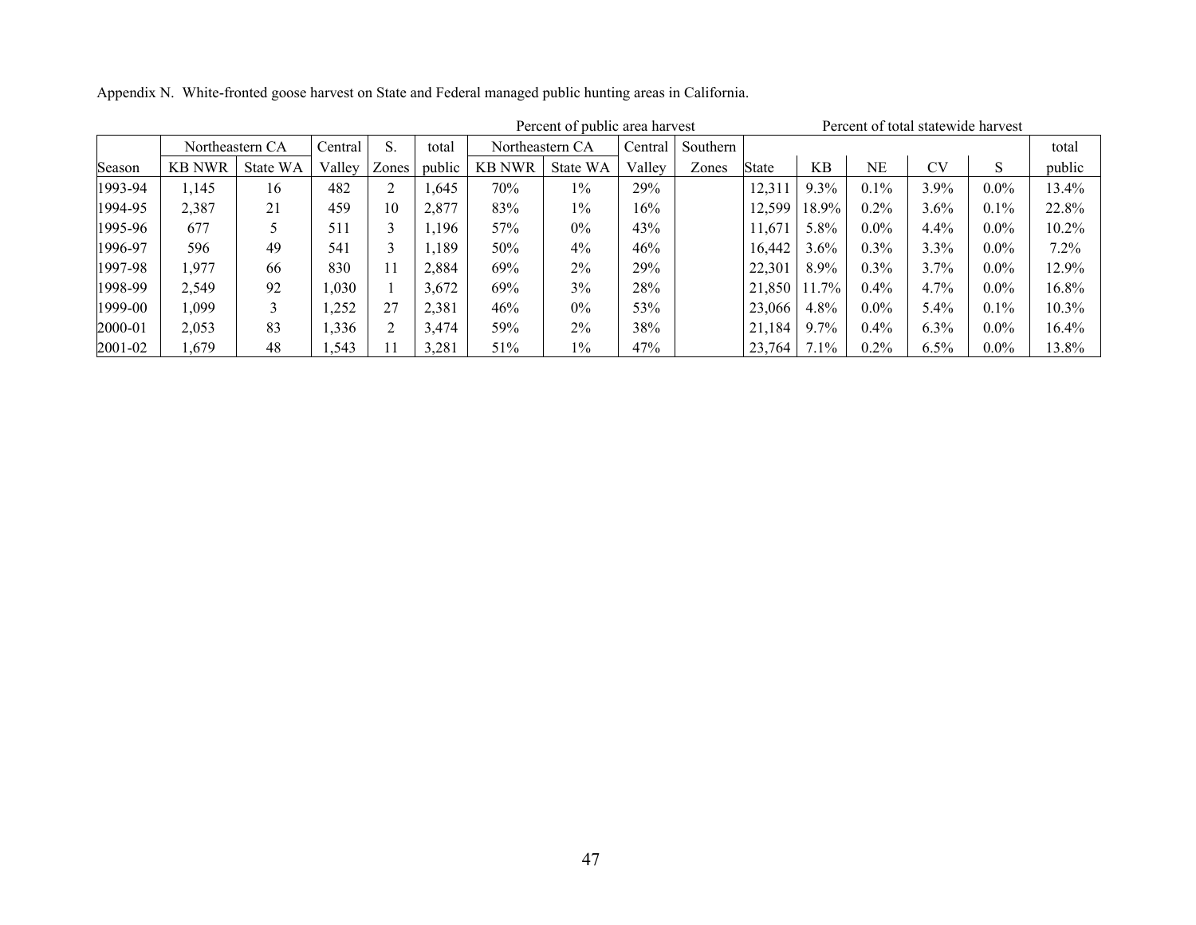Appendix N. White-fronted goose harvest on State and Federal managed public hunting areas in California.

| | Northeastern CA | | Central | S. | total | Percent of public area harvest | | | | Percent of total statewide harvest | | | | | total |
|---|---|---|---|---|---|---|---|---|---|---|---|---|---|---|---|
| | | | | | | Northeastern CA | | Central | Southern | | | | | | |
| Season | KB NWR | State WA | Valley | Zones | public | KB NWR | State WA | Valley | Zones | State | KB | NE | CV | S | public |
| 1993-94 | 1,145 | 16 | 482 | 2 | 1,645 | 70% | 1% | 29% | | 12,311 | 9.3% | 0.1% | 3.9% | 0.0% | 13.4% |
| 1994-95 | 2,387 | 21 | 459 | 10 | 2,877 | 83% | 1% | 16% | | 12,599 | 18.9% | 0.2% | 3.6% | 0.1% | 22.8% |
| 1995-96 | 677 | 5 | 511 | 3 | 1,196 | 57% | 0% | 43% | | 11,671 | 5.8% | 0.0% | 4.4% | 0.0% | 10.2% |
| 1996-97 | 596 | 49 | 541 | 3 | 1,189 | 50% | 4% | 46% | | 16,442 | 3.6% | 0.3% | 3.3% | 0.0% | 7.2% |
| 1997-98 | 1,977 | 66 | 830 | 11 | 2,884 | 69% | 2% | 29% | | 22,301 | 8.9% | 0.3% | 3.7% | 0.0% | 12.9% |
| 1998-99 | 2,549 | 92 | 1,030 | 1 | 3,672 | 69% | 3% | 28% | | 21,850 | 11.7% | 0.4% | 4.7% | 0.0% | 16.8% |
| 1999-00 | 1,099 | 3 | 1,252 | 27 | 2,381 | 46% | 0% | 53% | | 23,066 | 4.8% | 0.0% | 5.4% | 0.1% | 10.3% |
| 2000-01 | 2,053 | 83 | 1,336 | 2 | 3,474 | 59% | 2% | 38% | | 21,184 | 9.7% | 0.4% | 6.3% | 0.0% | 16.4% |
| 2001-02 | 1,679 | 48 | 1,543 | 11 | 3,281 | 51% | 1% | 47% | | 23,764 | 7.1% | 0.2% | 6.5% | 0.0% | 13.8% |